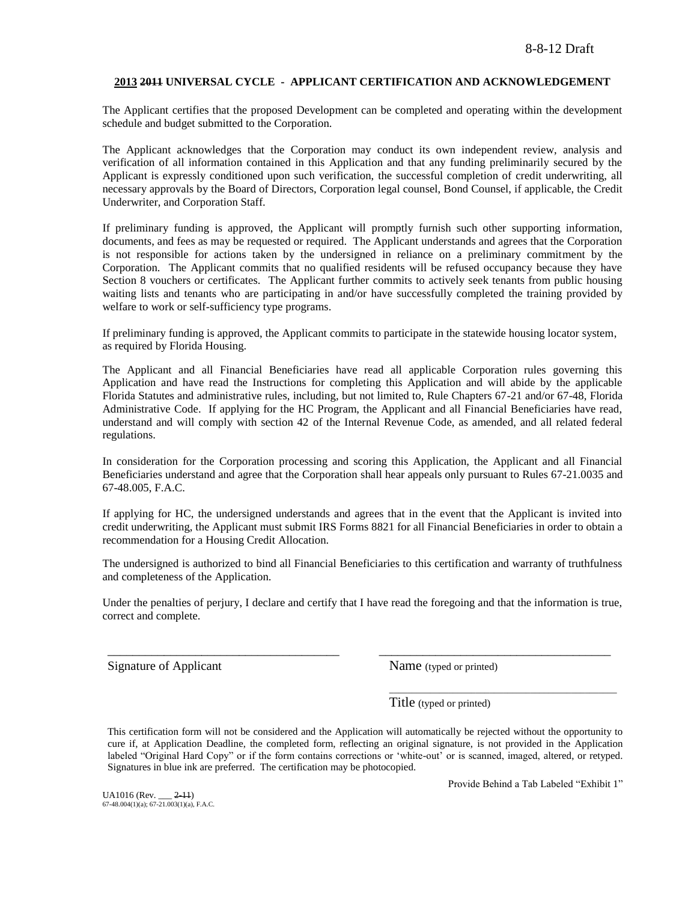8-8-12 Draft

**2013 ~~2011~~ UNIVERSAL CYCLE - APPLICANT CERTIFICATION AND ACKNOWLEDGEMENT**

The Applicant certifies that the proposed Development can be completed and operating within the development schedule and budget submitted to the Corporation.

The Applicant acknowledges that the Corporation may conduct its own independent review, analysis and verification of all information contained in this Application and that any funding preliminarily secured by the Applicant is expressly conditioned upon such verification, the successful completion of credit underwriting, all necessary approvals by the Board of Directors, Corporation legal counsel, Bond Counsel, if applicable, the Credit Underwriter, and Corporation Staff.

If preliminary funding is approved, the Applicant will promptly furnish such other supporting information, documents, and fees as may be requested or required. The Applicant understands and agrees that the Corporation is not responsible for actions taken by the undersigned in reliance on a preliminary commitment by the Corporation. The Applicant commits that no qualified residents will be refused occupancy because they have Section 8 vouchers or certificates. The Applicant further commits to actively seek tenants from public housing waiting lists and tenants who are participating in and/or have successfully completed the training provided by welfare to work or self-sufficiency type programs.

If preliminary funding is approved, the Applicant commits to participate in the statewide housing locator system, as required by Florida Housing.

The Applicant and all Financial Beneficiaries have read all applicable Corporation rules governing this Application and have read the Instructions for completing this Application and will abide by the applicable Florida Statutes and administrative rules, including, but not limited to, Rule Chapters 67-21 and/or 67-48, Florida Administrative Code. If applying for the HC Program, the Applicant and all Financial Beneficiaries have read, understand and will comply with section 42 of the Internal Revenue Code, as amended, and all related federal regulations.

In consideration for the Corporation processing and scoring this Application, the Applicant and all Financial Beneficiaries understand and agree that the Corporation shall hear appeals only pursuant to Rules 67-21.0035 and 67-48.005, F.A.C.

If applying for HC, the undersigned understands and agrees that in the event that the Applicant is invited into credit underwriting, the Applicant must submit IRS Forms 8821 for all Financial Beneficiaries in order to obtain a recommendation for a Housing Credit Allocation.

The undersigned is authorized to bind all Financial Beneficiaries to this certification and warranty of truthfulness and completeness of the Application.

Under the penalties of perjury, I declare and certify that I have read the foregoing and that the information is true, correct and complete.

\_\_\_\_\_\_\_\_\_\_\_\_\_\_\_\_\_\_\_\_\_\_\_\_\_\_\_\_\_\_\_\_\_\_\_\_\_ \_\_\_\_\_\_\_\_\_\_\_\_\_\_\_\_\_\_\_\_\_\_\_\_\_\_\_\_\_\_\_\_\_\_\_\_\_

Signature of Applicant    Name (typed or printed)

\_\_\_\_\_\_\_\_\_\_\_\_\_\_\_\_\_\_\_\_\_\_\_\_\_\_\_\_\_\_\_\_\_\_\_\_\_

Title (typed or printed)

This certification form will not be considered and the Application will automatically be rejected without the opportunity to cure if, at Application Deadline, the completed form, reflecting an original signature, is not provided in the Application labeled "Original Hard Copy" or if the form contains corrections or 'white-out' or is scanned, imaged, altered, or retyped. Signatures in blue ink are preferred. The certification may be photocopied.

Provide Behind a Tab Labeled "Exhibit 1"

UA1016 (Rev. \_\_\_ ~~2-11~~)
67-48.004(1)(a); 67-21.003(1)(a), F.A.C.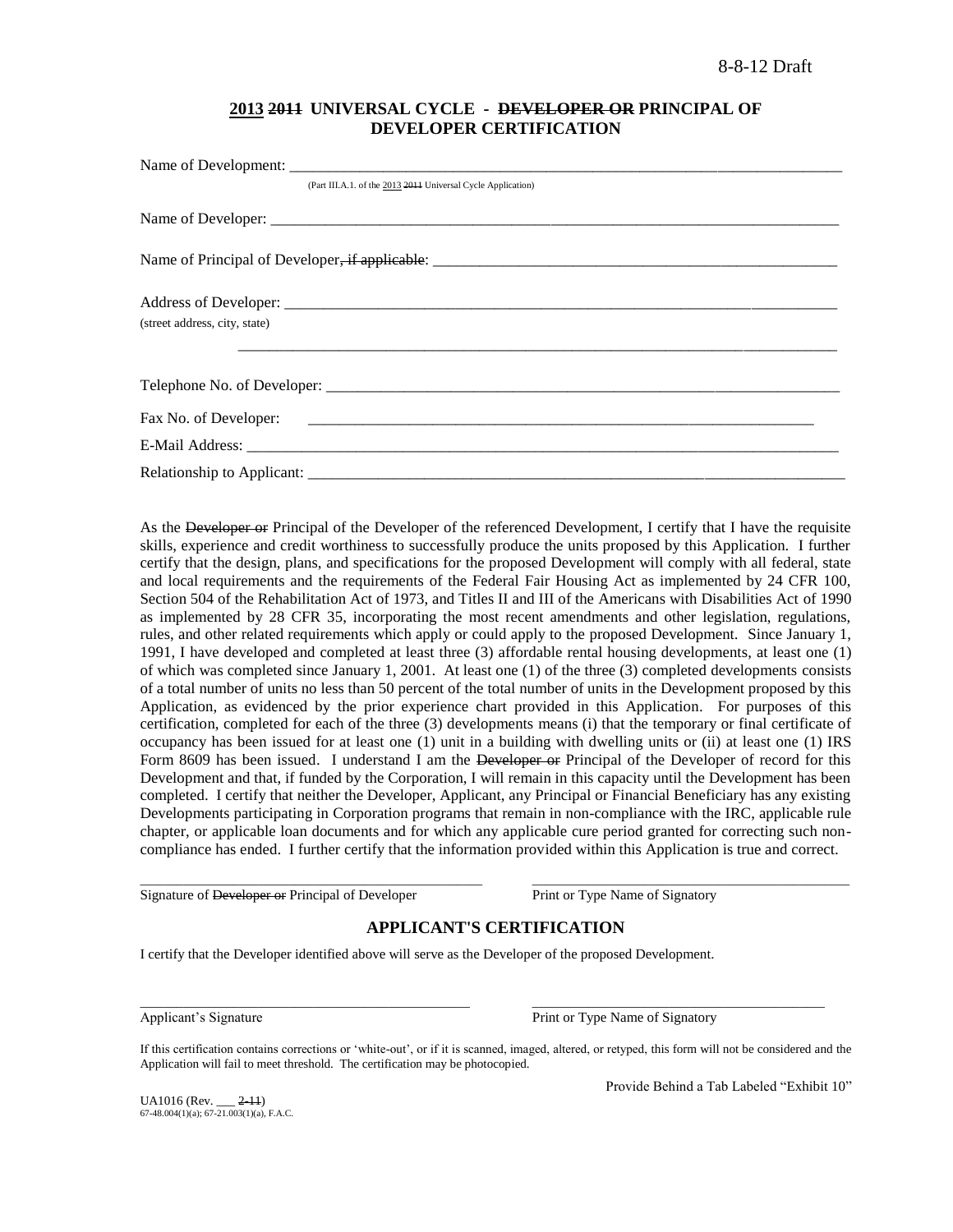8-8-12 Draft

## 2013 ~~2011~~ UNIVERSAL CYCLE - ~~DEVELOPER OR~~ PRINCIPAL OF DEVELOPER CERTIFICATION

Name of Development: ___________________________________________________________________________

(Part III.A.1. of the 2013 ~~2011~~ Universal Cycle Application)

Name of Developer: ___________________________________________________________________________

Name of Principal of Developer~~, if applicable~~: ______________________________________________________

Address of Developer: _________________________________________________________________________
(street address, city, state)

_____________________________________________________________________________

Telephone No. of Developer: ____________________________________________________________________

Fax No. of Developer: _________________________________________________________________

E-Mail Address: _______________________________________________________________________________

Relationship to Applicant: _______________________________________________________________________

As the ~~Developer or~~ Principal of the Developer of the referenced Development, I certify that I have the requisite skills, experience and credit worthiness to successfully produce the units proposed by this Application. I further certify that the design, plans, and specifications for the proposed Development will comply with all federal, state and local requirements and the requirements of the Federal Fair Housing Act as implemented by 24 CFR 100, Section 504 of the Rehabilitation Act of 1973, and Titles II and III of the Americans with Disabilities Act of 1990 as implemented by 28 CFR 35, incorporating the most recent amendments and other legislation, regulations, rules, and other related requirements which apply or could apply to the proposed Development. Since January 1, 1991, I have developed and completed at least three (3) affordable rental housing developments, at least one (1) of which was completed since January 1, 2001. At least one (1) of the three (3) completed developments consists of a total number of units no less than 50 percent of the total number of units in the Development proposed by this Application, as evidenced by the prior experience chart provided in this Application. For purposes of this certification, completed for each of the three (3) developments means (i) that the temporary or final certificate of occupancy has been issued for at least one (1) unit in a building with dwelling units or (ii) at least one (1) IRS Form 8609 has been issued. I understand I am the ~~Developer or~~ Principal of the Developer of record for this Development and that, if funded by the Corporation, I will remain in this capacity until the Development has been completed. I certify that neither the Developer, Applicant, any Principal or Financial Beneficiary has any existing Developments participating in Corporation programs that remain in non-compliance with the IRC, applicable rule chapter, or applicable loan documents and for which any applicable cure period granted for correcting such non-compliance has ended. I further certify that the information provided within this Application is true and correct.

_____________________________________________ _____________________________________________
Signature of ~~Developer or~~ Principal of Developer Print or Type Name of Signatory

### APPLICANT'S CERTIFICATION

I certify that the Developer identified above will serve as the Developer of the proposed Development.

_____________________________________________ _____________________________________________
Applicant's Signature Print or Type Name of Signatory

If this certification contains corrections or 'white-out', or if it is scanned, imaged, altered, or retyped, this form will not be considered and the Application will fail to meet threshold. The certification may be photocopied.

Provide Behind a Tab Labeled "Exhibit 10"

UA1016 (Rev. ___ ~~2-11~~)
67-48.004(1)(a); 67-21.003(1)(a), F.A.C.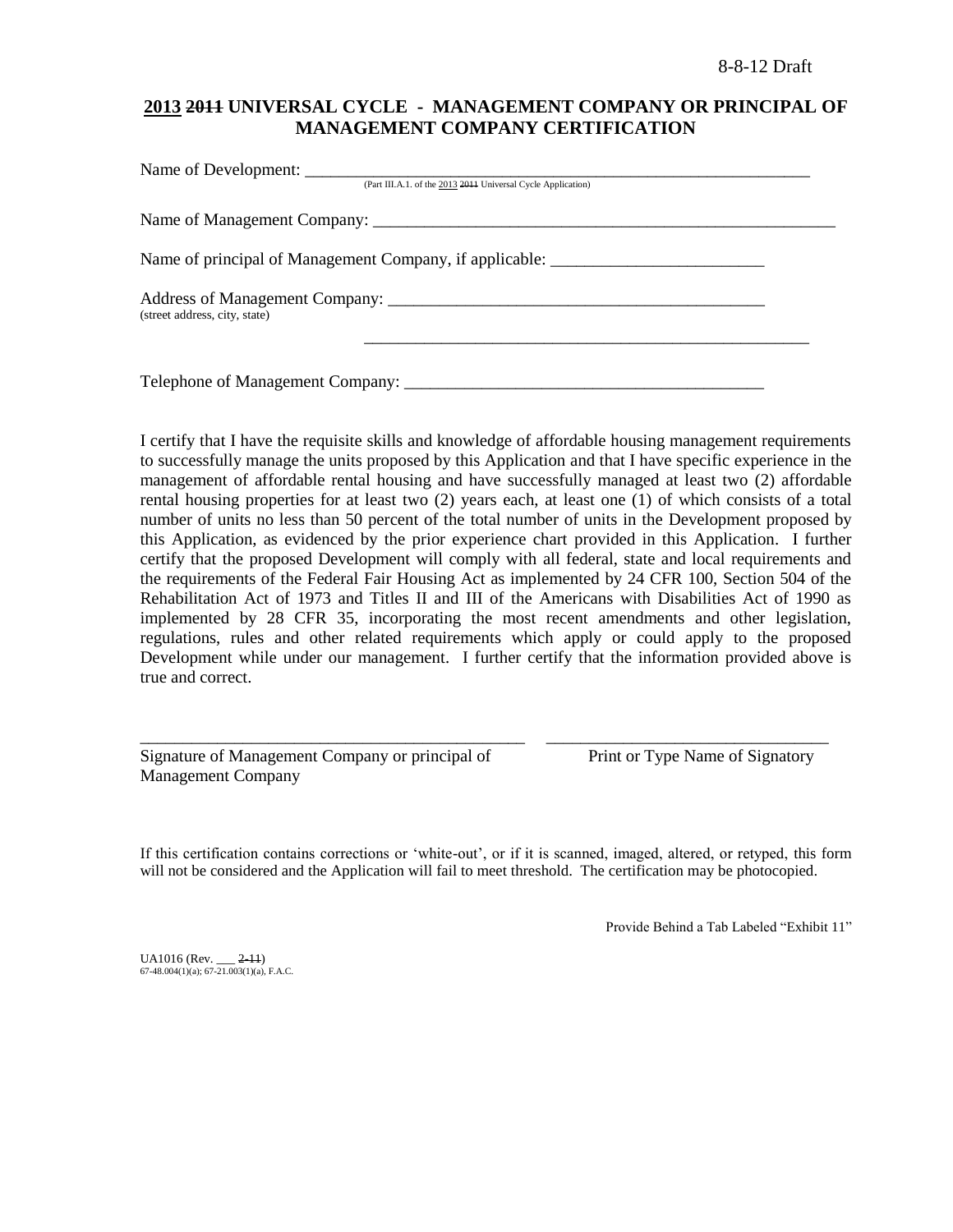8-8-12 Draft

## <u>2013</u> ~~2011~~ UNIVERSAL CYCLE - MANAGEMENT COMPANY OR PRINCIPAL OF MANAGEMENT COMPANY CERTIFICATION

Name of Development: ___________________________________________________________
(Part III.A.1. of the <u>2013</u> ~~2011~~ Universal Cycle Application)

Name of Management Company: ______________________________________________________

Name of principal of Management Company, if applicable: _________________________

Address of Management Company: ____________________________________________
(street address, city, state)

____________________________________________

Telephone of Management Company: __________________________________________

I certify that I have the requisite skills and knowledge of affordable housing management requirements to successfully manage the units proposed by this Application and that I have specific experience in the management of affordable rental housing and have successfully managed at least two (2) affordable rental housing properties for at least two (2) years each, at least one (1) of which consists of a total number of units no less than 50 percent of the total number of units in the Development proposed by this Application, as evidenced by the prior experience chart provided in this Application. I further certify that the proposed Development will comply with all federal, state and local requirements and the requirements of the Federal Fair Housing Act as implemented by 24 CFR 100, Section 504 of the Rehabilitation Act of 1973 and Titles II and III of the Americans with Disabilities Act of 1990 as implemented by 28 CFR 35, incorporating the most recent amendments and other legislation, regulations, rules and other related requirements which apply or could apply to the proposed Development while under our management. I further certify that the information provided above is true and correct.

_____________________________________________ _________________________________

Signature of Management Company or principal of Management Company — Print or Type Name of Signatory

If this certification contains corrections or 'white-out', or if it is scanned, imaged, altered, or retyped, this form will not be considered and the Application will fail to meet threshold. The certification may be photocopied.

Provide Behind a Tab Labeled "Exhibit 11"

UA1016 (Rev. ___ ~~2-11~~)
67-48.004(1)(a); 67-21.003(1)(a), F.A.C.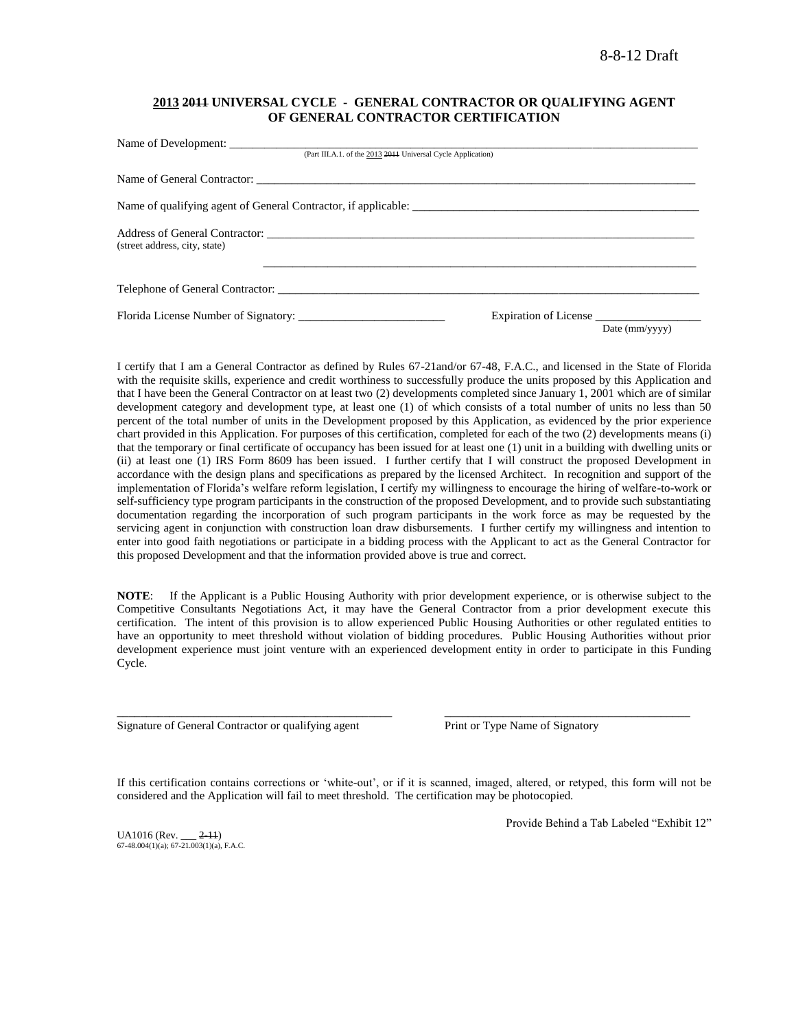8-8-12 Draft

**2013 ~~2011~~ UNIVERSAL CYCLE - GENERAL CONTRACTOR OR QUALIFYING AGENT OF GENERAL CONTRACTOR CERTIFICATION**

Name of Development: ______________________________________________________________
(Part III.A.1. of the 2013 ~~2011~~ Universal Cycle Application)

Name of General Contractor: ______________________________________________________________

Name of qualifying agent of General Contractor, if applicable: ________________________________

Address of General Contractor: ______________________________________________________________
(street address, city, state)

______________________________________________________________

Telephone of General Contractor: ______________________________________________________________

Florida License Number of Signatory: _________________________ Expiration of License __________________
Date (mm/yyyy)

I certify that I am a General Contractor as defined by Rules 67-21and/or 67-48, F.A.C., and licensed in the State of Florida with the requisite skills, experience and credit worthiness to successfully produce the units proposed by this Application and that I have been the General Contractor on at least two (2) developments completed since January 1, 2001 which are of similar development category and development type, at least one (1) of which consists of a total number of units no less than 50 percent of the total number of units in the Development proposed by this Application, as evidenced by the prior experience chart provided in this Application. For purposes of this certification, completed for each of the two (2) developments means (i) that the temporary or final certificate of occupancy has been issued for at least one (1) unit in a building with dwelling units or (ii) at least one (1) IRS Form 8609 has been issued. I further certify that I will construct the proposed Development in accordance with the design plans and specifications as prepared by the licensed Architect. In recognition and support of the implementation of Florida's welfare reform legislation, I certify my willingness to encourage the hiring of welfare-to-work or self-sufficiency type program participants in the construction of the proposed Development, and to provide such substantiating documentation regarding the incorporation of such program participants in the work force as may be requested by the servicing agent in conjunction with construction loan draw disbursements. I further certify my willingness and intention to enter into good faith negotiations or participate in a bidding process with the Applicant to act as the General Contractor for this proposed Development and that the information provided above is true and correct.

**NOTE**: If the Applicant is a Public Housing Authority with prior development experience, or is otherwise subject to the Competitive Consultants Negotiations Act, it may have the General Contractor from a prior development execute this certification. The intent of this provision is to allow experienced Public Housing Authorities or other regulated entities to have an opportunity to meet threshold without violation of bidding procedures. Public Housing Authorities without prior development experience must joint venture with an experienced development entity in order to participate in this Funding Cycle.

_______________________________________________ _______________________________________________
Signature of General Contractor or qualifying agent Print or Type Name of Signatory

If this certification contains corrections or 'white-out', or if it is scanned, imaged, altered, or retyped, this form will not be considered and the Application will fail to meet threshold. The certification may be photocopied.

Provide Behind a Tab Labeled "Exhibit 12"

UA1016 (Rev. ___ ~~2-11~~)
67-48.004(1)(a); 67-21.003(1)(a), F.A.C.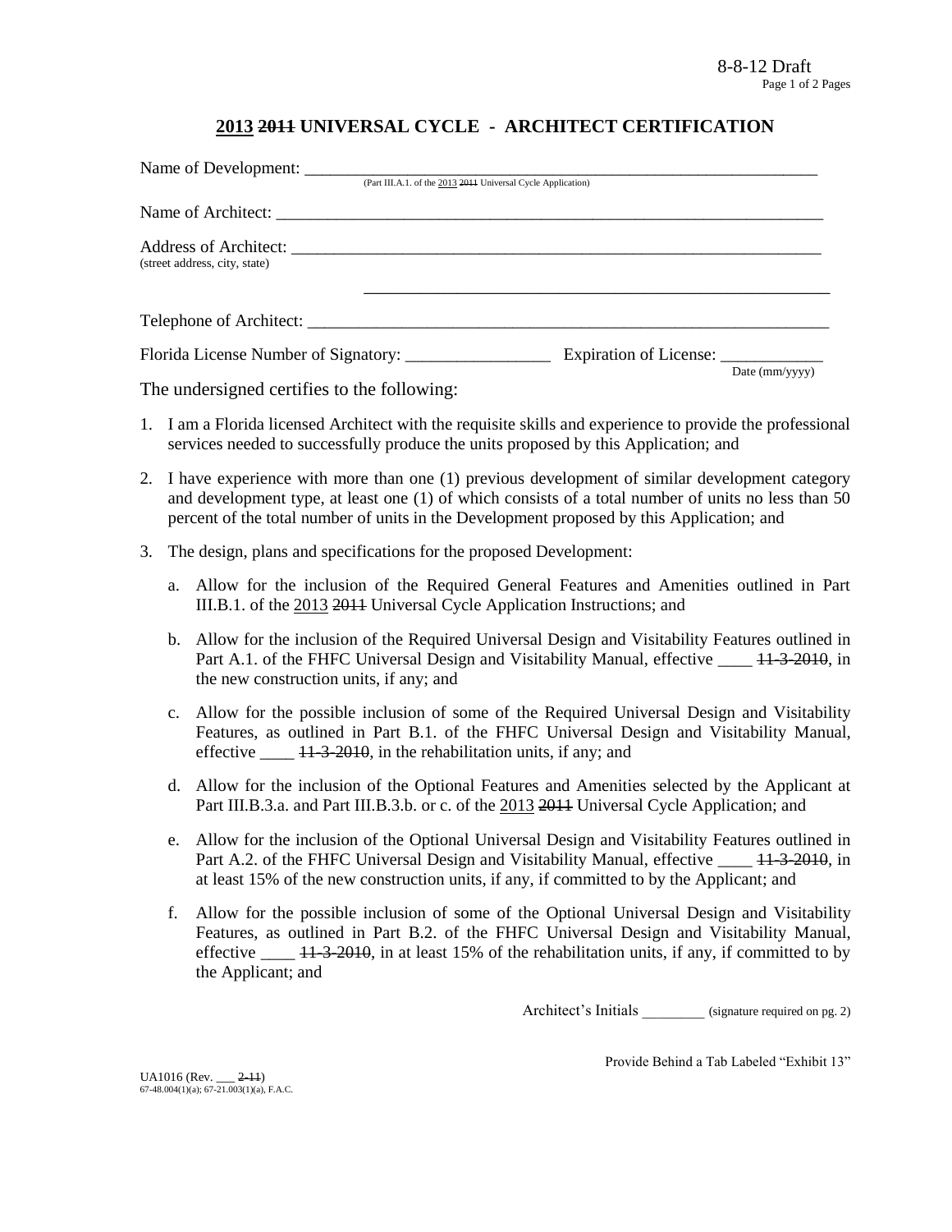8-8-12 Draft

# <u>2013</u> ~~2011~~ UNIVERSAL CYCLE - ARCHITECT CERTIFICATION

Name of Development: ___________________________________________________________
(Part III.A.1. of the <u>2013</u> ~~2011~~ Universal Cycle Application)

Name of Architect: ______________________________________________________________

Address of Architect: ____________________________________________________________
(street address, city, state)

_______________________________________________________

Telephone of Architect: __________________________________________________________

Florida License Number of Signatory: _________________ Expiration of License: ____________
Date (mm/yyyy)

The undersigned certifies to the following:

1. I am a Florida licensed Architect with the requisite skills and experience to provide the professional services needed to successfully produce the units proposed by this Application; and

2. I have experience with more than one (1) previous development of similar development category and development type, at least one (1) of which consists of a total number of units no less than 50 percent of the total number of units in the Development proposed by this Application; and

3. The design, plans and specifications for the proposed Development:

   a. Allow for the inclusion of the Required General Features and Amenities outlined in Part III.B.1. of the <u>2013</u> ~~2011~~ Universal Cycle Application Instructions; and

   b. Allow for the inclusion of the Required Universal Design and Visitability Features outlined in Part A.1. of the FHFC Universal Design and Visitability Manual, effective ____ ~~11-3-2010~~, in the new construction units, if any; and

   c. Allow for the possible inclusion of some of the Required Universal Design and Visitability Features, as outlined in Part B.1. of the FHFC Universal Design and Visitability Manual, effective ____ ~~11-3-2010~~, in the rehabilitation units, if any; and

   d. Allow for the inclusion of the Optional Features and Amenities selected by the Applicant at Part III.B.3.a. and Part III.B.3.b. or c. of the <u>2013</u> ~~2011~~ Universal Cycle Application; and

   e. Allow for the inclusion of the Optional Universal Design and Visitability Features outlined in Part A.2. of the FHFC Universal Design and Visitability Manual, effective ____ ~~11-3-2010~~, in at least 15% of the new construction units, if any, if committed to by the Applicant; and

   f. Allow for the possible inclusion of some of the Optional Universal Design and Visitability Features, as outlined in Part B.2. of the FHFC Universal Design and Visitability Manual, effective ____ ~~11-3-2010~~, in at least 15% of the rehabilitation units, if any, if committed to by the Applicant; and

Architect's Initials ________ (signature required on pg. 2)

Provide Behind a Tab Labeled "Exhibit 13"

UA1016 (Rev. ___ ~~2-11~~)
67-48.004(1)(a); 67-21.003(1)(a), F.A.C.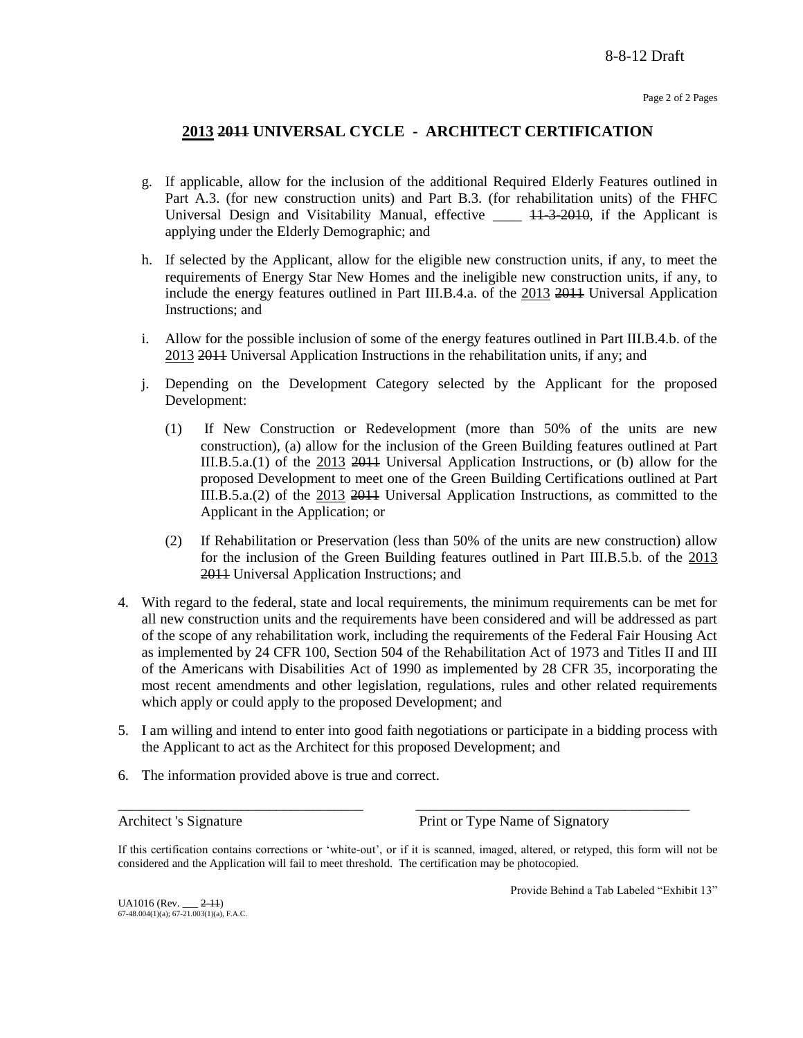## <u>2013</u> ~~2011~~ UNIVERSAL CYCLE - ARCHITECT CERTIFICATION

g. If applicable, allow for the inclusion of the additional Required Elderly Features outlined in Part A.3. (for new construction units) and Part B.3. (for rehabilitation units) of the FHFC Universal Design and Visitability Manual, effective ____ ~~11-3-2010~~, if the Applicant is applying under the Elderly Demographic; and

h. If selected by the Applicant, allow for the eligible new construction units, if any, to meet the requirements of Energy Star New Homes and the ineligible new construction units, if any, to include the energy features outlined in Part III.B.4.a. of the <u>2013</u> ~~2011~~ Universal Application Instructions; and

i. Allow for the possible inclusion of some of the energy features outlined in Part III.B.4.b. of the <u>2013</u> ~~2011~~ Universal Application Instructions in the rehabilitation units, if any; and

j. Depending on the Development Category selected by the Applicant for the proposed Development:

   (1) If New Construction or Redevelopment (more than 50% of the units are new construction), (a) allow for the inclusion of the Green Building features outlined at Part III.B.5.a.(1) of the <u>2013</u> ~~2011~~ Universal Application Instructions, or (b) allow for the proposed Development to meet one of the Green Building Certifications outlined at Part III.B.5.a.(2) of the <u>2013</u> ~~2011~~ Universal Application Instructions, as committed to the Applicant in the Application; or

   (2) If Rehabilitation or Preservation (less than 50% of the units are new construction) allow for the inclusion of the Green Building features outlined in Part III.B.5.b. of the <u>2013</u> ~~2011~~ Universal Application Instructions; and

4. With regard to the federal, state and local requirements, the minimum requirements can be met for all new construction units and the requirements have been considered and will be addressed as part of the scope of any rehabilitation work, including the requirements of the Federal Fair Housing Act as implemented by 24 CFR 100, Section 504 of the Rehabilitation Act of 1973 and Titles II and III of the Americans with Disabilities Act of 1990 as implemented by 28 CFR 35, incorporating the most recent amendments and other legislation, regulations, rules and other related requirements which apply or could apply to the proposed Development; and

5. I am willing and intend to enter into good faith negotiations or participate in a bidding process with the Applicant to act as the Architect for this proposed Development; and

6. The information provided above is true and correct.

___________________________________ ___________________________________

Architect 's Signature Print or Type Name of Signatory

If this certification contains corrections or 'white-out', or if it is scanned, imaged, altered, or retyped, this form will not be considered and the Application will fail to meet threshold. The certification may be photocopied.

Provide Behind a Tab Labeled "Exhibit 13"

UA1016 (Rev. ___ ~~2-11~~)
67-48.004(1)(a); 67-21.003(1)(a), F.A.C.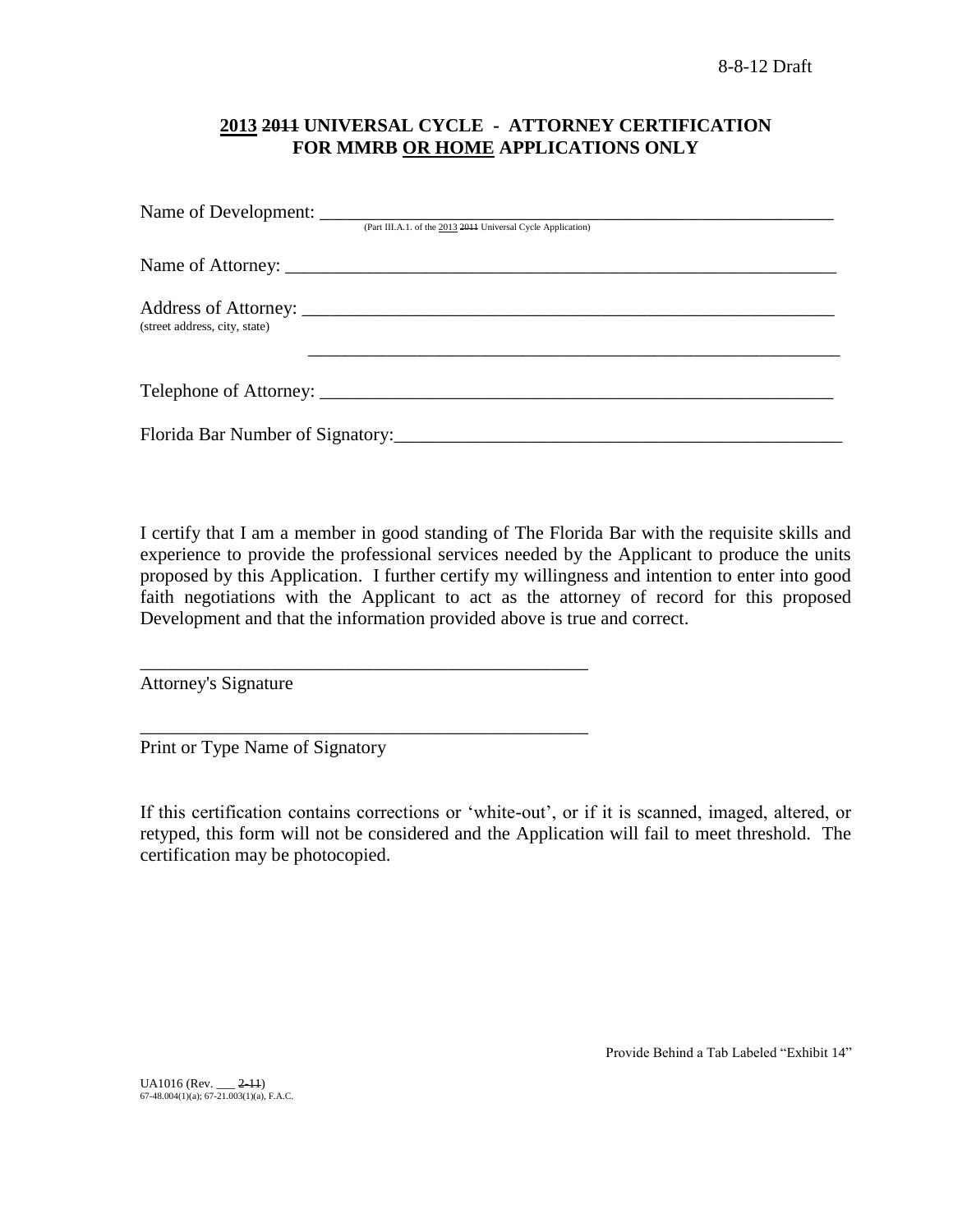8-8-12 Draft

## 2013 ~~2011~~ UNIVERSAL CYCLE - ATTORNEY CERTIFICATION FOR MMRB OR HOME APPLICATIONS ONLY

Name of Development: ___________________________________________________________
(Part III.A.1. of the 2013 ~~2011~~ Universal Cycle Application)

Name of Attorney: ______________________________________________________________

Address of Attorney: ____________________________________________________________
(street address, city, state)

______________________________________________________________

Telephone of Attorney: __________________________________________________________

Florida Bar Number of Signatory:__________________________________________________

I certify that I am a member in good standing of The Florida Bar with the requisite skills and experience to provide the professional services needed by the Applicant to produce the units proposed by this Application. I further certify my willingness and intention to enter into good faith negotiations with the Applicant to act as the attorney of record for this proposed Development and that the information provided above is true and correct.

_________________________________________________
Attorney's Signature

_________________________________________________
Print or Type Name of Signatory

If this certification contains corrections or 'white-out', or if it is scanned, imaged, altered, or retyped, this form will not be considered and the Application will fail to meet threshold. The certification may be photocopied.

Provide Behind a Tab Labeled "Exhibit 14"

UA1016 (Rev. ___ ~~2-11~~)
67-48.004(1)(a); 67-21.003(1)(a), F.A.C.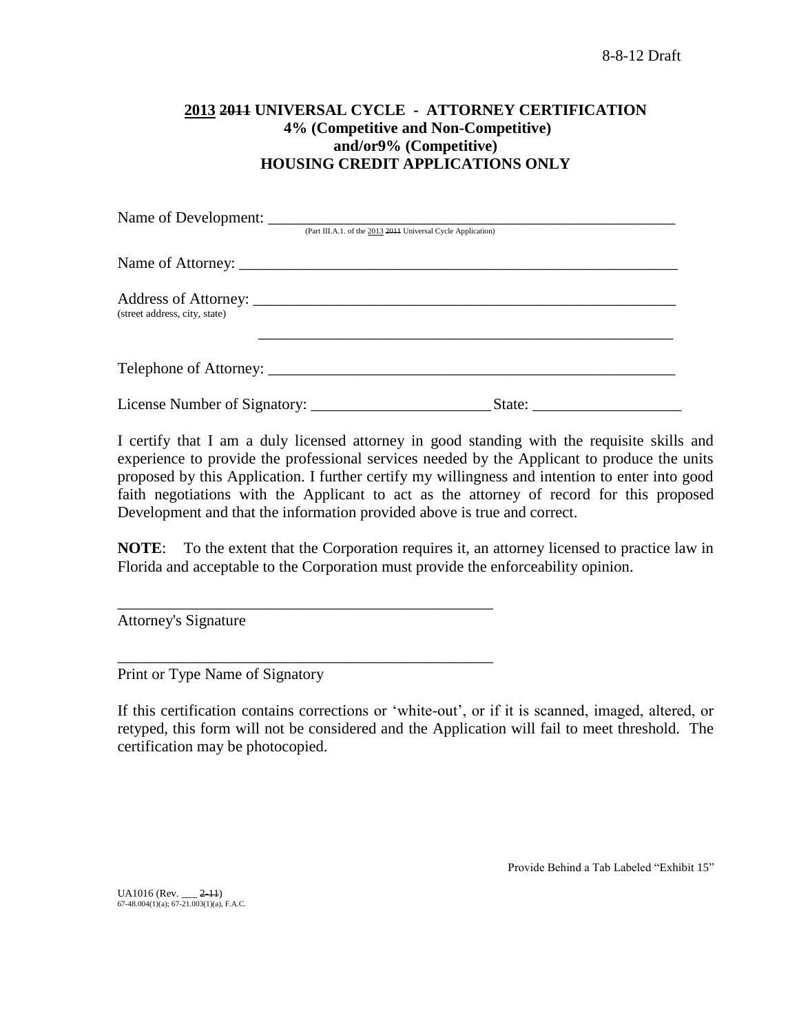8-8-12 Draft

## 2013 ~~2011~~ UNIVERSAL CYCLE - ATTORNEY CERTIFICATION 4% (Competitive and Non-Competitive) and/or9% (Competitive) HOUSING CREDIT APPLICATIONS ONLY

Name of Development: ___________________________________________________________
(Part III.A.1. of the 2013 ~~2011~~ Universal Cycle Application)

Name of Attorney: ______________________________________________________________

Address of Attorney: ____________________________________________________________
(street address, city, state)

_______________________________________________________________

Telephone of Attorney: __________________________________________________________

License Number of Signatory: _______________________ State: ___________________

I certify that I am a duly licensed attorney in good standing with the requisite skills and experience to provide the professional services needed by the Applicant to produce the units proposed by this Application. I further certify my willingness and intention to enter into good faith negotiations with the Applicant to act as the attorney of record for this proposed Development and that the information provided above is true and correct.

**NOTE**: To the extent that the Corporation requires it, an attorney licensed to practice law in Florida and acceptable to the Corporation must provide the enforceability opinion.

_________________________________________________
Attorney's Signature

_________________________________________________
Print or Type Name of Signatory

If this certification contains corrections or 'white-out', or if it is scanned, imaged, altered, or retyped, this form will not be considered and the Application will fail to meet threshold. The certification may be photocopied.

Provide Behind a Tab Labeled "Exhibit 15"

UA1016 (Rev. ___ ~~2-11~~)
67-48.004(1)(a); 67-21.003(1)(a), F.A.C.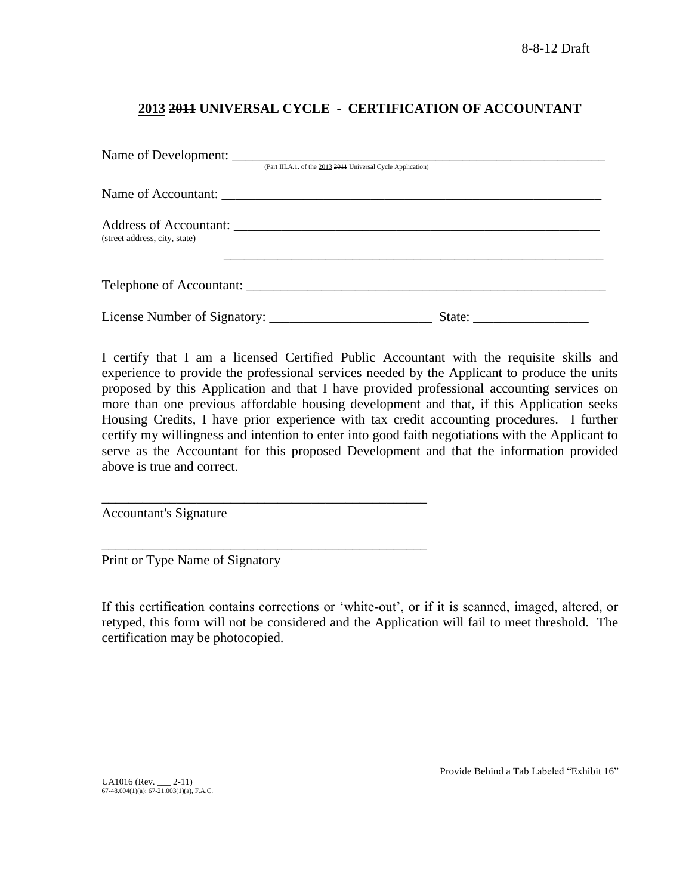8-8-12 Draft

## <u>2013</u> ~~2011~~ UNIVERSAL CYCLE - CERTIFICATION OF ACCOUNTANT

Name of Development: ___________________________________________________________
(Part III.A.1. of the <u>2013</u> ~~2011~~ Universal Cycle Application)

Name of Accountant: ___________________________________________________________

Address of Accountant: _________________________________________________________
(street address, city, state)

_______________________________________________________________

Telephone of Accountant: _______________________________________________________

License Number of Signatory: ________________________ State: _________________

I certify that I am a licensed Certified Public Accountant with the requisite skills and experience to provide the professional services needed by the Applicant to produce the units proposed by this Application and that I have provided professional accounting services on more than one previous affordable housing development and that, if this Application seeks Housing Credits, I have prior experience with tax credit accounting procedures. I further certify my willingness and intention to enter into good faith negotiations with the Applicant to serve as the Accountant for this proposed Development and that the information provided above is true and correct.

_________________________________________________
Accountant's Signature

_________________________________________________
Print or Type Name of Signatory

If this certification contains corrections or 'white-out', or if it is scanned, imaged, altered, or retyped, this form will not be considered and the Application will fail to meet threshold. The certification may be photocopied.

Provide Behind a Tab Labeled "Exhibit 16"

UA1016 (Rev. ___ ~~2-11~~)
67-48.004(1)(a); 67-21.003(1)(a), F.A.C.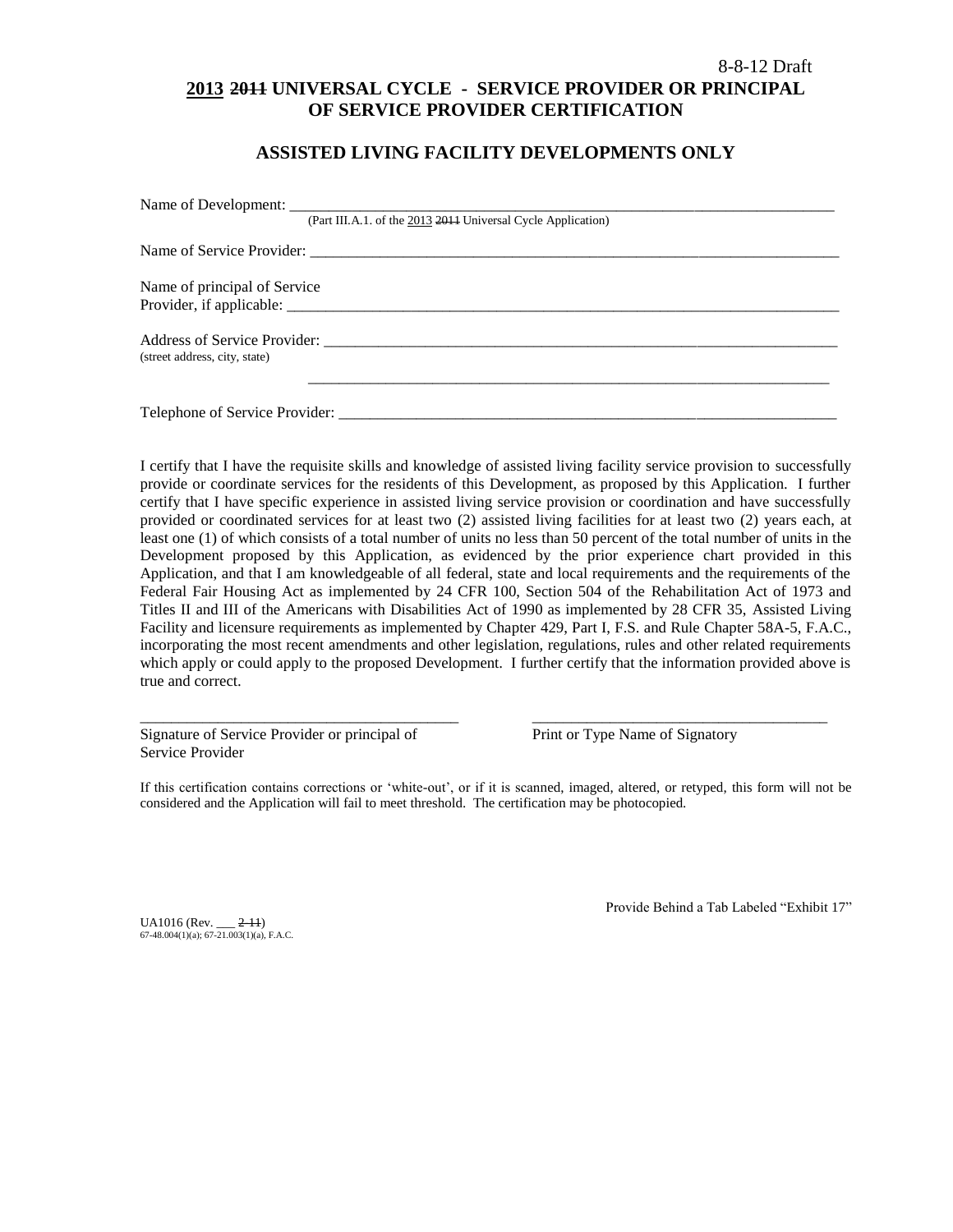8-8-12 Draft

# <u>2013</u> ~~2011~~ UNIVERSAL CYCLE - SERVICE PROVIDER OR PRINCIPAL OF SERVICE PROVIDER CERTIFICATION

## ASSISTED LIVING FACILITY DEVELOPMENTS ONLY

Name of Development: ___________________________________________________________
(Part III.A.1. of the <u>2013</u> ~~2011~~ Universal Cycle Application)

Name of Service Provider: ________________________________________________________

Name of principal of Service Provider, if applicable: ________________________________________________________

Address of Service Provider: ________________________________________________________
(street address, city, state)

________________________________________________________

Telephone of Service Provider: ________________________________________________________

I certify that I have the requisite skills and knowledge of assisted living facility service provision to successfully provide or coordinate services for the residents of this Development, as proposed by this Application. I further certify that I have specific experience in assisted living service provision or coordination and have successfully provided or coordinated services for at least two (2) assisted living facilities for at least two (2) years each, at least one (1) of which consists of a total number of units no less than 50 percent of the total number of units in the Development proposed by this Application, as evidenced by the prior experience chart provided in this Application, and that I am knowledgeable of all federal, state and local requirements and the requirements of the Federal Fair Housing Act as implemented by 24 CFR 100, Section 504 of the Rehabilitation Act of 1973 and Titles II and III of the Americans with Disabilities Act of 1990 as implemented by 28 CFR 35, Assisted Living Facility and licensure requirements as implemented by Chapter 429, Part I, F.S. and Rule Chapter 58A-5, F.A.C., incorporating the most recent amendments and other legislation, regulations, rules and other related requirements which apply or could apply to the proposed Development. I further certify that the information provided above is true and correct.

________________________________________ ________________________________________
Signature of Service Provider or principal of Service Provider Print or Type Name of Signatory

If this certification contains corrections or 'white-out', or if it is scanned, imaged, altered, or retyped, this form will not be considered and the Application will fail to meet threshold. The certification may be photocopied.

Provide Behind a Tab Labeled "Exhibit 17"

UA1016 (Rev. ___ ~~2-11~~)
67-48.004(1)(a); 67-21.003(1)(a), F.A.C.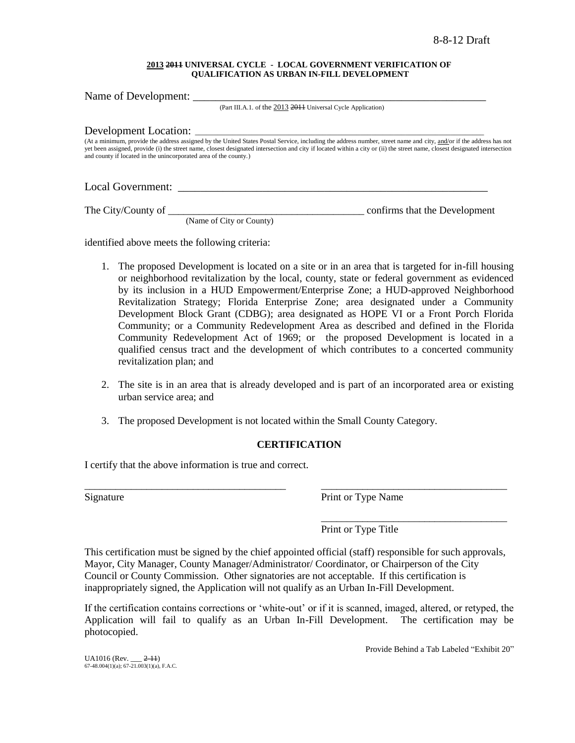8-8-12 Draft

**2013 ~~2011~~ UNIVERSAL CYCLE - LOCAL GOVERNMENT VERIFICATION OF QUALIFICATION AS URBAN IN-FILL DEVELOPMENT**

Name of Development: \_\_\_\_\_\_\_\_\_\_\_\_\_\_\_\_\_\_\_\_\_\_\_\_\_\_\_\_\_\_\_\_\_\_\_\_\_\_\_\_\_\_\_\_\_\_\_\_\_\_\_\_\_\_\_\_\_\_
(Part III.A.1. of the 2013 ~~2011~~ Universal Cycle Application)

Development Location: \_\_\_\_\_\_\_\_\_\_\_\_\_\_\_\_\_\_\_\_\_\_\_\_\_\_\_\_\_\_\_\_\_\_\_\_\_\_\_\_\_\_\_\_\_\_\_\_\_\_\_\_\_\_\_\_\_\_
(At a minimum, provide the address assigned by the United States Postal Service, including the address number, street name and city, and/or if the address has not yet been assigned, provide (i) the street name, closest designated intersection and city if located within a city or (ii) the street name, closest designated intersection and county if located in the unincorporated area of the county.)

Local Government: \_\_\_\_\_\_\_\_\_\_\_\_\_\_\_\_\_\_\_\_\_\_\_\_\_\_\_\_\_\_\_\_\_\_\_\_\_\_\_\_\_\_\_\_\_\_\_\_\_\_\_\_\_\_\_\_\_\_

The City/County of \_\_\_\_\_\_\_\_\_\_\_\_\_\_\_\_\_\_\_\_\_\_\_\_\_\_\_\_\_\_\_\_\_\_\_\_\_\_ confirms that the Development
(Name of City or County)

identified above meets the following criteria:

1. The proposed Development is located on a site or in an area that is targeted for in-fill housing or neighborhood revitalization by the local, county, state or federal government as evidenced by its inclusion in a HUD Empowerment/Enterprise Zone; a HUD-approved Neighborhood Revitalization Strategy; Florida Enterprise Zone; area designated under a Community Development Block Grant (CDBG); area designated as HOPE VI or a Front Porch Florida Community; or a Community Redevelopment Area as described and defined in the Florida Community Redevelopment Act of 1969; or the proposed Development is located in a qualified census tract and the development of which contributes to a concerted community revitalization plan; and

2. The site is in an area that is already developed and is part of an incorporated area or existing urban service area; and

3. The proposed Development is not located within the Small County Category.

**CERTIFICATION**

I certify that the above information is true and correct.

\_\_\_\_\_\_\_\_\_\_\_\_\_\_\_\_\_\_\_\_\_\_\_\_\_\_\_\_\_\_\_\_\_\_\_\_\_\_\_ \_\_\_\_\_\_\_\_\_\_\_\_\_\_\_\_\_\_\_\_\_\_\_\_\_\_\_\_\_\_\_\_\_\_\_\_\_\_\_
Signature Print or Type Name

\_\_\_\_\_\_\_\_\_\_\_\_\_\_\_\_\_\_\_\_\_\_\_\_\_\_\_\_\_\_\_\_\_\_\_\_\_\_\_
Print or Type Title

This certification must be signed by the chief appointed official (staff) responsible for such approvals, Mayor, City Manager, County Manager/Administrator/ Coordinator, or Chairperson of the City Council or County Commission. Other signatories are not acceptable. If this certification is inappropriately signed, the Application will not qualify as an Urban In-Fill Development.

If the certification contains corrections or 'white-out' or if it is scanned, imaged, altered, or retyped, the Application will fail to qualify as an Urban In-Fill Development. The certification may be photocopied.

Provide Behind a Tab Labeled "Exhibit 20"

UA1016 (Rev. \_\_\_ ~~2-11~~)
67-48.004(1)(a); 67-21.003(1)(a), F.A.C.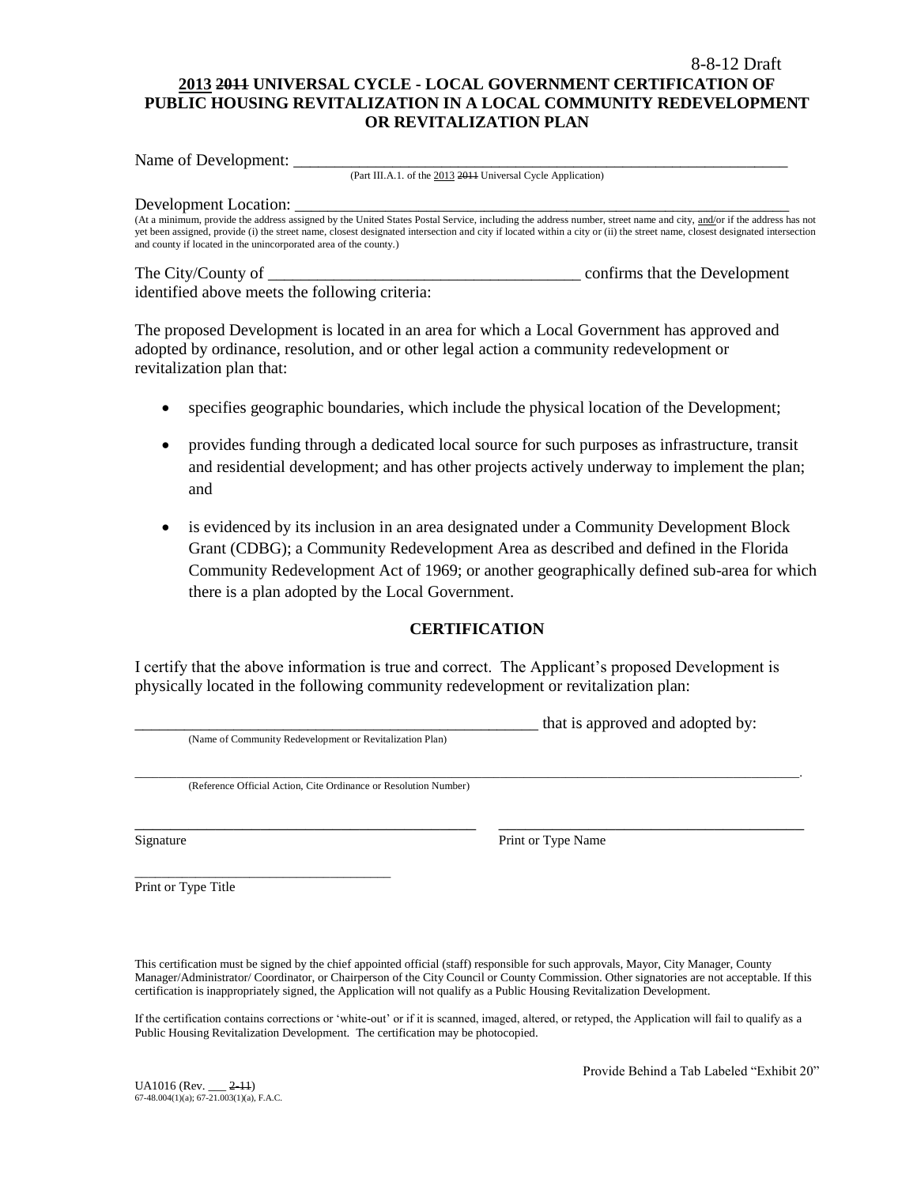8-8-12 Draft

# 2013 ~~2011~~ UNIVERSAL CYCLE - LOCAL GOVERNMENT CERTIFICATION OF PUBLIC HOUSING REVITALIZATION IN A LOCAL COMMUNITY REDEVELOPMENT OR REVITALIZATION PLAN

Name of Development: ___________________________________________________________________
(Part III.A.1. of the 2013 ~~2011~~ Universal Cycle Application)

Development Location: __________________________________________________________________
(At a minimum, provide the address assigned by the United States Postal Service, including the address number, street name and city, and/or if the address has not yet been assigned, provide (i) the street name, closest designated intersection and city if located within a city or (ii) the street name, closest designated intersection and county if located in the unincorporated area of the county.)

The City/County of ______________________________________ confirms that the Development identified above meets the following criteria:

The proposed Development is located in an area for which a Local Government has approved and adopted by ordinance, resolution, and or other legal action a community redevelopment or revitalization plan that:

- specifies geographic boundaries, which include the physical location of the Development;
- provides funding through a dedicated local source for such purposes as infrastructure, transit and residential development; and has other projects actively underway to implement the plan; and
- is evidenced by its inclusion in an area designated under a Community Development Block Grant (CDBG); a Community Redevelopment Area as described and defined in the Florida Community Redevelopment Act of 1969; or another geographically defined sub-area for which there is a plan adopted by the Local Government.

## CERTIFICATION

I certify that the above information is true and correct. The Applicant's proposed Development is physically located in the following community redevelopment or revitalization plan:

____________________________________________________ that is approved and adopted by:
(Name of Community Redevelopment or Revitalization Plan)

_____________________________________________________________________________________________.
(Reference Official Action, Cite Ordinance or Resolution Number)

_____________________________________________ _______________________________________
Signature Print or Type Name

____________________________________
Print or Type Title

This certification must be signed by the chief appointed official (staff) responsible for such approvals, Mayor, City Manager, County Manager/Administrator/ Coordinator, or Chairperson of the City Council or County Commission. Other signatories are not acceptable. If this certification is inappropriately signed, the Application will not qualify as a Public Housing Revitalization Development.

If the certification contains corrections or 'white-out' or if it is scanned, imaged, altered, or retyped, the Application will fail to qualify as a Public Housing Revitalization Development. The certification may be photocopied.

Provide Behind a Tab Labeled "Exhibit 20"

UA1016 (Rev. ___ ~~2-11~~)
67-48.004(1)(a); 67-21.003(1)(a), F.A.C.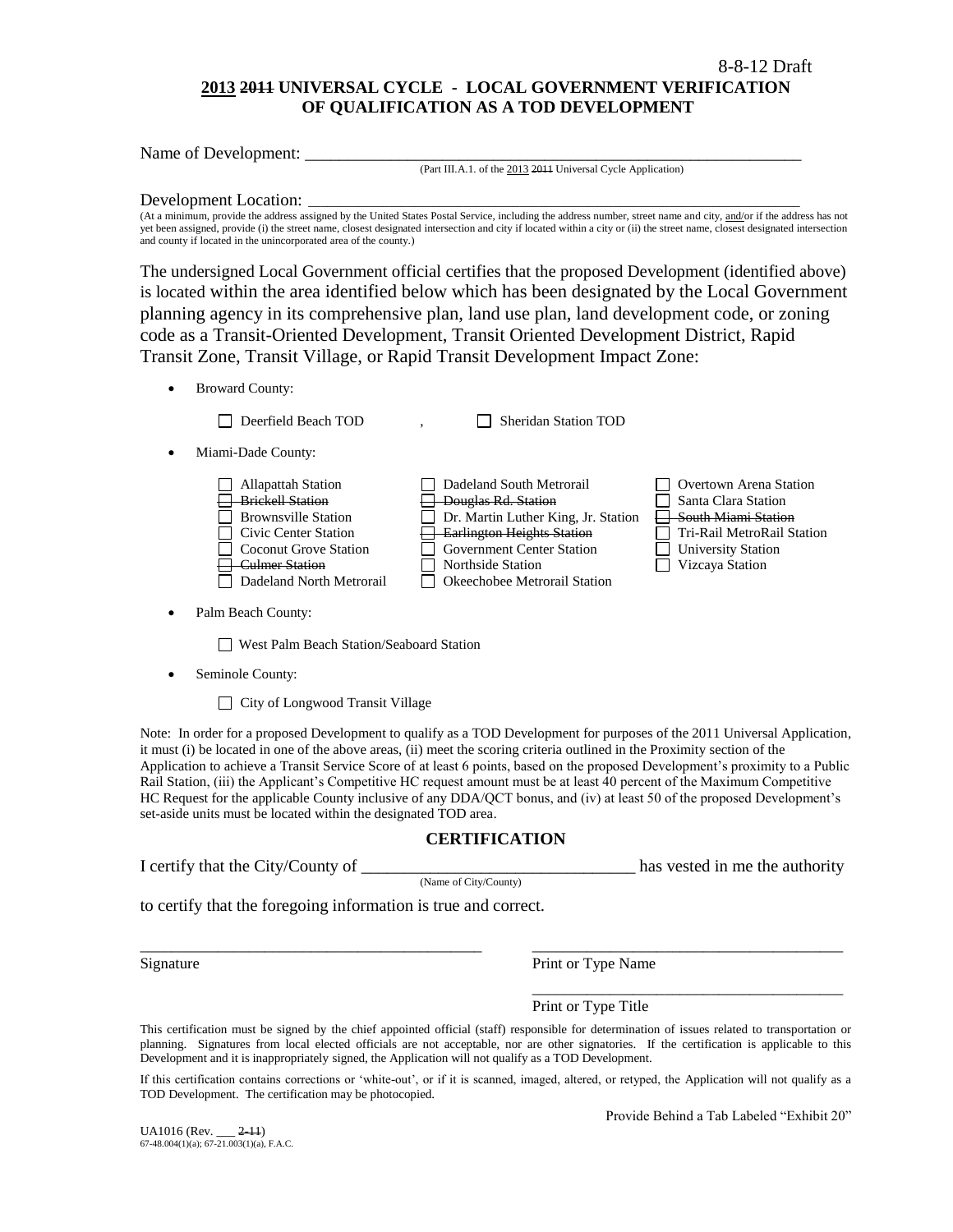8-8-12 Draft

# 2013 ~~2011~~ UNIVERSAL CYCLE - LOCAL GOVERNMENT VERIFICATION OF QUALIFICATION AS A TOD DEVELOPMENT

Name of Development: ________________________________________________________________
(Part III.A.1. of the 2013 ~~2011~~ Universal Cycle Application)

Development Location: ________________________________________________________________
(At a minimum, provide the address assigned by the United States Postal Service, including the address number, street name and city, and/or if the address has not yet been assigned, provide (i) the street name, closest designated intersection and city if located within a city or (ii) the street name, closest designated intersection and county if located in the unincorporated area of the county.)

The undersigned Local Government official certifies that the proposed Development (identified above) is located within the area identified below which has been designated by the Local Government planning agency in its comprehensive plan, land use plan, land development code, or zoning code as a Transit-Oriented Development, Transit Oriented Development District, Rapid Transit Zone, Transit Village, or Rapid Transit Development Impact Zone:

- Broward County:
  - ☐ Deerfield Beach TOD
  - ☐ Sheridan Station TOD
- Miami-Dade County:
  - ☐ Allapattah Station
  - ☐ ~~Brickell Station~~
  - ☐ Brownsville Station
  - ☐ Civic Center Station
  - ☐ Coconut Grove Station
  - ☐ ~~Culmer Station~~
  - ☐ Dadeland North Metrorail
  - ☐ Dadeland South Metrorail
  - ☐ ~~Douglas Rd. Station~~
  - ☐ Dr. Martin Luther King, Jr. Station
  - ☐ ~~Earlington Heights Station~~
  - ☐ Government Center Station
  - ☐ Northside Station
  - ☐ Okeechobee Metrorail Station
  - ☐ Overtown Arena Station
  - ☐ Santa Clara Station
  - ☐ ~~South Miami Station~~
  - ☐ Tri-Rail MetroRail Station
  - ☐ University Station
  - ☐ Vizcaya Station
- Palm Beach County:
  - ☐ West Palm Beach Station/Seaboard Station
- Seminole County:
  - ☐ City of Longwood Transit Village

Note: In order for a proposed Development to qualify as a TOD Development for purposes of the 2011 Universal Application, it must (i) be located in one of the above areas, (ii) meet the scoring criteria outlined in the Proximity section of the Application to achieve a Transit Service Score of at least 6 points, based on the proposed Development's proximity to a Public Rail Station, (iii) the Applicant's Competitive HC request amount must be at least 40 percent of the Maximum Competitive HC Request for the applicable County inclusive of any DDA/QCT bonus, and (iv) at least 50 of the proposed Development's set-aside units must be located within the designated TOD area.

## CERTIFICATION

I certify that the City/County of ________________________________ has vested in me the authority
(Name of City/County)

to certify that the foregoing information is true and correct.

_____________________________________________ Signature

_____________________________________________ Print or Type Name

_____________________________________________ Print or Type Title

This certification must be signed by the chief appointed official (staff) responsible for determination of issues related to transportation or planning. Signatures from local elected officials are not acceptable, nor are other signatories. If the certification is applicable to this Development and it is inappropriately signed, the Application will not qualify as a TOD Development.

If this certification contains corrections or 'white-out', or if it is scanned, imaged, altered, or retyped, the Application will not qualify as a TOD Development. The certification may be photocopied.

Provide Behind a Tab Labeled "Exhibit 20"

UA1016 (Rev. ___ ~~2-11~~)
67-48.004(1)(a); 67-21.003(1)(a), F.A.C.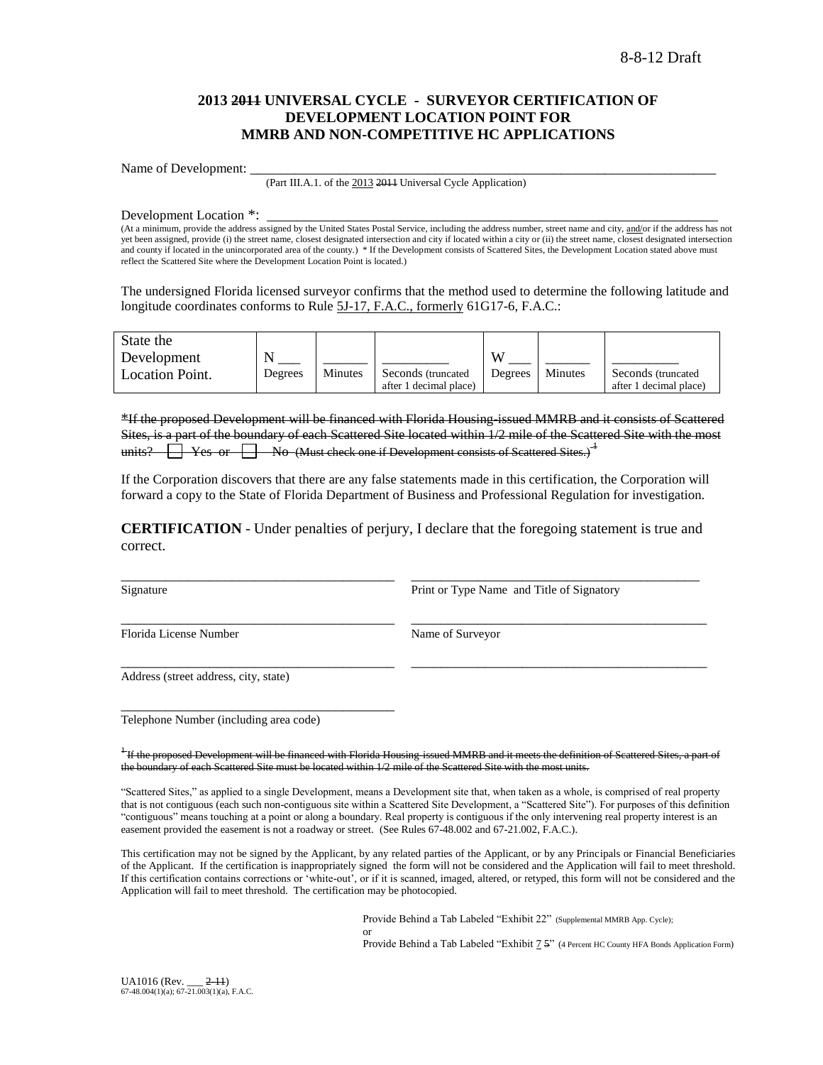8-8-12 Draft

# 2013 ~~2011~~ UNIVERSAL CYCLE - SURVEYOR CERTIFICATION OF DEVELOPMENT LOCATION POINT FOR MMRB AND NON-COMPETITIVE HC APPLICATIONS

Name of Development: ___________________________________________________________________________

(Part III.A.1. of the 2013 ~~2011~~ Universal Cycle Application)

Development Location *: ___________________________________________________________________________

(At a minimum, provide the address assigned by the United States Postal Service, including the address number, street name and city, and/or if the address has not yet been assigned, provide (i) the street name, closest designated intersection and city if located within a city or (ii) the street name, closest designated intersection and county if located in the unincorporated area of the county.) * If the Development consists of Scattered Sites, the Development Location stated above must reflect the Scattered Site where the Development Location Point is located.)

The undersigned Florida licensed surveyor confirms that the method used to determine the following latitude and longitude coordinates conforms to Rule 5J-17, F.A.C., formerly 61G17-6, F.A.C.:

| State the Development Location Point. | N ___ Degrees | ______ Minutes | _________ Seconds (truncated after 1 decimal place) | W ___ Degrees | ______ Minutes | _________ Seconds (truncated after 1 decimal place) |
|---|---|---|---|---|---|---|

~~*If the proposed Development will be financed with Florida Housing-issued MMRB and it consists of Scattered Sites, is a part of the boundary of each Scattered Site located within 1/2 mile of the Scattered Site with the most units? ☐ Yes or ☐ No (Must check one if Development consists of Scattered Sites.)~~[1]

If the Corporation discovers that there are any false statements made in this certification, the Corporation will forward a copy to the State of Florida Department of Business and Professional Regulation for investigation.

**CERTIFICATION** - Under penalties of perjury, I declare that the foregoing statement is true and correct.

_____________________________________________ _____________________________________________

Signature Print or Type Name and Title of Signatory

_____________________________________________ _____________________________________________

Florida License Number Name of Surveyor

_____________________________________________ _____________________________________________

Address (street address, city, state)

_____________________________________________

Telephone Number (including area code)

~~[1] If the proposed Development will be financed with Florida Housing-issued MMRB and it meets the definition of Scattered Sites, a part of the boundary of each Scattered Site must be located within 1/2 mile of the Scattered Site with the most units.~~

"Scattered Sites," as applied to a single Development, means a Development site that, when taken as a whole, is comprised of real property that is not contiguous (each such non-contiguous site within a Scattered Site Development, a "Scattered Site"). For purposes of this definition "contiguous" means touching at a point or along a boundary. Real property is contiguous if the only intervening real property interest is an easement provided the easement is not a roadway or street. (See Rules 67-48.002 and 67-21.002, F.A.C.).

This certification may not be signed by the Applicant, by any related parties of the Applicant, or by any Principals or Financial Beneficiaries of the Applicant. If the certification is inappropriately signed the form will not be considered and the Application will fail to meet threshold. If this certification contains corrections or 'white-out', or if it is scanned, imaged, altered, or retyped, this form will not be considered and the Application will fail to meet threshold. The certification may be photocopied.

Provide Behind a Tab Labeled "Exhibit 22" (Supplemental MMRB App. Cycle);
or
Provide Behind a Tab Labeled "Exhibit 7 ~~5~~" (4 Percent HC County HFA Bonds Application Form)

UA1016 (Rev. ___ ~~2-11~~)
67-48.004(1)(a); 67-21.003(1)(a), F.A.C.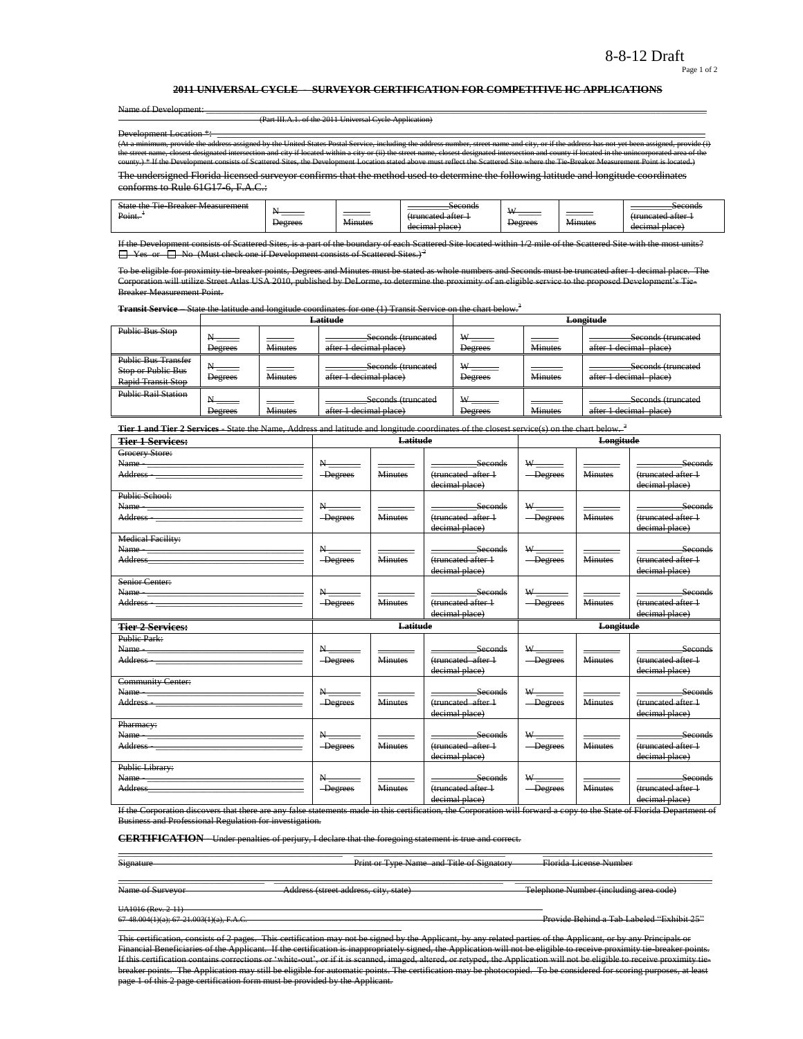8-8-12 Draft

Page 1 of 2

## ~~2011 UNIVERSAL CYCLE – SURVEYOR CERTIFICATION FOR COMPETITIVE HC APPLICATIONS~~

~~Name of Development:~~ ______________________________________________________________

~~(Part III.A.1. of the 2011 Universal Cycle Application)~~

~~Development Location \*:~~ ______________________________________________________________

~~(At a minimum, provide the address assigned by the United States Postal Service, including the address number, street name and city, or if the address has not yet been assigned, provide (i) the street name, closest designated intersection and city if located within a city or (ii) the street name, closest designated intersection and county if located in the unincorporated area of the county.) \* If the Development consists of Scattered Sites, the Development Location stated above must reflect the Scattered Site where the Tie-Breaker Measurement Point is located.)~~

~~The undersigned Florida licensed surveyor confirms that the method used to determine the following latitude and longitude coordinates conforms to Rule 61G17-6, F.A.C.:~~

| ~~State the Tie-Breaker Measurement Point.~~ [1] | ~~N_____ Degrees~~ | ~~_____ Minutes~~ | ~~_____Seconds (truncated after 1 decimal place)~~ | ~~W_____ Degrees~~ | ~~_____ Minutes~~ | ~~_____Seconds (truncated after 1 decimal place)~~ |
|---|---|---|---|---|---|---|

~~If the Development consists of Scattered Sites, is a part of the boundary of each Scattered Site located within 1/2 mile of the Scattered Site with the most units?~~
☐ ~~Yes or~~ ☐ ~~No (Must check one if Development consists of Scattered Sites.)~~ [2]

~~To be eligible for proximity tie-breaker points, Degrees and Minutes must be stated as whole numbers and Seconds must be truncated after 1 decimal place. The Corporation will utilize Street Atlas USA 2010, published by DeLorme, to determine the proximity of an eligible service to the proposed Development's Tie-Breaker Measurement Point.~~

**~~Transit Service~~** ~~– State the latitude and longitude coordinates for one (1) Transit Service on the chart below.~~ [3]

| | ~~Latitude~~ | | | ~~Longitude~~ | | |
|---|---|---|---|---|---|---|
| ~~Public Bus Stop~~ | ~~N_____ Degrees~~ | ~~_____ Minutes~~ | ~~_____Seconds (truncated after 1 decimal place)~~ | ~~W_____ Degrees~~ | ~~_____ Minutes~~ | ~~_____Seconds (truncated after 1 decimal place)~~ |
| ~~Public Bus Transfer Stop or Public Bus Rapid Transit Stop~~ | ~~N_____ Degrees~~ | ~~_____ Minutes~~ | ~~_____Seconds (truncated after 1 decimal place)~~ | ~~W_____ Degrees~~ | ~~_____ Minutes~~ | ~~_____Seconds (truncated after 1 decimal place)~~ |
| ~~Public Rail Station~~ | ~~N_____ Degrees~~ | ~~_____ Minutes~~ | ~~_____Seconds (truncated after 1 decimal place)~~ | ~~W_____ Degrees~~ | ~~_____ Minutes~~ | ~~_____Seconds (truncated after 1 decimal place)~~ |

**~~Tier 1 and Tier 2 Services~~** ~~- State the Name, Address and latitude and longitude coordinates of the closest service(s) on the chart below.~~ [2]

| **~~Tier 1 Services:~~** | ~~Latitude~~ | | | ~~Longitude~~ | | |
|---|---|---|---|---|---|---|
| ~~Grocery Store: Name -_____ Address -_____~~ | ~~N_____ Degrees~~ | ~~_____ Minutes~~ | ~~_____Seconds (truncated after 1 decimal place)~~ | ~~W_____ Degrees~~ | ~~_____ Minutes~~ | ~~_____Seconds (truncated after 1 decimal place)~~ |
| ~~Public School: Name -_____ Address -_____~~ | ~~N_____ Degrees~~ | ~~_____ Minutes~~ | ~~_____Seconds (truncated after 1 decimal place)~~ | ~~W_____ Degrees~~ | ~~_____ Minutes~~ | ~~_____Seconds (truncated after 1 decimal place)~~ |
| ~~Medical Facility: Name -_____ Address_____~~ | ~~N_____ Degrees~~ | ~~_____ Minutes~~ | ~~_____Seconds (truncated after 1 decimal place)~~ | ~~W_____ Degrees~~ | ~~_____ Minutes~~ | ~~_____Seconds (truncated after 1 decimal place)~~ |
| ~~Senior Center: Name -_____ Address -_____~~ | ~~N_____ Degrees~~ | ~~_____ Minutes~~ | ~~_____Seconds (truncated after 1 decimal place)~~ | ~~W_____ Degrees~~ | ~~_____ Minutes~~ | ~~_____Seconds (truncated after 1 decimal place)~~ |
| **~~Tier 2 Services:~~** | ~~Latitude~~ | | | ~~Longitude~~ | | |
| ~~Public Park: Name -_____ Address -_____~~ | ~~N_____ Degrees~~ | ~~_____ Minutes~~ | ~~_____Seconds (truncated after 1 decimal place)~~ | ~~W_____ Degrees~~ | ~~_____ Minutes~~ | ~~_____Seconds (truncated after 1 decimal place)~~ |
| ~~Community Center: Name -_____ Address -_____~~ | ~~N_____ Degrees~~ | ~~_____ Minutes~~ | ~~_____Seconds (truncated after 1 decimal place)~~ | ~~W_____ Degrees~~ | ~~_____ Minutes~~ | ~~_____Seconds (truncated after 1 decimal place)~~ |
| ~~Pharmacy: Name -_____ Address -_____~~ | ~~N_____ Degrees~~ | ~~_____ Minutes~~ | ~~_____Seconds (truncated after 1 decimal place)~~ | ~~W_____ Degrees~~ | ~~_____ Minutes~~ | ~~_____Seconds (truncated after 1 decimal place)~~ |
| ~~Public Library: Name -_____ Address_____~~ | ~~N_____ Degrees~~ | ~~_____ Minutes~~ | ~~_____Seconds (truncated after 1 decimal place)~~ | ~~W_____ Degrees~~ | ~~_____ Minutes~~ | ~~_____Seconds (truncated after 1 decimal place)~~ |

~~If the Corporation discovers that there are any false statements made in this certification, the Corporation will forward a copy to the State of Florida Department of Business and Professional Regulation for investigation.~~

**~~CERTIFICATION~~** ~~– Under penalties of perjury, I declare that the foregoing statement is true and correct.~~

~~Signature~~ _____ ~~Print or Type Name and Title of Signatory~~ _____ ~~Florida License Number~~

~~Name of Surveyor~~ _____ ~~Address (street address, city, state)~~ _____ ~~Telephone Number (including area code)~~

~~UA1016 (Rev. 2-11)~~
~~67-48.004(1)(a); 67-21.003(1)(a), F.A.C.~~ ~~Provide Behind a Tab Labeled "Exhibit 25"~~

~~This certification, consists of 2 pages. This certification may not be signed by the Applicant, by any related parties of the Applicant, or by any Principals or Financial Beneficiaries of the Applicant. If the certification is inappropriately signed, the Application will not be eligible to receive proximity tie-breaker points. If this certification contains corrections or 'white-out', or if it is scanned, imaged, altered, or retyped, the Application will not be eligible to receive proximity tie-breaker points. The Application may still be eligible for automatic points. The certification may be photocopied. To be considered for scoring purposes, at least page 1 of this 2 page certification form must be provided by the Applicant.~~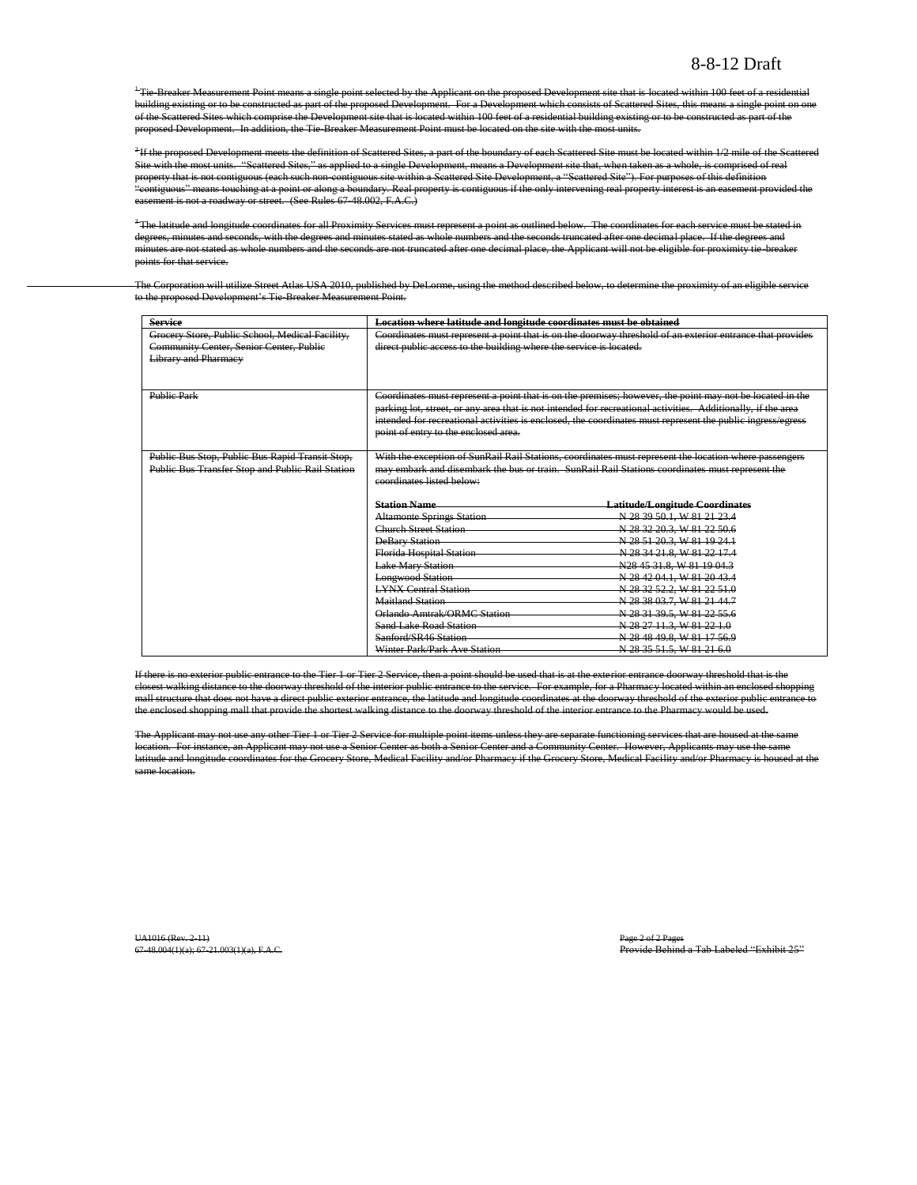8-8-12 Draft

~~[1]Tie-Breaker Measurement Point means a single point selected by the Applicant on the proposed Development site that is located within 100 feet of a residential building existing or to be constructed as part of the proposed Development. For a Development which consists of Scattered Sites, this means a single point on one of the Scattered Sites which comprise the Development site that is located within 100 feet of a residential building existing or to be constructed as part of the proposed Development. In addition, the Tie-Breaker Measurement Point must be located on the site with the most units.~~

~~[2]If the proposed Development meets the definition of Scattered Sites, a part of the boundary of each Scattered Site must be located within 1/2 mile of the Scattered Site with the most units. "Scattered Sites," as applied to a single Development, means a Development site that, when taken as a whole, is comprised of real property that is not contiguous (each such non-contiguous site within a Scattered Site Development, a "Scattered Site"). For purposes of this definition "contiguous" means touching at a point or along a boundary. Real property is contiguous if the only intervening real property interest is an easement provided the easement is not a roadway or street. (See Rules 67-48.002, F.A.C.)~~

~~[3]The latitude and longitude coordinates for all Proximity Services must represent a point as outlined below. The coordinates for each service must be stated in degrees, minutes and seconds, with the degrees and minutes stated as whole numbers and the seconds truncated after one decimal place. If the degrees and minutes are not stated as whole numbers and the seconds are not truncated after one decimal place, the Applicant will not be eligible for proximity tie-breaker points for that service.~~

~~The Corporation will utilize Street Atlas USA 2010, published by DeLorme, using the method described below, to determine the proximity of an eligible service to the proposed Development's Tie-Breaker Measurement Point.~~

| ~~**Service**~~ | ~~**Location where latitude and longitude coordinates must be obtained**~~ |
|---|---|
| ~~Grocery Store, Public School, Medical Facility, Community Center, Senior Center, Public Library and Pharmacy~~ | ~~Coordinates must represent a point that is on the doorway threshold of an exterior entrance that provides direct public access to the building where the service is located.~~ |
| ~~Public Park~~ | ~~Coordinates must represent a point that is on the premises; however, the point may not be located in the parking lot, street, or any area that is not intended for recreational activities. Additionally, if the area intended for recreational activities is enclosed, the coordinates must represent the public ingress/egress point of entry to the enclosed area.~~ |
| ~~Public Bus Stop, Public Bus Rapid Transit Stop, Public Bus Transfer Stop and Public Rail Station~~ | ~~With the exception of SunRail Rail Stations, coordinates must represent the location where passengers may embark and disembark the bus or train. SunRail Rail Stations coordinates must represent the coordinates listed below:~~ |

| ~~**Station Name**~~ | ~~**Latitude/Longitude Coordinates**~~ |
|---|---|
| ~~Altamonte Springs Station~~ | ~~N 28 39 50.1, W 81 21 23.4~~ |
| ~~Church Street Station~~ | ~~N 28 32 20.3, W 81 22 50.6~~ |
| ~~DeBary Station~~ | ~~N 28 51 20.3, W 81 19 24.1~~ |
| ~~Florida Hospital Station~~ | ~~N 28 34 21.8, W 81 22 17.4~~ |
| ~~Lake Mary Station~~ | ~~N28 45 31.8, W 81 19 04.3~~ |
| ~~Longwood Station~~ | ~~N 28 42 04.1, W 81 20 43.4~~ |
| ~~LYNX Central Station~~ | ~~N 28 32 52.2, W 81 22 51.0~~ |
| ~~Maitland Station~~ | ~~N 28 38 03.7, W 81 21 44.7~~ |
| ~~Orlando Amtrak/ORMC Station~~ | ~~N 28 31 39.5, W 81 22 55.6~~ |
| ~~Sand Lake Road Station~~ | ~~N 28 27 11.3, W 81 22 1.0~~ |
| ~~Sanford/SR46 Station~~ | ~~N 28 48 49.8, W 81 17 56.9~~ |
| ~~Winter Park/Park Ave Station~~ | ~~N 28 35 51.5, W 81 21 6.0~~ |

~~If there is no exterior public entrance to the Tier 1 or Tier 2 Service, then a point should be used that is at the exterior entrance doorway threshold that is the closest walking distance to the doorway threshold of the interior public entrance to the service. For example, for a Pharmacy located within an enclosed shopping mall structure that does not have a direct public exterior entrance, the latitude and longitude coordinates at the doorway threshold of the exterior public entrance to the enclosed shopping mall that provide the shortest walking distance to the doorway threshold of the interior entrance to the Pharmacy would be used.~~

~~The Applicant may not use any other Tier 1 or Tier 2 Service for multiple point items unless they are separate functioning services that are housed at the same location. For instance, an Applicant may not use a Senior Center as both a Senior Center and a Community Center. However, Applicants may use the same latitude and longitude coordinates for the Grocery Store, Medical Facility and/or Pharmacy if the Grocery Store, Medical Facility and/or Pharmacy is housed at the same location.~~

~~UA1016 (Rev. 2-11)~~
~~67-48.004(1)(a); 67-21.003(1)(a), F.A.C.~~

~~Provide Behind a Tab Labeled "Exhibit 25"~~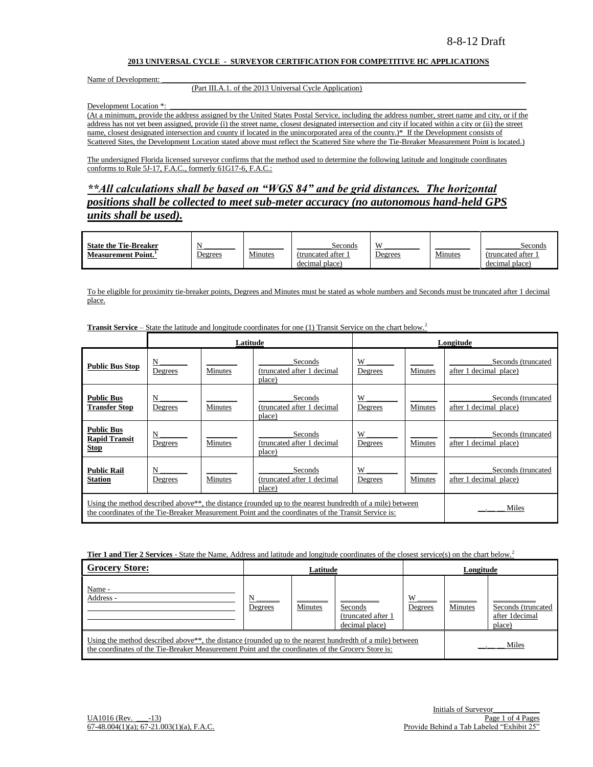8-8-12 Draft

**2013 UNIVERSAL CYCLE - SURVEYOR CERTIFICATION FOR COMPETITIVE HC APPLICATIONS**

Name of Development: ______________________________________________________________

(Part III.A.1. of the 2013 Universal Cycle Application)

Development Location *: ______________________________________________________________

(At a minimum, provide the address assigned by the United States Postal Service, including the address number, street name and city, or if the address has not yet been assigned, provide (i) the street name, closest designated intersection and city if located within a city or (ii) the street name, closest designated intersection and county if located in the unincorporated area of the county.)* If the Development consists of Scattered Sites, the Development Location stated above must reflect the Scattered Site where the Tie-Breaker Measurement Point is located.)

The undersigned Florida licensed surveyor confirms that the method used to determine the following latitude and longitude coordinates conforms to Rule 5J-17, F.A.C., formerly 61G17-6, F.A.C.:

***\*\*All calculations shall be based on "WGS 84" and be grid distances. The horizontal positions shall be collected to meet sub-meter accuracy (no autonomous hand-held GPS units shall be used).***

| **State the Tie-Breaker Measurement Point.**[1] | N ______ Degrees | ______ Minutes | ______ Seconds (truncated after 1 decimal place) | W ______ Degrees | ______ Minutes | ______ Seconds (truncated after 1 decimal place) |
|---|---|---|---|---|---|---|

To be eligible for proximity tie-breaker points, Degrees and Minutes must be stated as whole numbers and Seconds must be truncated after 1 decimal place.

**Transit Service** – State the latitude and longitude coordinates for one (1) Transit Service on the chart below.[2]

| | Latitude | | | Longitude | | |
|---|---|---|---|---|---|---|
| **Public Bus Stop** | N ______ Degrees | ______ Minutes | ______ Seconds (truncated after 1 decimal place) | W ______ Degrees | ______ Minutes | ______ Seconds (truncated after 1 decimal place) |
| **Public Bus Transfer Stop** | N ______ Degrees | ______ Minutes | ______ Seconds (truncated after 1 decimal place) | W ______ Degrees | ______ Minutes | ______ Seconds (truncated after 1 decimal place) |
| **Public Bus Rapid Transit Stop** | N ______ Degrees | ______ Minutes | ______ Seconds (truncated after 1 decimal place) | W ______ Degrees | ______ Minutes | ______ Seconds (truncated after 1 decimal place) |
| **Public Rail Station** | N ______ Degrees | ______ Minutes | ______ Seconds (truncated after 1 decimal place) | W ______ Degrees | ______ Minutes | ______ Seconds (truncated after 1 decimal place) |
| Using the method described above\*\*, the distance (rounded up to the nearest hundredth of a mile) between the coordinates of the Tie-Breaker Measurement Point and the coordinates of the Transit Service is: | | | | | | __.___ Miles |

**Tier 1 and Tier 2 Services** - State the Name, Address and latitude and longitude coordinates of the closest service(s) on the chart below.[2]

| **Grocery Store:** | Latitude | | | Longitude | | |
|---|---|---|---|---|---|---|
| Name - ______ Address - ______ | N ______ Degrees | ______ Minutes | ______ Seconds (truncated after 1 decimal place) | W ______ Degrees | ______ Minutes | ______ Seconds (truncated after 1decimal place) |
| Using the method described above\*\*, the distance (rounded up to the nearest hundredth of a mile) between the coordinates of the Tie-Breaker Measurement Point and the coordinates of the Grocery Store is: | | | | | | __.___ Miles |

Initials of Surveyor__________

UA1016 (Rev. ___-13)
67-48.004(1)(a); 67-21.003(1)(a), F.A.C.

Provide Behind a Tab Labeled "Exhibit 25"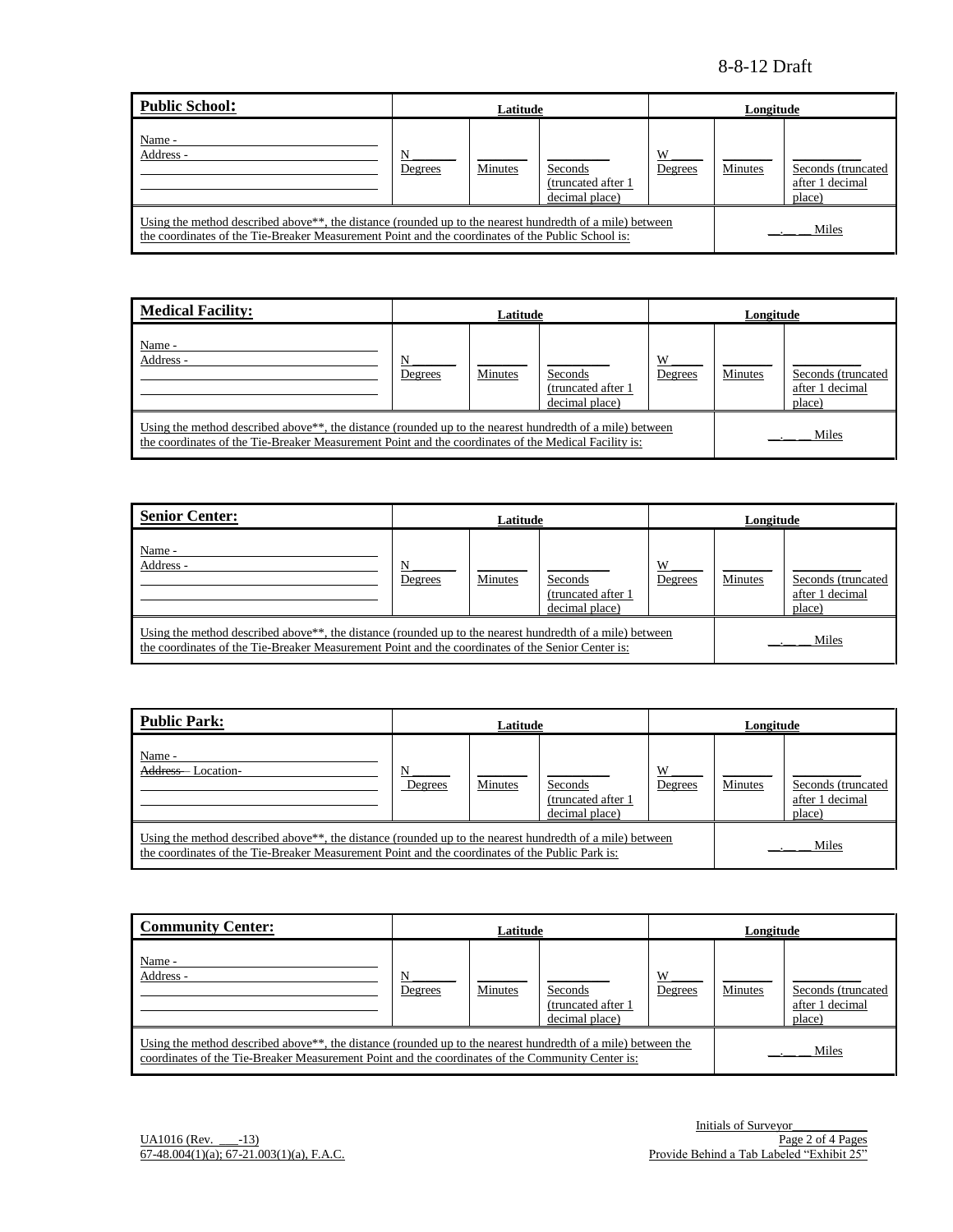8-8-12 Draft

| **Public School:** | Latitude | | | Longitude | | |
|---|---|---|---|---|---|---|
| Name - ______ Address - ______ | N ______ Degrees | ______ Minutes | ______ Seconds (truncated after 1 decimal place) | W ______ Degrees | ______ Minutes | ______ Seconds (truncated after 1 decimal place) |
| Using the method described above**, the distance (rounded up to the nearest hundredth of a mile) between the coordinates of the Tie-Breaker Measurement Point and the coordinates of the Public School is: | | | | | __.__ __ Miles | |

| **Medical Facility:** | Latitude | | | Longitude | | |
|---|---|---|---|---|---|---|
| Name - ______ Address - ______ | N ______ Degrees | ______ Minutes | ______ Seconds (truncated after 1 decimal place) | W ______ Degrees | ______ Minutes | ______ Seconds (truncated after 1 decimal place) |
| Using the method described above**, the distance (rounded up to the nearest hundredth of a mile) between the coordinates of the Tie-Breaker Measurement Point and the coordinates of the Medical Facility is: | | | | | __.__ __ Miles | |

| **Senior Center:** | Latitude | | | Longitude | | |
|---|---|---|---|---|---|---|
| Name - ______ Address - ______ | N ______ Degrees | ______ Minutes | ______ Seconds (truncated after 1 decimal place) | W ______ Degrees | ______ Minutes | ______ Seconds (truncated after 1 decimal place) |
| Using the method described above**, the distance (rounded up to the nearest hundredth of a mile) between the coordinates of the Tie-Breaker Measurement Point and the coordinates of the Senior Center is: | | | | | __.__ __ Miles | |

| **Public Park:** | Latitude | | | Longitude | | |
|---|---|---|---|---|---|---|
| Name - ______ ~~Address~~ Location- ______ | N ______ Degrees | ______ Minutes | ______ Seconds (truncated after 1 decimal place) | W ______ Degrees | ______ Minutes | ______ Seconds (truncated after 1 decimal place) |
| Using the method described above**, the distance (rounded up to the nearest hundredth of a mile) between the coordinates of the Tie-Breaker Measurement Point and the coordinates of the Public Park is: | | | | | __.__ __ Miles | |

| **Community Center:** | Latitude | | | Longitude | | |
|---|---|---|---|---|---|---|
| Name - ______ Address - ______ | N ______ Degrees | ______ Minutes | ______ Seconds (truncated after 1 decimal place) | W ______ Degrees | ______ Minutes | ______ Seconds (truncated after 1 decimal place) |
| Using the method described above**, the distance (rounded up to the nearest hundredth of a mile) between the coordinates of the Tie-Breaker Measurement Point and the coordinates of the Community Center is: | | | | | __.__ __ Miles | |

Initials of Surveyor__________

UA1016 (Rev. ___-13)
67-48.004(1)(a); 67-21.003(1)(a), F.A.C.

Page 2 of 4 Pages
Provide Behind a Tab Labeled "Exhibit 25"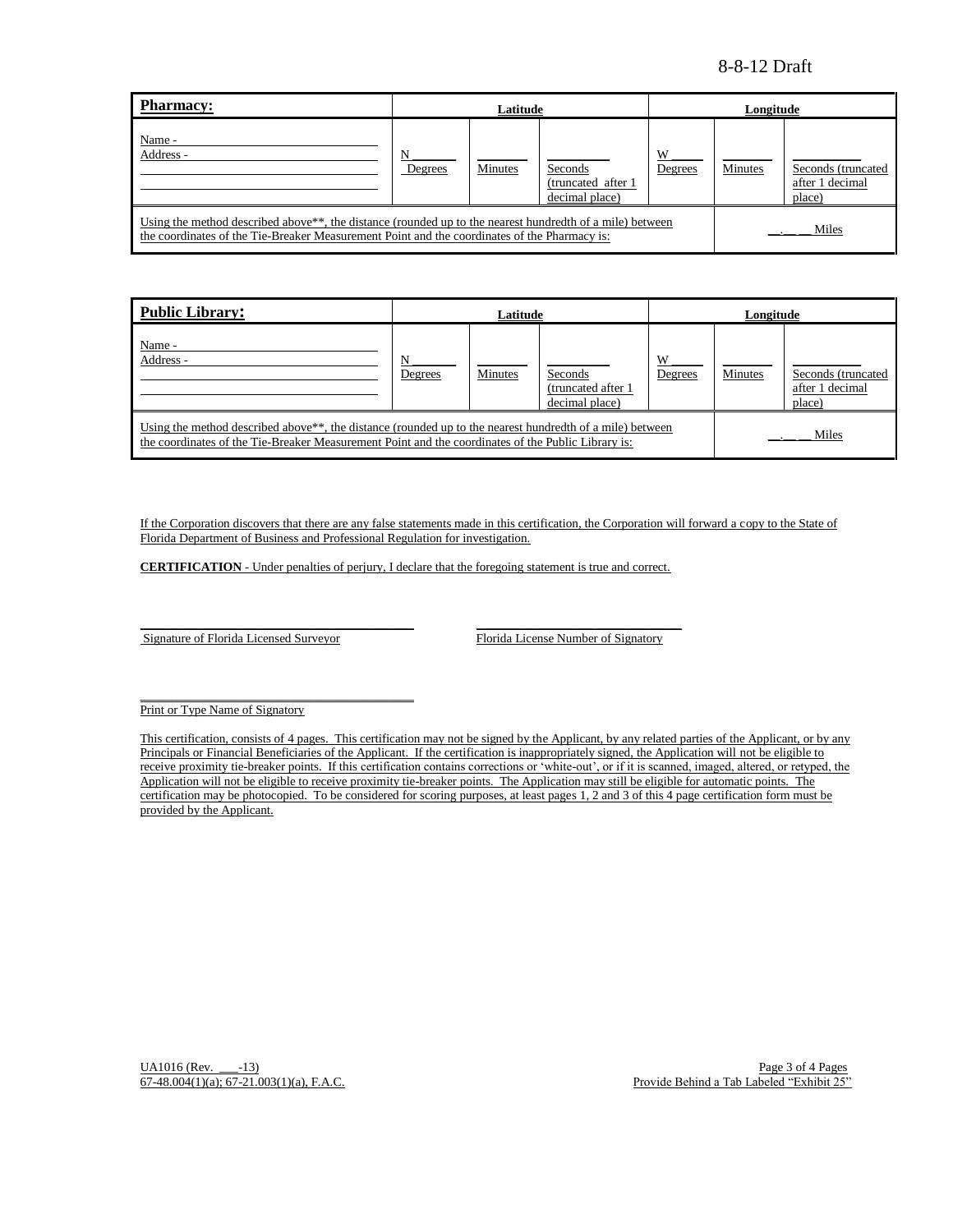| **Pharmacy:** | Latitude | | | Longitude | | |
|---|---|---|---|---|---|---|
| Name - ___<br>Address - ___ | N ___<br>Degrees | ___<br>Minutes | ___<br>Seconds (truncated after 1 decimal place) | W ___<br>Degrees | ___<br>Minutes | ___<br>Seconds (truncated after 1 decimal place) |
| Using the method described above**, the distance (rounded up to the nearest hundredth of a mile) between the coordinates of the Tie-Breaker Measurement Point and the coordinates of the Pharmacy is: | | | | | __.__ __ Miles | |

| **Public Library:** | Latitude | | | Longitude | | |
|---|---|---|---|---|---|---|
| Name - ___<br>Address - ___ | N ___<br>Degrees | ___<br>Minutes | ___<br>Seconds (truncated after 1 decimal place) | W ___<br>Degrees | ___<br>Minutes | ___<br>Seconds (truncated after 1 decimal place) |
| Using the method described above**, the distance (rounded up to the nearest hundredth of a mile) between the coordinates of the Tie-Breaker Measurement Point and the coordinates of the Public Library is: | | | | | __.__ __ Miles | |

If the Corporation discovers that there are any false statements made in this certification, the Corporation will forward a copy to the State of Florida Department of Business and Professional Regulation for investigation.

**CERTIFICATION** - Under penalties of perjury, I declare that the foregoing statement is true and correct.

___________________________________ Signature of Florida Licensed Surveyor

___________________________________ Florida License Number of Signatory

___________________________________ Print or Type Name of Signatory

This certification, consists of 4 pages. This certification may not be signed by the Applicant, by any related parties of the Applicant, or by any Principals or Financial Beneficiaries of the Applicant. If the certification is inappropriately signed, the Application will not be eligible to receive proximity tie-breaker points. If this certification contains corrections or 'white-out', or if it is scanned, imaged, altered, or retyped, the Application will not be eligible to receive proximity tie-breaker points. The Application may still be eligible for automatic points. The certification may be photocopied. To be considered for scoring purposes, at least pages 1, 2 and 3 of this 4 page certification form must be provided by the Applicant.

UA1016 (Rev. ___-13)
67-48.004(1)(a); 67-21.003(1)(a), F.A.C.

Provide Behind a Tab Labeled "Exhibit 25"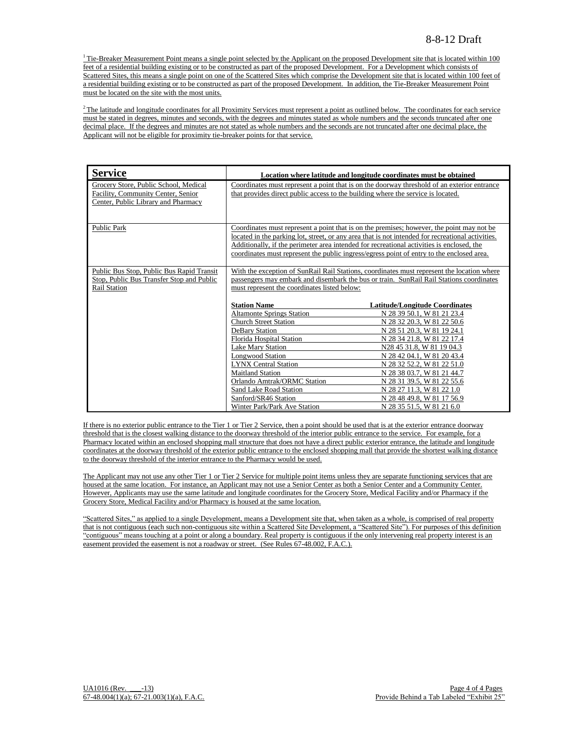[1] Tie-Breaker Measurement Point means a single point selected by the Applicant on the proposed Development site that is located within 100 feet of a residential building existing or to be constructed as part of the proposed Development. For a Development which consists of Scattered Sites, this means a single point on one of the Scattered Sites which comprise the Development site that is located within 100 feet of a residential building existing or to be constructed as part of the proposed Development. In addition, the Tie-Breaker Measurement Point must be located on the site with the most units.

[2] The latitude and longitude coordinates for all Proximity Services must represent a point as outlined below. The coordinates for each service must be stated in degrees, minutes and seconds, with the degrees and minutes stated as whole numbers and the seconds truncated after one decimal place. If the degrees and minutes are not stated as whole numbers and the seconds are not truncated after one decimal place, the Applicant will not be eligible for proximity tie-breaker points for that service.

| **Service** | **Location where latitude and longitude coordinates must be obtained** |
|---|---|
| Grocery Store, Public School, Medical Facility, Community Center, Senior Center, Public Library and Pharmacy | Coordinates must represent a point that is on the doorway threshold of an exterior entrance that provides direct public access to the building where the service is located. |
| Public Park | Coordinates must represent a point that is on the premises; however, the point may not be located in the parking lot, street, or any area that is not intended for recreational activities. Additionally, if the perimeter area intended for recreational activities is enclosed, the coordinates must represent the public ingress/egress point of entry to the enclosed area. |
| Public Bus Stop, Public Bus Rapid Transit Stop, Public Bus Transfer Stop and Public Rail Station | With the exception of SunRail Rail Stations, coordinates must represent the location where passengers may embark and disembark the bus or train. SunRail Rail Stations coordinates must represent the coordinates listed below: |

| **Station Name** | **Latitude/Longitude Coordinates** |
|---|---|
| Altamonte Springs Station | N 28 39 50.1, W 81 21 23.4 |
| Church Street Station | N 28 32 20.3, W 81 22 50.6 |
| DeBary Station | N 28 51 20.3, W 81 19 24.1 |
| Florida Hospital Station | N 28 34 21.8, W 81 22 17.4 |
| Lake Mary Station | N28 45 31.8, W 81 19 04.3 |
| Longwood Station | N 28 42 04.1, W 81 20 43.4 |
| LYNX Central Station | N 28 32 52.2, W 81 22 51.0 |
| Maitland Station | N 28 38 03.7, W 81 21 44.7 |
| Orlando Amtrak/ORMC Station | N 28 31 39.5, W 81 22 55.6 |
| Sand Lake Road Station | N 28 27 11.3, W 81 22 1.0 |
| Sanford/SR46 Station | N 28 48 49.8, W 81 17 56.9 |
| Winter Park/Park Ave Station | N 28 35 51.5, W 81 21 6.0 |

If there is no exterior public entrance to the Tier 1 or Tier 2 Service, then a point should be used that is at the exterior entrance doorway threshold that is the closest walking distance to the doorway threshold of the interior public entrance to the service. For example, for a Pharmacy located within an enclosed shopping mall structure that does not have a direct public exterior entrance, the latitude and longitude coordinates at the doorway threshold of the exterior public entrance to the enclosed shopping mall that provide the shortest walking distance to the doorway threshold of the interior entrance to the Pharmacy would be used.

The Applicant may not use any other Tier 1 or Tier 2 Service for multiple point items unless they are separate functioning services that are housed at the same location. For instance, an Applicant may not use a Senior Center as both a Senior Center and a Community Center. However, Applicants may use the same latitude and longitude coordinates for the Grocery Store, Medical Facility and/or Pharmacy if the Grocery Store, Medical Facility and/or Pharmacy is housed at the same location.

"Scattered Sites," as applied to a single Development, means a Development site that, when taken as a whole, is comprised of real property that is not contiguous (each such non-contiguous site within a Scattered Site Development, a "Scattered Site"). For purposes of this definition "contiguous" means touching at a point or along a boundary. Real property is contiguous if the only intervening real property interest is an easement provided the easement is not a roadway or street. (See Rules 67-48.002, F.A.C.).

UA1016 (Rev. ___-13)
67-48.004(1)(a); 67-21.003(1)(a), F.A.C.

Provide Behind a Tab Labeled "Exhibit 25"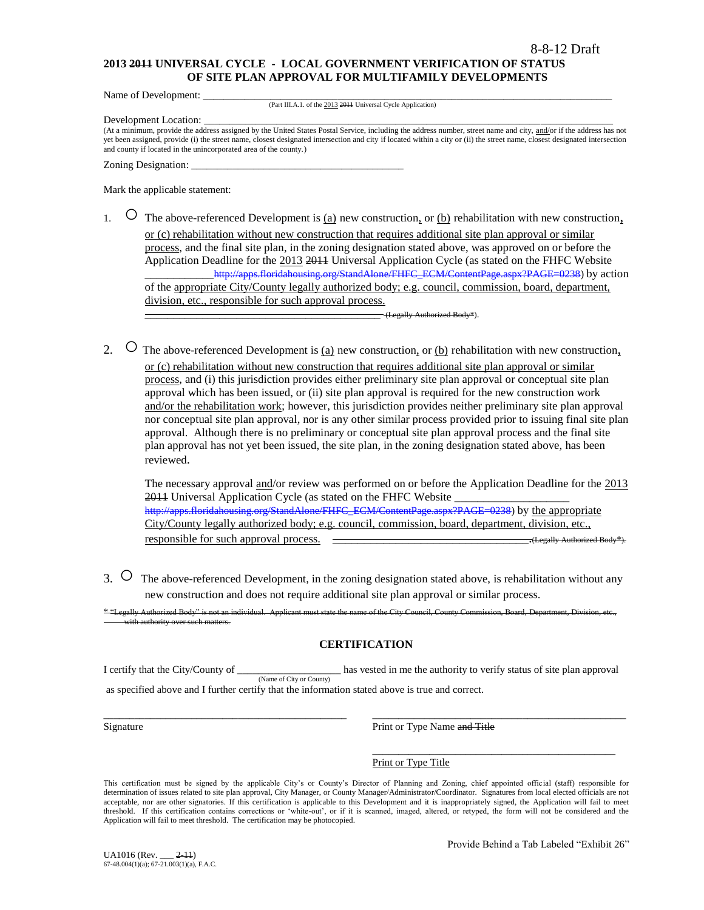8-8-12 Draft

**2013 ~~2011~~ UNIVERSAL CYCLE - LOCAL GOVERNMENT VERIFICATION OF STATUS OF SITE PLAN APPROVAL FOR MULTIFAMILY DEVELOPMENTS**

Name of Development: ___________________________________________________________________
(Part III.A.1. of the 2013 ~~2011~~ Universal Cycle Application)

Development Location: ___________________________________________________________________
(At a minimum, provide the address assigned by the United States Postal Service, including the address number, street name and city, and/or if the address has not yet been assigned, provide (i) the street name, closest designated intersection and city if located within a city or (ii) the street name, closest designated intersection and county if located in the unincorporated area of the county.)

Zoning Designation: ________________________________________

Mark the applicable statement:

1. ○ The above-referenced Development is (a) new construction, or (b) rehabilitation with new construction, or (c) rehabilitation without new construction that requires additional site plan approval or similar process, and the final site plan, in the zoning designation stated above, was approved on or before the Application Deadline for the 2013 ~~2011~~ Universal Application Cycle (as stated on the FHFC Website ____________ ~~http://apps.floridahousing.org/StandAlone/FHFC_ECM/ContentPage.aspx?PAGE=0238~~) by action of the appropriate City/County legally authorized body; e.g. council, commission, board, department, division, etc., responsible for such approval process. ~~_____________________________________________ (Legally Authorized Body*)~~.

2. ○ The above-referenced Development is (a) new construction, or (b) rehabilitation with new construction, or (c) rehabilitation without new construction that requires additional site plan approval or similar process, and (i) this jurisdiction provides either preliminary site plan approval or conceptual site plan approval which has been issued, or (ii) site plan approval is required for the new construction work and/or the rehabilitation work; however, this jurisdiction provides neither preliminary site plan approval nor conceptual site plan approval, nor is any other similar process provided prior to issuing final site plan approval. Although there is no preliminary or conceptual site plan approval process and the final site plan approval has not yet been issued, the site plan, in the zoning designation stated above, has been reviewed.

   The necessary approval and/or review was performed on or before the Application Deadline for the 2013 ~~2011~~ Universal Application Cycle (as stated on the FHFC Website ___________________ ~~http://apps.floridahousing.org/StandAlone/FHFC_ECM/ContentPage.aspx?PAGE=0238~~) by the appropriate City/County legally authorized body; e.g. council, commission, board, department, division, etc., responsible for such approval process. ~~_____________________________________ (Legally Authorized Body*)~~.

3. ○ The above-referenced Development, in the zoning designation stated above, is rehabilitation without any new construction and does not require additional site plan approval or similar process.

~~* "Legally Authorized Body" is not an individual. Applicant must state the name of the City Council, County Commission, Board, Department, Division, etc., with authority over such matters.~~

## CERTIFICATION

I certify that the City/County of ___________________ has vested in me the authority to verify status of site plan approval as specified above and I further certify that the information stated above is true and correct.
(Name of City or County)

_______________________________________________ _______________________________________________

Signature Print or Type Name ~~and Title~~

_______________________________________________

Print or Type Title

This certification must be signed by the applicable City's or County's Director of Planning and Zoning, chief appointed official (staff) responsible for determination of issues related to site plan approval, City Manager, or County Manager/Administrator/Coordinator. Signatures from local elected officials are not acceptable, nor are other signatories. If this certification is applicable to this Development and it is inappropriately signed, the Application will fail to meet threshold. If this certification contains corrections or 'white-out', or if it is scanned, imaged, altered, or retyped, the form will not be considered and the Application will fail to meet threshold. The certification may be photocopied.

Provide Behind a Tab Labeled "Exhibit 26"

UA1016 (Rev. ___ ~~2-11~~)
67-48.004(1)(a); 67-21.003(1)(a), F.A.C.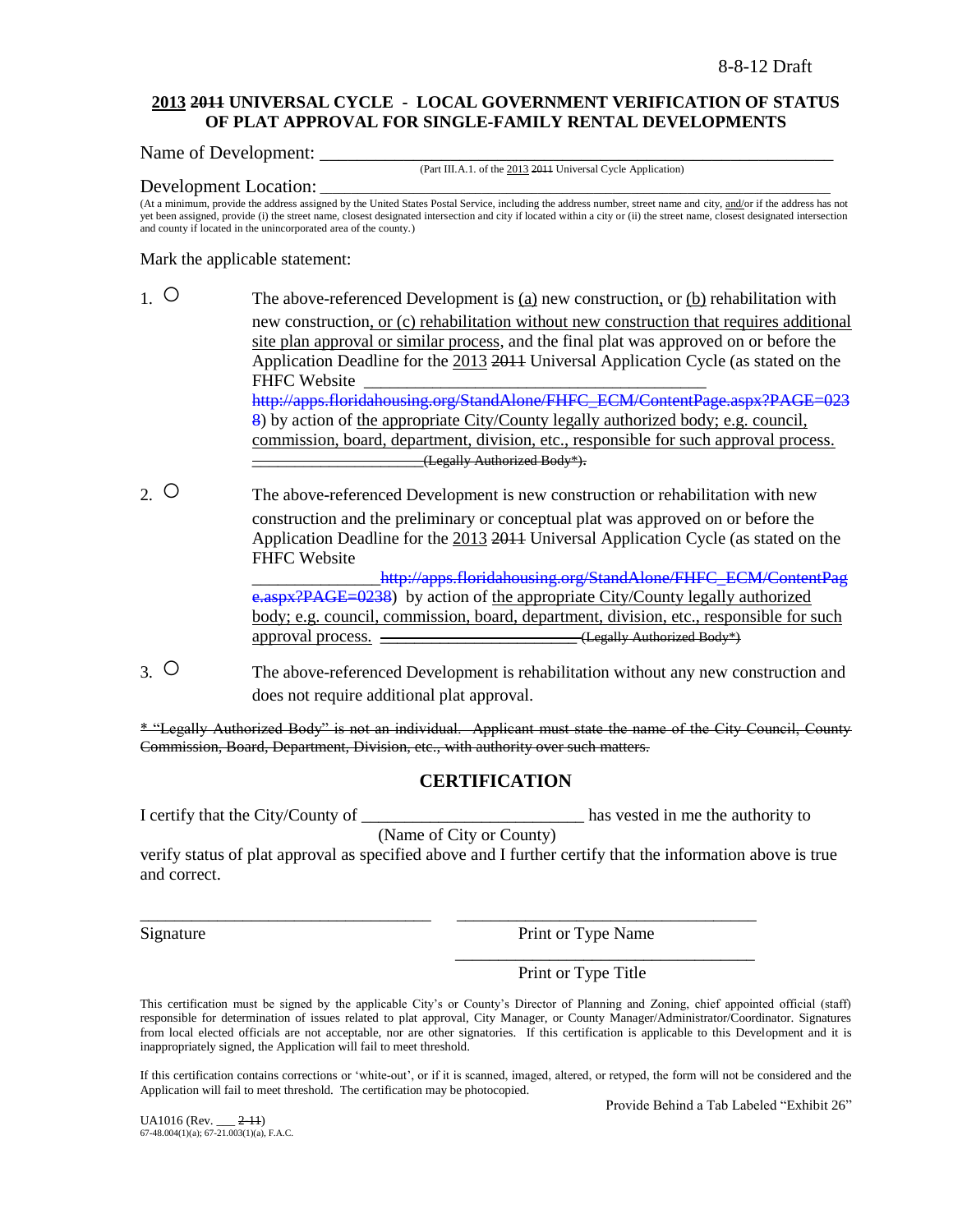8-8-12 Draft

**2013 ~~2011~~ UNIVERSAL CYCLE - LOCAL GOVERNMENT VERIFICATION OF STATUS OF PLAT APPROVAL FOR SINGLE-FAMILY RENTAL DEVELOPMENTS**

Name of Development: \_\_\_\_\_\_\_\_\_\_\_\_\_\_\_\_\_\_\_\_\_\_\_\_\_\_\_\_\_\_\_\_\_\_\_\_\_\_\_\_\_\_\_\_\_\_\_\_\_\_\_\_\_\_\_\_\_

(Part III.A.1. of the 2013 ~~2011~~ Universal Cycle Application)

Development Location: \_\_\_\_\_\_\_\_\_\_\_\_\_\_\_\_\_\_\_\_\_\_\_\_\_\_\_\_\_\_\_\_\_\_\_\_\_\_\_\_\_\_\_\_\_\_\_\_\_\_\_\_\_\_\_\_\_

(At a minimum, provide the address assigned by the United States Postal Service, including the address number, street name and city, and/or if the address has not yet been assigned, provide (i) the street name, closest designated intersection and city if located within a city or (ii) the street name, closest designated intersection and county if located in the unincorporated area of the county.)

Mark the applicable statement:

1. ○ The above-referenced Development is (a) new construction, or (b) rehabilitation with new construction, or (c) rehabilitation without new construction that requires additional site plan approval or similar process, and the final plat was approved on or before the Application Deadline for the 2013 ~~2011~~ Universal Application Cycle (as stated on the FHFC Website \_\_\_\_\_\_\_\_\_\_\_\_\_\_\_\_\_\_\_\_\_\_\_\_\_\_\_\_\_\_\_\_\_\_\_\_\_\_\_\_ ~~http://apps.floridahousing.org/StandAlone/FHFC_ECM/ContentPage.aspx?PAGE=0238~~) by action of the appropriate City/County legally authorized body; e.g. council, commission, board, department, division, etc., responsible for such approval process. ~~\_\_\_\_\_\_\_\_\_\_\_\_\_\_\_\_\_\_\_\_\_(Legally Authorized Body\*).~~

2. ○ The above-referenced Development is new construction or rehabilitation with new construction and the preliminary or conceptual plat was approved on or before the Application Deadline for the 2013 ~~2011~~ Universal Application Cycle (as stated on the FHFC Website \_\_\_\_\_\_\_\_\_\_\_\_\_\_\_~~http://apps.floridahousing.org/StandAlone/FHFC_ECM/ContentPage.aspx?PAGE=0238~~) by action of the appropriate City/County legally authorized body; e.g. council, commission, board, department, division, etc., responsible for such approval process. ~~\_\_\_\_\_\_\_\_\_\_\_\_\_\_\_\_\_\_\_\_\_\_\_(Legally Authorized Body\*)~~

3. ○ The above-referenced Development is rehabilitation without any new construction and does not require additional plat approval.

~~\* "Legally Authorized Body" is not an individual. Applicant must state the name of the City Council, County Commission, Board, Department, Division, etc., with authority over such matters.~~

## CERTIFICATION

I certify that the City/County of \_\_\_\_\_\_\_\_\_\_\_\_\_\_\_\_\_\_\_\_\_\_\_\_\_\_ has vested in me the authority to
(Name of City or County)
verify status of plat approval as specified above and I further certify that the information above is true and correct.

\_\_\_\_\_\_\_\_\_\_\_\_\_\_\_\_\_\_\_\_\_\_\_\_\_\_\_\_\_\_\_\_\_\_ \_\_\_\_\_\_\_\_\_\_\_\_\_\_\_\_\_\_\_\_\_\_\_\_\_\_\_\_\_\_\_\_\_\_\_
Signature Print or Type Name

\_\_\_\_\_\_\_\_\_\_\_\_\_\_\_\_\_\_\_\_\_\_\_\_\_\_\_\_\_\_\_\_\_\_\_
Print or Type Title

This certification must be signed by the applicable City's or County's Director of Planning and Zoning, chief appointed official (staff) responsible for determination of issues related to plat approval, City Manager, or County Manager/Administrator/Coordinator. Signatures from local elected officials are not acceptable, nor are other signatories. If this certification is applicable to this Development and it is inappropriately signed, the Application will fail to meet threshold.

If this certification contains corrections or 'white-out', or if it is scanned, imaged, altered, or retyped, the form will not be considered and the Application will fail to meet threshold. The certification may be photocopied.

Provide Behind a Tab Labeled "Exhibit 26"

UA1016 (Rev. \_\_\_ ~~2-11~~)
67-48.004(1)(a); 67-21.003(1)(a), F.A.C.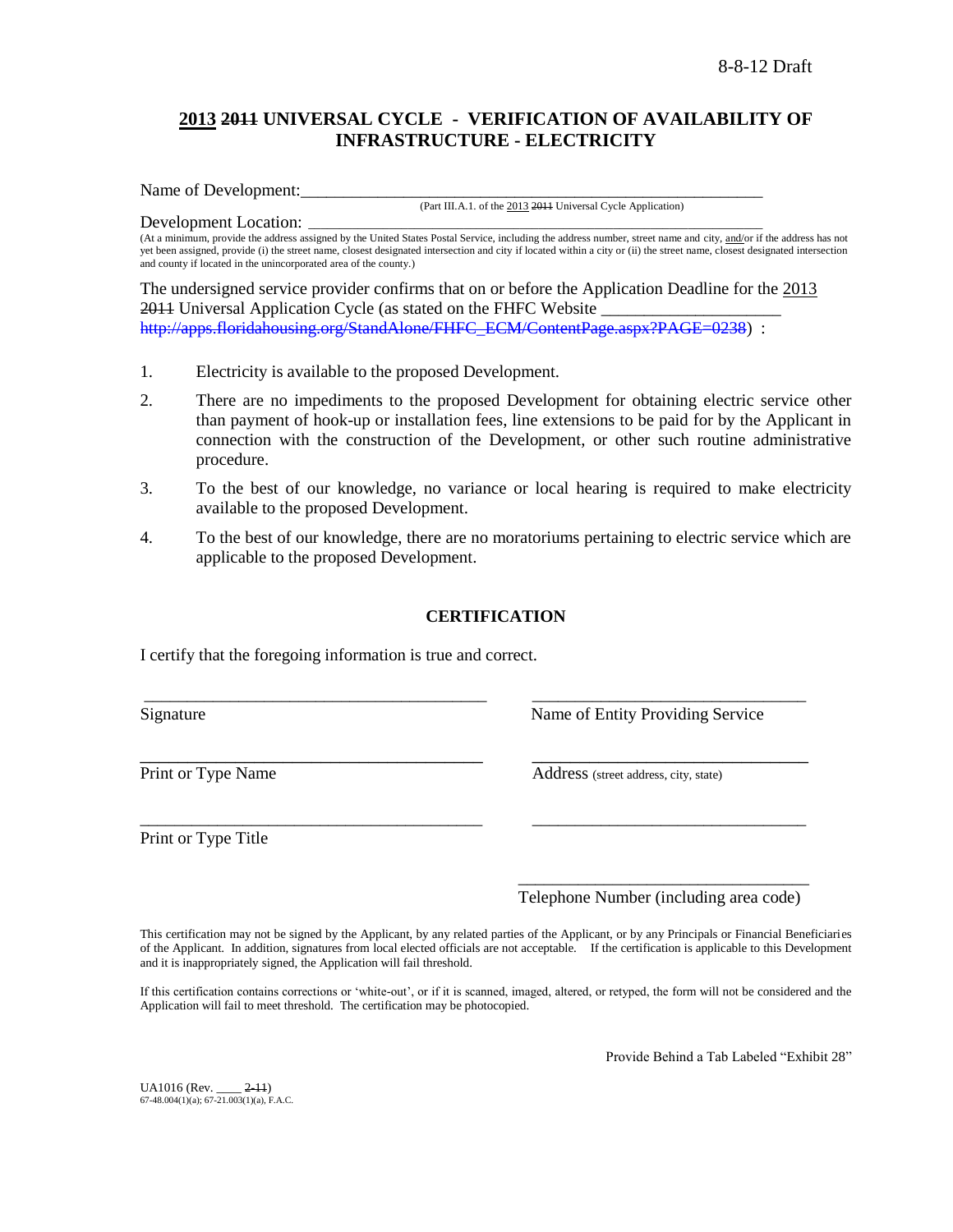8-8-12 Draft

## <u>2013</u> ~~2011~~ UNIVERSAL CYCLE - VERIFICATION OF AVAILABILITY OF INFRASTRUCTURE - ELECTRICITY

Name of Development:\_\_\_\_\_\_\_\_\_\_\_\_\_\_\_\_\_\_\_\_\_\_\_\_\_\_\_\_\_\_\_\_\_\_\_\_\_\_\_\_\_\_\_\_\_\_\_\_\_\_\_\_\_\_\_\_

(Part III.A.1. of the <u>2013</u> ~~2011~~ Universal Cycle Application)

Development Location: \_\_\_\_\_\_\_\_\_\_\_\_\_\_\_\_\_\_\_\_\_\_\_\_\_\_\_\_\_\_\_\_\_\_\_\_\_\_\_\_\_\_\_\_\_\_\_\_\_\_\_\_\_\_\_\_

(At a minimum, provide the address assigned by the United States Postal Service, including the address number, street name and city, <u>and</u>/or if the address has not yet been assigned, provide (i) the street name, closest designated intersection and city if located within a city or (ii) the street name, closest designated intersection and county if located in the unincorporated area of the county.)

The undersigned service provider confirms that on or before the Application Deadline for the <u>2013</u> ~~2011~~ Universal Application Cycle (as stated on the FHFC Website \_\_\_\_\_\_\_\_\_\_\_\_\_\_\_\_\_\_\_\_ ~~http://apps.floridahousing.org/StandAlone/FHFC_ECM/ContentPage.aspx?PAGE=0238~~) :

1. Electricity is available to the proposed Development.
2. There are no impediments to the proposed Development for obtaining electric service other than payment of hook-up or installation fees, line extensions to be paid for by the Applicant in connection with the construction of the Development, or other such routine administrative procedure.
3. To the best of our knowledge, no variance or local hearing is required to make electricity available to the proposed Development.
4. To the best of our knowledge, there are no moratoriums pertaining to electric service which are applicable to the proposed Development.

### CERTIFICATION

I certify that the foregoing information is true and correct.

| | |
|---|---|
| \_\_\_\_\_\_\_\_\_\_\_\_\_\_\_\_\_\_\_\_\_\_\_\_\_\_\_\_\_\_ | \_\_\_\_\_\_\_\_\_\_\_\_\_\_\_\_\_\_\_\_\_\_\_\_\_\_\_\_\_\_ |
| Signature | Name of Entity Providing Service |
| \_\_\_\_\_\_\_\_\_\_\_\_\_\_\_\_\_\_\_\_\_\_\_\_\_\_\_\_\_\_ | \_\_\_\_\_\_\_\_\_\_\_\_\_\_\_\_\_\_\_\_\_\_\_\_\_\_\_\_\_\_ |
| Print or Type Name | Address (street address, city, state) |
| \_\_\_\_\_\_\_\_\_\_\_\_\_\_\_\_\_\_\_\_\_\_\_\_\_\_\_\_\_\_ | \_\_\_\_\_\_\_\_\_\_\_\_\_\_\_\_\_\_\_\_\_\_\_\_\_\_\_\_\_\_ |
| Print or Type Title | |
| | \_\_\_\_\_\_\_\_\_\_\_\_\_\_\_\_\_\_\_\_\_\_\_\_\_\_\_\_\_\_ |
| | Telephone Number (including area code) |

This certification may not be signed by the Applicant, by any related parties of the Applicant, or by any Principals or Financial Beneficiaries of the Applicant. In addition, signatures from local elected officials are not acceptable. If the certification is applicable to this Development and it is inappropriately signed, the Application will fail threshold.

If this certification contains corrections or 'white-out', or if it is scanned, imaged, altered, or retyped, the form will not be considered and the Application will fail to meet threshold. The certification may be photocopied.

Provide Behind a Tab Labeled "Exhibit 28"

UA1016 (Rev. \_\_\_\_ ~~2-11~~)
67-48.004(1)(a); 67-21.003(1)(a), F.A.C.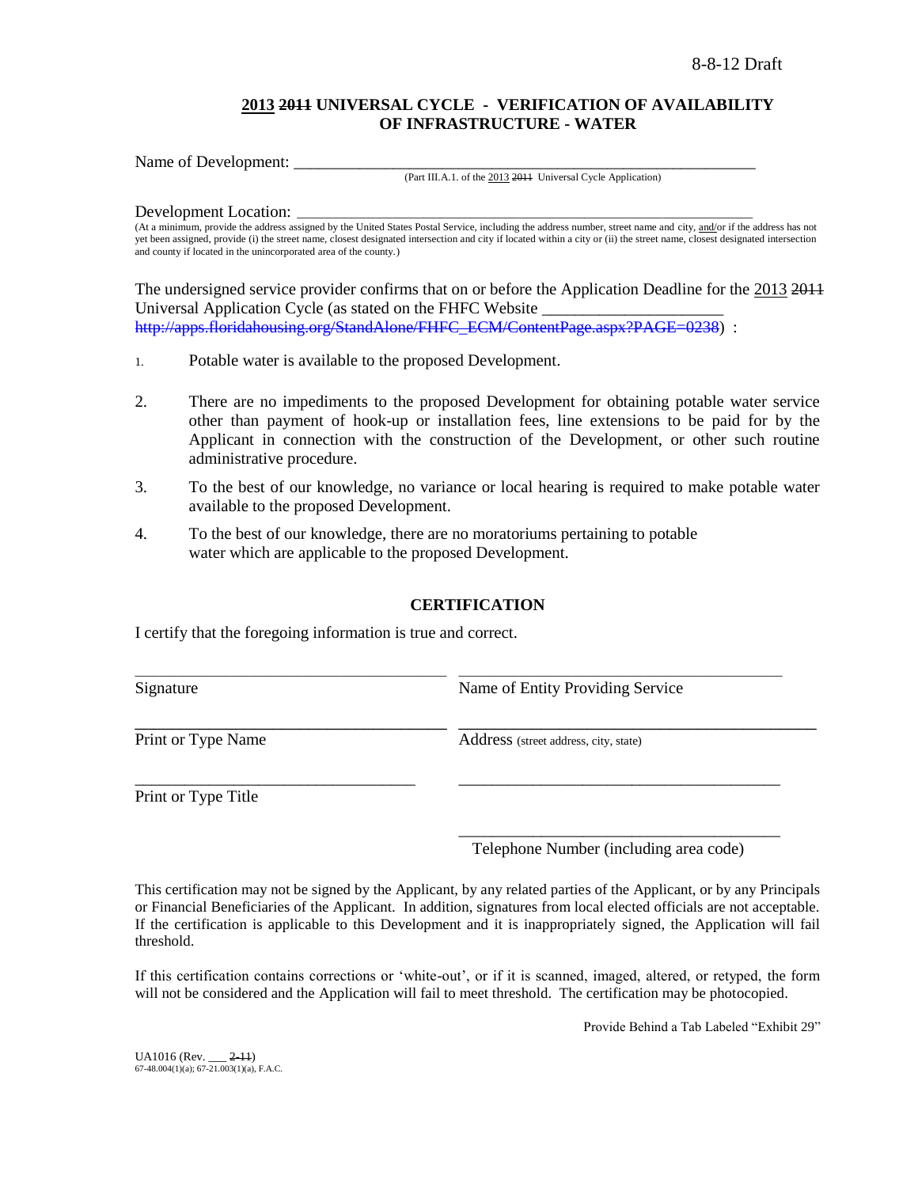8-8-12 Draft

## 2013 ~~2011~~ UNIVERSAL CYCLE - VERIFICATION OF AVAILABILITY OF INFRASTRUCTURE - WATER

Name of Development: ___________________________________________________________

(Part III.A.1. of the 2013 ~~2011~~ Universal Cycle Application)

Development Location: __________________________________________________________

(At a minimum, provide the address assigned by the United States Postal Service, including the address number, street name and city, and/or if the address has not yet been assigned, provide (i) the street name, closest designated intersection and city if located within a city or (ii) the street name, closest designated intersection and county if located in the unincorporated area of the county.)

The undersigned service provider confirms that on or before the Application Deadline for the 2013 ~~2011~~ Universal Application Cycle (as stated on the FHFC Website ______________________ ~~http://apps.floridahousing.org/StandAlone/FHFC_ECM/ContentPage.aspx?PAGE=0238~~) :

1. Potable water is available to the proposed Development.
2. There are no impediments to the proposed Development for obtaining potable water service other than payment of hook-up or installation fees, line extensions to be paid for by the Applicant in connection with the construction of the Development, or other such routine administrative procedure.
3. To the best of our knowledge, no variance or local hearing is required to make potable water available to the proposed Development.
4. To the best of our knowledge, there are no moratoriums pertaining to potable water which are applicable to the proposed Development.

### CERTIFICATION

I certify that the foregoing information is true and correct.

| | |
|---|---|
| ______________________________ | ______________________________ |
| Signature | Name of Entity Providing Service |
| ______________________________ | ______________________________ |
| Print or Type Name | Address (street address, city, state) |
| ______________________________ | ______________________________ |
| Print or Type Title | |
| | ______________________________ |
| | Telephone Number (including area code) |

This certification may not be signed by the Applicant, by any related parties of the Applicant, or by any Principals or Financial Beneficiaries of the Applicant. In addition, signatures from local elected officials are not acceptable. If the certification is applicable to this Development and it is inappropriately signed, the Application will fail threshold.

If this certification contains corrections or 'white-out', or if it is scanned, imaged, altered, or retyped, the form will not be considered and the Application will fail to meet threshold. The certification may be photocopied.

Provide Behind a Tab Labeled "Exhibit 29"

UA1016 (Rev. ___ ~~2-11~~)
67-48.004(1)(a); 67-21.003(1)(a), F.A.C.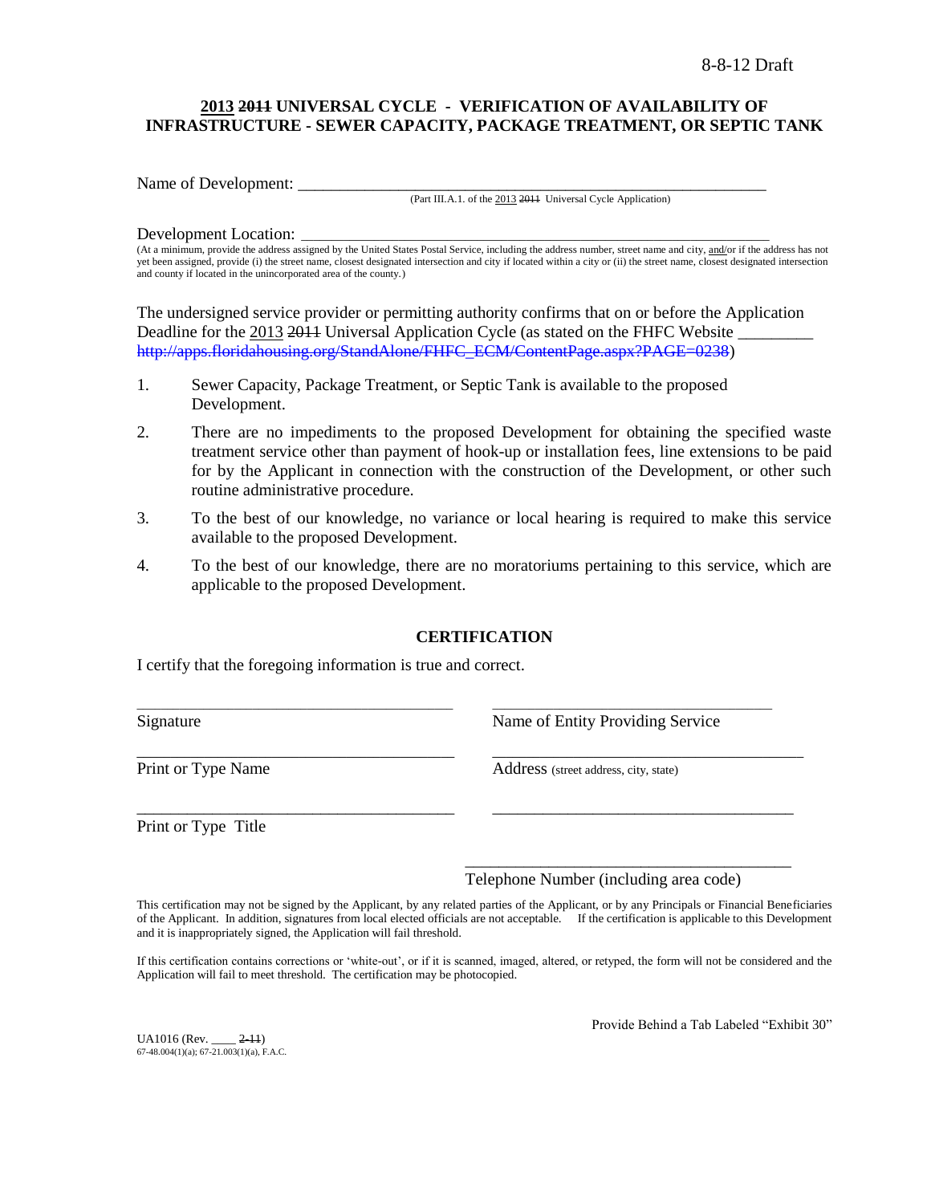8-8-12 Draft

## 2013 ~~2011~~ UNIVERSAL CYCLE - VERIFICATION OF AVAILABILITY OF INFRASTRUCTURE - SEWER CAPACITY, PACKAGE TREATMENT, OR SEPTIC TANK

Name of Development: ___________________________________________________________

(Part III.A.1. of the 2013 ~~2011~~ Universal Cycle Application)

Development Location: __________________________________________________________

(At a minimum, provide the address assigned by the United States Postal Service, including the address number, street name and city, and/or if the address has not yet been assigned, provide (i) the street name, closest designated intersection and city if located within a city or (ii) the street name, closest designated intersection and county if located in the unincorporated area of the county.)

The undersigned service provider or permitting authority confirms that on or before the Application Deadline for the 2013 ~~2011~~ Universal Application Cycle (as stated on the FHFC Website _________ ~~http://apps.floridahousing.org/StandAlone/FHFC_ECM/ContentPage.aspx?PAGE=0238~~)

1. Sewer Capacity, Package Treatment, or Septic Tank is available to the proposed Development.
2. There are no impediments to the proposed Development for obtaining the specified waste treatment service other than payment of hook-up or installation fees, line extensions to be paid for by the Applicant in connection with the construction of the Development, or other such routine administrative procedure.
3. To the best of our knowledge, no variance or local hearing is required to make this service available to the proposed Development.
4. To the best of our knowledge, there are no moratoriums pertaining to this service, which are applicable to the proposed Development.

### CERTIFICATION

I certify that the foregoing information is true and correct.

| | |
|---|---|
| ______________________________ | ______________________________ |
| Signature | Name of Entity Providing Service |
| ______________________________ | ______________________________ |
| Print or Type Name | Address (street address, city, state) |
| ______________________________ | ______________________________ |
| Print or Type Title | |
| | ______________________________ |
| | Telephone Number (including area code) |

This certification may not be signed by the Applicant, by any related parties of the Applicant, or by any Principals or Financial Beneficiaries of the Applicant. In addition, signatures from local elected officials are not acceptable. If the certification is applicable to this Development and it is inappropriately signed, the Application will fail threshold.

If this certification contains corrections or 'white-out', or if it is scanned, imaged, altered, or retyped, the form will not be considered and the Application will fail to meet threshold. The certification may be photocopied.

Provide Behind a Tab Labeled "Exhibit 30"

UA1016 (Rev. ____ ~~2-11~~)
67-48.004(1)(a); 67-21.003(1)(a), F.A.C.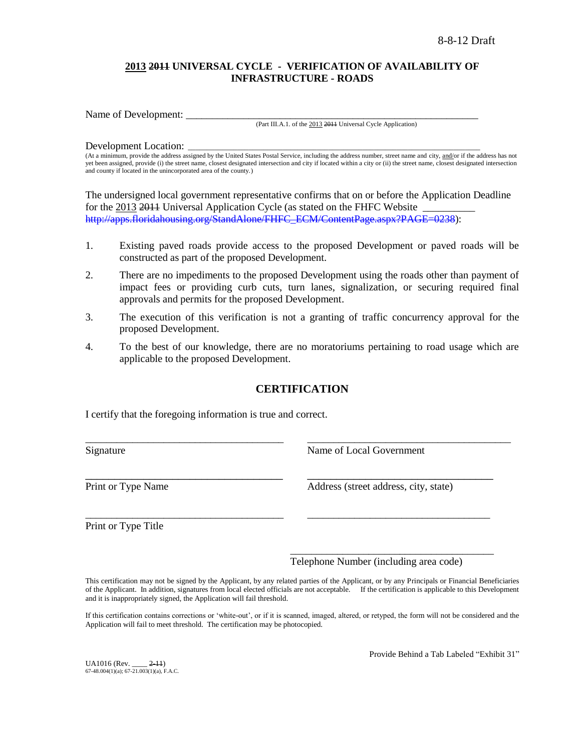8-8-12 Draft

## <u>2013</u> ~~2011~~ UNIVERSAL CYCLE - VERIFICATION OF AVAILABILITY OF INFRASTRUCTURE - ROADS

Name of Development: ___________________________________________________________

(Part III.A.1. of the <u>2013</u> ~~2011~~ Universal Cycle Application)

Development Location: __________________________________________________________

(At a minimum, provide the address assigned by the United States Postal Service, including the address number, street name and city, <u>and/</u>or if the address has not yet been assigned, provide (i) the street name, closest designated intersection and city if located within a city or (ii) the street name, closest designated intersection and county if located in the unincorporated area of the county.)

The undersigned local government representative confirms that on or before the Application Deadline for the <u>2013</u> ~~2011~~ Universal Application Cycle (as stated on the FHFC Website __________ ~~http://apps.floridahousing.org/StandAlone/FHFC_ECM/ContentPage.aspx?PAGE=0238~~):

1. Existing paved roads provide access to the proposed Development or paved roads will be constructed as part of the proposed Development.
2. There are no impediments to the proposed Development using the roads other than payment of impact fees or providing curb cuts, turn lanes, signalization, or securing required final approvals and permits for the proposed Development.
3. The execution of this verification is not a granting of traffic concurrency approval for the proposed Development.
4. To the best of our knowledge, there are no moratoriums pertaining to road usage which are applicable to the proposed Development.

## CERTIFICATION

I certify that the foregoing information is true and correct.

_______________________________________ _______________________________________

Signature Name of Local Government

_______________________________________ _______________________________________

Print or Type Name Address (street address, city, state)

_______________________________________ _______________________________________

Print or Type Title

_______________________________________

Telephone Number (including area code)

This certification may not be signed by the Applicant, by any related parties of the Applicant, or by any Principals or Financial Beneficiaries of the Applicant. In addition, signatures from local elected officials are not acceptable. If the certification is applicable to this Development and it is inappropriately signed, the Application will fail threshold.

If this certification contains corrections or 'white-out', or if it is scanned, imaged, altered, or retyped, the form will not be considered and the Application will fail to meet threshold. The certification may be photocopied.

Provide Behind a Tab Labeled "Exhibit 31"

UA1016 (Rev. ____ ~~2-11~~)
67-48.004(1)(a); 67-21.003(1)(a), F.A.C.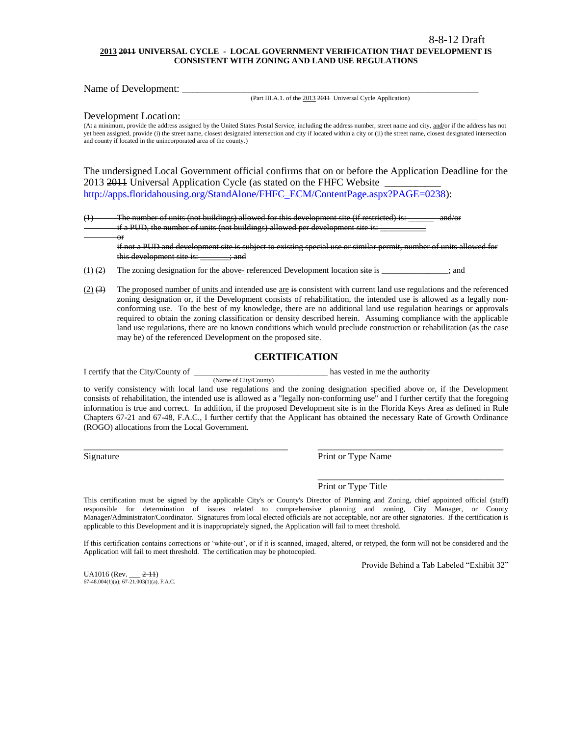8-8-12 Draft

**2013 ~~2011~~ UNIVERSAL CYCLE - LOCAL GOVERNMENT VERIFICATION THAT DEVELOPMENT IS CONSISTENT WITH ZONING AND LAND USE REGULATIONS**

Name of Development: ___________________________________________________________

(Part III.A.1. of the 2013 ~~2011~~ Universal Cycle Application)

Development Location: _________________________________________________________

(At a minimum, provide the address assigned by the United States Postal Service, including the address number, street name and city, and/or if the address has not yet been assigned, provide (i) the street name, closest designated intersection and city if located within a city or (ii) the street name, closest designated intersection and county if located in the unincorporated area of the county.)

The undersigned Local Government official confirms that on or before the Application Deadline for the 2013 ~~2011~~ Universal Application Cycle (as stated on the FHFC Website ___________ ~~http://apps.floridahousing.org/StandAlone/FHFC_ECM/ContentPage.aspx?PAGE=0238~~):

~~(1) The number of units (not buildings) allowed for this development site (if restricted) is: ______ and/or if a PUD, the number of units (not buildings) allowed per development site is: __________ or if not a PUD and development site is subject to existing special use or similar permit, number of units allowed for this development site is: _______; and~~

(1) ~~(2)~~ The zoning designation for the above- referenced Development location ~~site~~ is _______________; and

(2) ~~(3)~~ The proposed number of units and intended use are ~~is~~ consistent with current land use regulations and the referenced zoning designation or, if the Development consists of rehabilitation, the intended use is allowed as a legally non-conforming use. To the best of my knowledge, there are no additional land use regulation hearings or approvals required to obtain the zoning classification or density described herein. Assuming compliance with the applicable land use regulations, there are no known conditions which would preclude construction or rehabilitation (as the case may be) of the referenced Development on the proposed site.

## CERTIFICATION

I certify that the City/County of ______________________________ has vested in me the authority

(Name of City/County)

to verify consistency with local land use regulations and the zoning designation specified above or, if the Development consists of rehabilitation, the intended use is allowed as a "legally non-conforming use" and I further certify that the foregoing information is true and correct. In addition, if the proposed Development site is in the Florida Keys Area as defined in Rule Chapters 67-21 and 67-48, F.A.C., I further certify that the Applicant has obtained the necessary Rate of Growth Ordinance (ROGO) allocations from the Local Government.

_____________________________________________ Signature

_________________________________________ Print or Type Name

_________________________________________ Print or Type Title

This certification must be signed by the applicable City's or County's Director of Planning and Zoning, chief appointed official (staff) responsible for determination of issues related to comprehensive planning and zoning, City Manager, or County Manager/Administrator/Coordinator. Signatures from local elected officials are not acceptable, nor are other signatories. If the certification is applicable to this Development and it is inappropriately signed, the Application will fail to meet threshold.

If this certification contains corrections or 'white-out', or if it is scanned, imaged, altered, or retyped, the form will not be considered and the Application will fail to meet threshold. The certification may be photocopied.

Provide Behind a Tab Labeled "Exhibit 32"

UA1016 (Rev. ___ ~~2-11~~)
67-48.004(1)(a); 67-21.003(1)(a), F.A.C.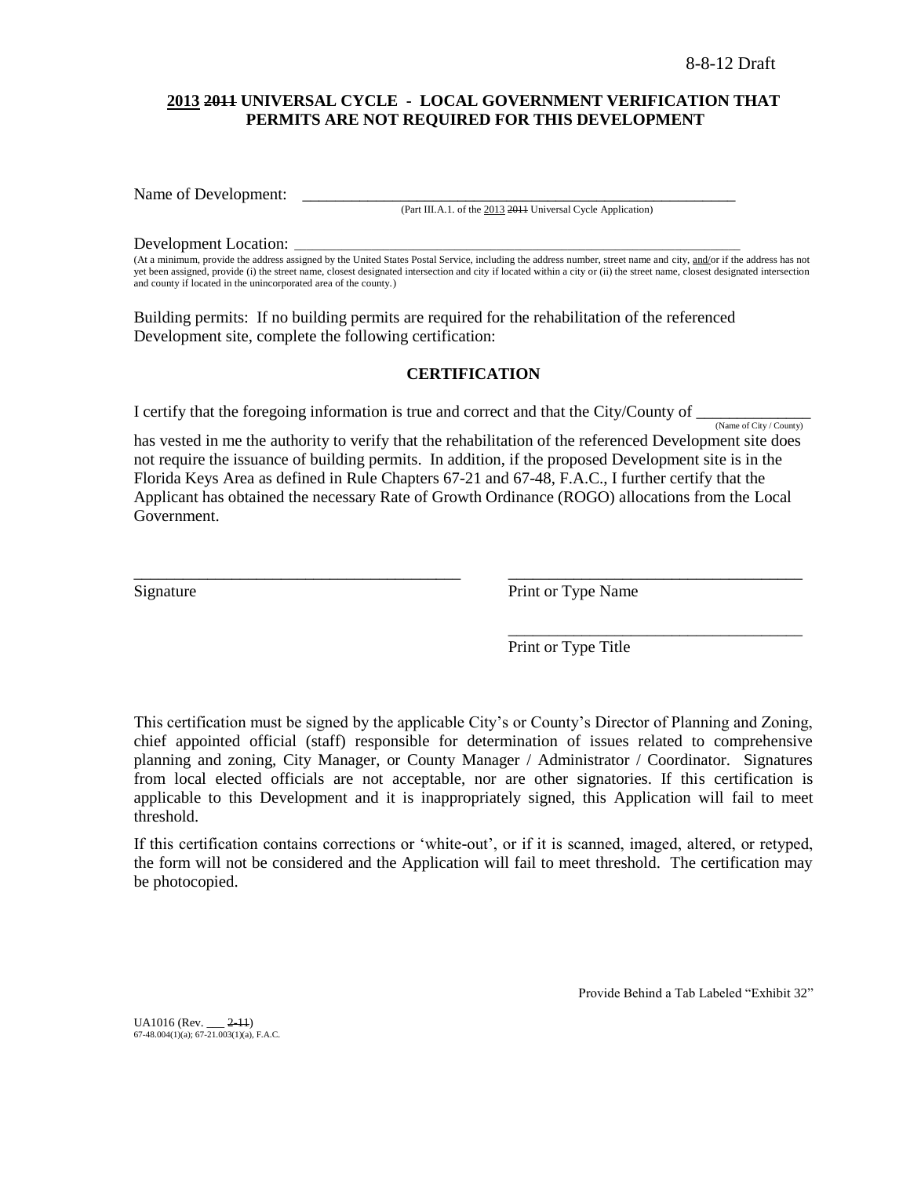8-8-12 Draft

**2013 ~~2011~~ UNIVERSAL CYCLE - LOCAL GOVERNMENT VERIFICATION THAT PERMITS ARE NOT REQUIRED FOR THIS DEVELOPMENT**

Name of Development: \_\_\_\_\_\_\_\_\_\_\_\_\_\_\_\_\_\_\_\_\_\_\_\_\_\_\_\_\_\_\_\_\_\_\_\_\_\_\_\_\_\_\_\_\_\_\_\_\_\_\_\_\_\_\_\_

(Part III.A.1. of the 2013 ~~2011~~ Universal Cycle Application)

Development Location: \_\_\_\_\_\_\_\_\_\_\_\_\_\_\_\_\_\_\_\_\_\_\_\_\_\_\_\_\_\_\_\_\_\_\_\_\_\_\_\_\_\_\_\_\_\_\_\_\_\_\_\_\_\_\_\_

(At a minimum, provide the address assigned by the United States Postal Service, including the address number, street name and city, and/or if the address has not yet been assigned, provide (i) the street name, closest designated intersection and city if located within a city or (ii) the street name, closest designated intersection and county if located in the unincorporated area of the county.)

Building permits: If no building permits are required for the rehabilitation of the referenced Development site, complete the following certification:

**CERTIFICATION**

I certify that the foregoing information is true and correct and that the City/County of \_\_\_\_\_\_\_\_\_\_\_\_\_\_ (Name of City / County) has vested in me the authority to verify that the rehabilitation of the referenced Development site does not require the issuance of building permits. In addition, if the proposed Development site is in the Florida Keys Area as defined in Rule Chapters 67-21 and 67-48, F.A.C., I further certify that the Applicant has obtained the necessary Rate of Growth Ordinance (ROGO) allocations from the Local Government.

\_\_\_\_\_\_\_\_\_\_\_\_\_\_\_\_\_\_\_\_\_\_\_\_\_\_\_\_\_\_\_\_\_\_\_\_\_\_\_\_ \_\_\_\_\_\_\_\_\_\_\_\_\_\_\_\_\_\_\_\_\_\_\_\_\_\_\_\_\_\_\_\_\_\_\_\_

Signature Print or Type Name

\_\_\_\_\_\_\_\_\_\_\_\_\_\_\_\_\_\_\_\_\_\_\_\_\_\_\_\_\_\_\_\_\_\_\_\_

Print or Type Title

This certification must be signed by the applicable City's or County's Director of Planning and Zoning, chief appointed official (staff) responsible for determination of issues related to comprehensive planning and zoning, City Manager, or County Manager / Administrator / Coordinator. Signatures from local elected officials are not acceptable, nor are other signatories. If this certification is applicable to this Development and it is inappropriately signed, this Application will fail to meet threshold.

If this certification contains corrections or 'white-out', or if it is scanned, imaged, altered, or retyped, the form will not be considered and the Application will fail to meet threshold. The certification may be photocopied.

Provide Behind a Tab Labeled "Exhibit 32"

UA1016 (Rev. \_\_\_ ~~2-11~~)
67-48.004(1)(a); 67-21.003(1)(a), F.A.C.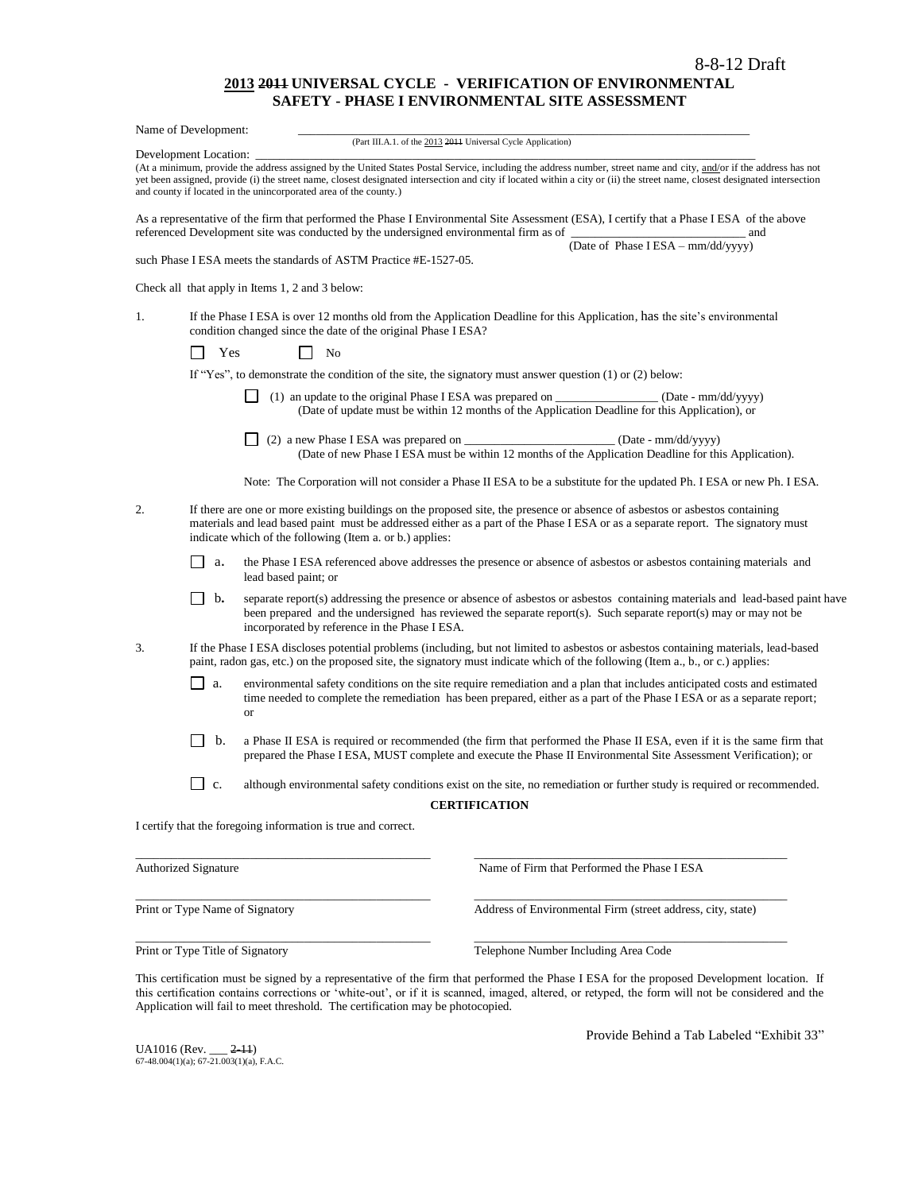8-8-12 Draft

# 2013 ~~2011~~ UNIVERSAL CYCLE - VERIFICATION OF ENVIRONMENTAL SAFETY - PHASE I ENVIRONMENTAL SITE ASSESSMENT

Name of Development: ________________________________________________________________________
(Part III.A.1. of the 2013 ~~2011~~ Universal Cycle Application)

Development Location: ________________________________________________________________________
(At a minimum, provide the address assigned by the United States Postal Service, including the address number, street name and city, and/or if the address has not yet been assigned, provide (i) the street name, closest designated intersection and city if located within a city or (ii) the street name, closest designated intersection and county if located in the unincorporated area of the county.)

As a representative of the firm that performed the Phase I Environmental Site Assessment (ESA), I certify that a Phase I ESA of the above referenced Development site was conducted by the undersigned environmental firm as of ____________________________ and
(Date of Phase I ESA – mm/dd/yyyy)

such Phase I ESA meets the standards of ASTM Practice #E-1527-05.

Check all that apply in Items 1, 2 and 3 below:

1. If the Phase I ESA is over 12 months old from the Application Deadline for this Application, has the site's environmental condition changed since the date of the original Phase I ESA?

   ☐ Yes ☐ No

   If "Yes", to demonstrate the condition of the site, the signatory must answer question (1) or (2) below:

   ☐ (1) an update to the original Phase I ESA was prepared on _________________ (Date - mm/dd/yyyy)
   (Date of update must be within 12 months of the Application Deadline for this Application), or

   ☐ (2) a new Phase I ESA was prepared on ________________________ (Date - mm/dd/yyyy)
   (Date of new Phase I ESA must be within 12 months of the Application Deadline for this Application).

   Note: The Corporation will not consider a Phase II ESA to be a substitute for the updated Ph. I ESA or new Ph. I ESA.

2. If there are one or more existing buildings on the proposed site, the presence or absence of asbestos or asbestos containing materials and lead based paint must be addressed either as a part of the Phase I ESA or as a separate report. The signatory must indicate which of the following (Item a. or b.) applies:

   ☐ a. the Phase I ESA referenced above addresses the presence or absence of asbestos or asbestos containing materials and lead based paint; or

   ☐ b. separate report(s) addressing the presence or absence of asbestos or asbestos containing materials and lead-based paint have been prepared and the undersigned has reviewed the separate report(s). Such separate report(s) may or may not be incorporated by reference in the Phase I ESA.

3. If the Phase I ESA discloses potential problems (including, but not limited to asbestos or asbestos containing materials, lead-based paint, radon gas, etc.) on the proposed site, the signatory must indicate which of the following (Item a., b., or c.) applies:

   ☐ a. environmental safety conditions on the site require remediation and a plan that includes anticipated costs and estimated time needed to complete the remediation has been prepared, either as a part of the Phase I ESA or as a separate report; or

   ☐ b. a Phase II ESA is required or recommended (the firm that performed the Phase II ESA, even if it is the same firm that prepared the Phase I ESA, MUST complete and execute the Phase II Environmental Site Assessment Verification); or

   ☐ c. although environmental safety conditions exist on the site, no remediation or further study is required or recommended.

**CERTIFICATION**

I certify that the foregoing information is true and correct.

| | |
|---|---|
| ________________________________ | ________________________________ |
| Authorized Signature | Name of Firm that Performed the Phase I ESA |
| ________________________________ | ________________________________ |
| Print or Type Name of Signatory | Address of Environmental Firm (street address, city, state) |
| ________________________________ | ________________________________ |
| Print or Type Title of Signatory | Telephone Number Including Area Code |

This certification must be signed by a representative of the firm that performed the Phase I ESA for the proposed Development location. If this certification contains corrections or 'white-out', or if it is scanned, imaged, altered, or retyped, the form will not be considered and the Application will fail to meet threshold. The certification may be photocopied.

Provide Behind a Tab Labeled "Exhibit 33"

UA1016 (Rev. ___ ~~2-11~~)
67-48.004(1)(a); 67-21.003(1)(a), F.A.C.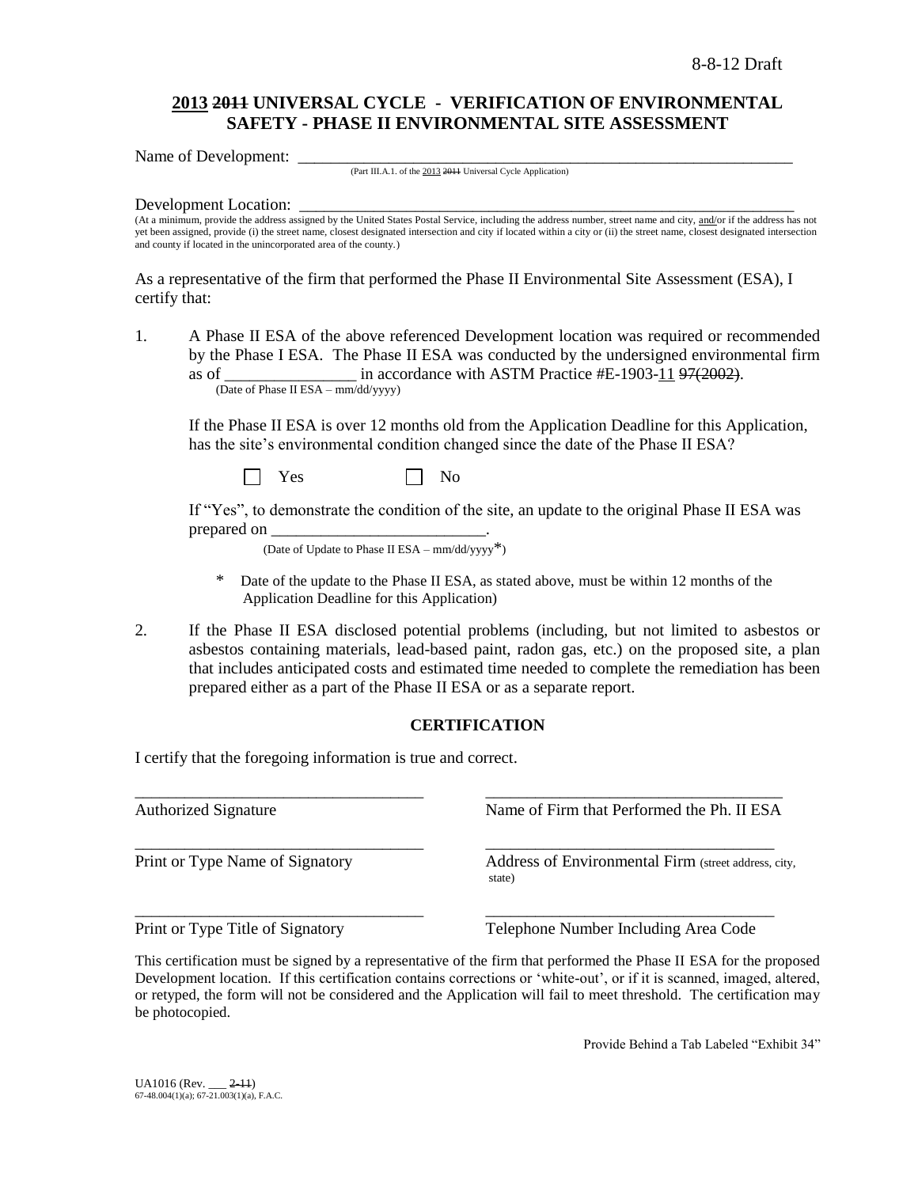8-8-12 Draft

# 2013 ~~2011~~ UNIVERSAL CYCLE - VERIFICATION OF ENVIRONMENTAL SAFETY - PHASE II ENVIRONMENTAL SITE ASSESSMENT

Name of Development: ____________________________________________________________

(Part III.A.1. of the 2013 ~~2011~~ Universal Cycle Application)

Development Location: ____________________________________________________________

(At a minimum, provide the address assigned by the United States Postal Service, including the address number, street name and city, and/or if the address has not yet been assigned, provide (i) the street name, closest designated intersection and city if located within a city or (ii) the street name, closest designated intersection and county if located in the unincorporated area of the county.)

As a representative of the firm that performed the Phase II Environmental Site Assessment (ESA), I certify that:

1. A Phase II ESA of the above referenced Development location was required or recommended by the Phase I ESA. The Phase II ESA was conducted by the undersigned environmental firm as of ________________ in accordance with ASTM Practice #E-1903-11 ~~97(2002)~~.
(Date of Phase II ESA – mm/dd/yyyy)

   If the Phase II ESA is over 12 months old from the Application Deadline for this Application, has the site's environmental condition changed since the date of the Phase II ESA?

   ☐ Yes ☐ No

   If "Yes", to demonstrate the condition of the site, an update to the original Phase II ESA was prepared on __________________________.
   (Date of Update to Phase II ESA – mm/dd/yyyy*)

   \* Date of the update to the Phase II ESA, as stated above, must be within 12 months of the Application Deadline for this Application)

2. If the Phase II ESA disclosed potential problems (including, but not limited to asbestos or asbestos containing materials, lead-based paint, radon gas, etc.) on the proposed site, a plan that includes anticipated costs and estimated time needed to complete the remediation has been prepared either as a part of the Phase II ESA or as a separate report.

## CERTIFICATION

I certify that the foregoing information is true and correct.

___________________________________ ___________________________________
Authorized Signature Name of Firm that Performed the Ph. II ESA

___________________________________ ___________________________________
Print or Type Name of Signatory Address of Environmental Firm (street address, city, state)

___________________________________ ___________________________________
Print or Type Title of Signatory Telephone Number Including Area Code

This certification must be signed by a representative of the firm that performed the Phase II ESA for the proposed Development location. If this certification contains corrections or 'white-out', or if it is scanned, imaged, altered, or retyped, the form will not be considered and the Application will fail to meet threshold. The certification may be photocopied.

Provide Behind a Tab Labeled "Exhibit 34"

UA1016 (Rev. ___ ~~2-11~~)
67-48.004(1)(a); 67-21.003(1)(a), F.A.C.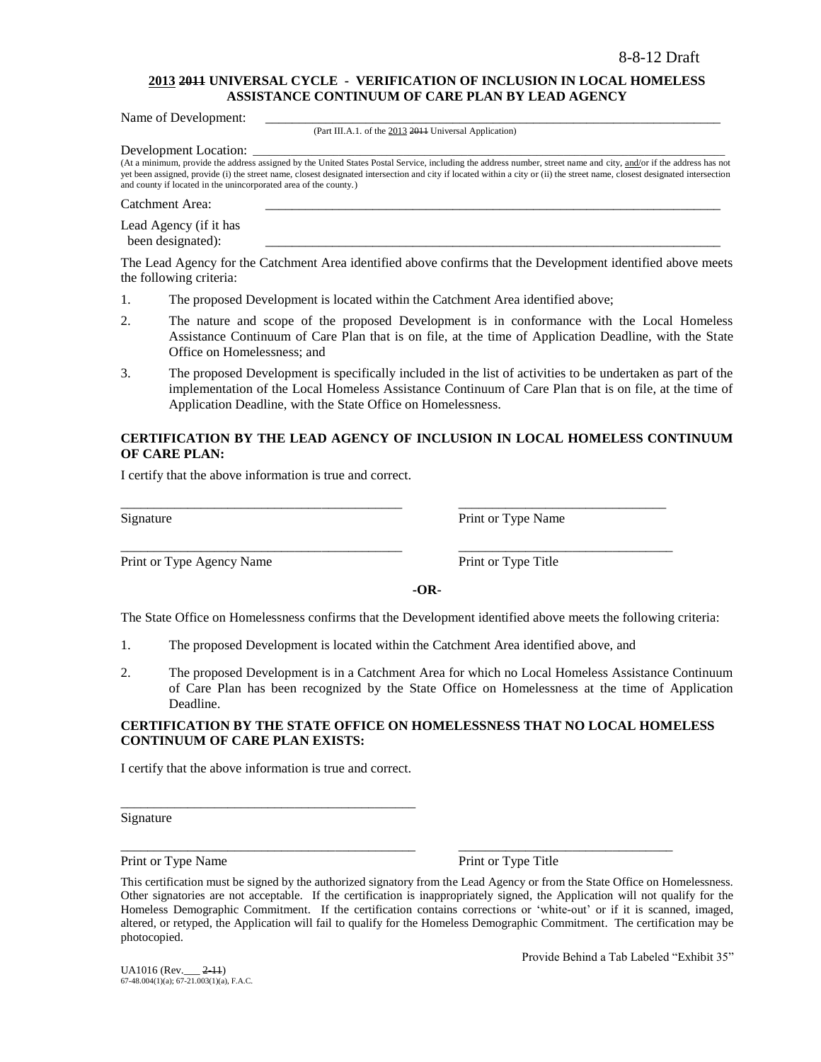8-8-12 Draft

**2013 ~~2011~~ UNIVERSAL CYCLE - VERIFICATION OF INCLUSION IN LOCAL HOMELESS ASSISTANCE CONTINUUM OF CARE PLAN BY LEAD AGENCY**

Name of Development: ___________________________________________________________________

(Part III.A.1. of the 2013 ~~2011~~ Universal Application)

Development Location: ___________________________________________________________________

(At a minimum, provide the address assigned by the United States Postal Service, including the address number, street name and city, and/or if the address has not yet been assigned, provide (i) the street name, closest designated intersection and city if located within a city or (ii) the street name, closest designated intersection and county if located in the unincorporated area of the county.)

Catchment Area: ___________________________________________________________________

Lead Agency (if it has been designated): ___________________________________________________________________

The Lead Agency for the Catchment Area identified above confirms that the Development identified above meets the following criteria:

1. The proposed Development is located within the Catchment Area identified above;
2. The nature and scope of the proposed Development is in conformance with the Local Homeless Assistance Continuum of Care Plan that is on file, at the time of Application Deadline, with the State Office on Homelessness; and
3. The proposed Development is specifically included in the list of activities to be undertaken as part of the implementation of the Local Homeless Assistance Continuum of Care Plan that is on file, at the time of Application Deadline, with the State Office on Homelessness.

**CERTIFICATION BY THE LEAD AGENCY OF INCLUSION IN LOCAL HOMELESS CONTINUUM OF CARE PLAN:**

I certify that the above information is true and correct.

_________________________________________ _______________________________

Signature Print or Type Name

_________________________________________ _______________________________

Print or Type Agency Name Print or Type Title

**-OR-**

The State Office on Homelessness confirms that the Development identified above meets the following criteria:

1. The proposed Development is located within the Catchment Area identified above, and
2. The proposed Development is in a Catchment Area for which no Local Homeless Assistance Continuum of Care Plan has been recognized by the State Office on Homelessness at the time of Application Deadline.

**CERTIFICATION BY THE STATE OFFICE ON HOMELESSNESS THAT NO LOCAL HOMELESS CONTINUUM OF CARE PLAN EXISTS:**

I certify that the above information is true and correct.

_________________________________________

Signature

_________________________________________ _______________________________

Print or Type Name Print or Type Title

This certification must be signed by the authorized signatory from the Lead Agency or from the State Office on Homelessness. Other signatories are not acceptable. If the certification is inappropriately signed, the Application will not qualify for the Homeless Demographic Commitment. If the certification contains corrections or 'white-out' or if it is scanned, imaged, altered, or retyped, the Application will fail to qualify for the Homeless Demographic Commitment. The certification may be photocopied.

Provide Behind a Tab Labeled "Exhibit 35"

UA1016 (Rev.___ ~~2-11~~)
67-48.004(1)(a); 67-21.003(1)(a), F.A.C.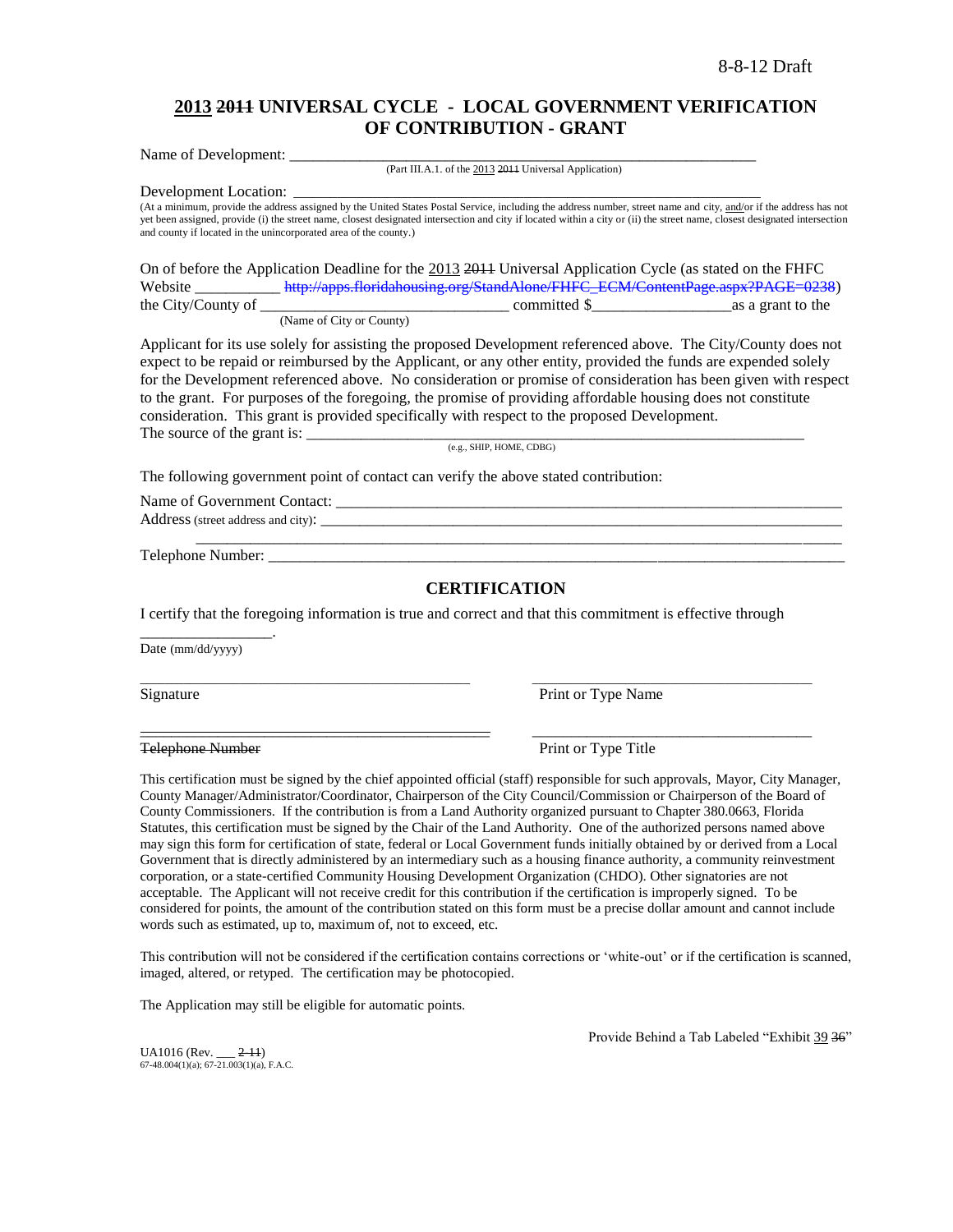# 2013 ~~2011~~ UNIVERSAL CYCLE - LOCAL GOVERNMENT VERIFICATION OF CONTRIBUTION - GRANT

Name of Development: ___________________________________________________________

(Part III.A.1. of the 2013 ~~2011~~ Universal Application)

Development Location: ___________________________________________________________

(At a minimum, provide the address assigned by the United States Postal Service, including the address number, street name and city, and/or if the address has not yet been assigned, provide (i) the street name, closest designated intersection and city if located within a city or (ii) the street name, closest designated intersection and county if located in the unincorporated area of the county.)

On of before the Application Deadline for the 2013 ~~2011~~ Universal Application Cycle (as stated on the FHFC Website ___________ ~~http://apps.floridahousing.org/StandAlone/FHFC_ECM/ContentPage.aspx?PAGE=0238~~) the City/County of _______________________________ committed $_________________ as a grant to the

(Name of City or County)

Applicant for its use solely for assisting the proposed Development referenced above. The City/County does not expect to be repaid or reimbursed by the Applicant, or any other entity, provided the funds are expended solely for the Development referenced above. No consideration or promise of consideration has been given with respect to the grant. For purposes of the foregoing, the promise of providing affordable housing does not constitute consideration. This grant is provided specifically with respect to the proposed Development.

The source of the grant is: ___________________________________________________________

(e.g., SHIP, HOME, CDBG)

The following government point of contact can verify the above stated contribution:

Name of Government Contact: ___________________________________________________________

Address (street address and city): ___________________________________________________________

___________________________________________________________

Telephone Number: ___________________________________________________________

## CERTIFICATION

I certify that the foregoing information is true and correct and that this commitment is effective through

_________________.

Date (mm/dd/yyyy)

_____________________________ _____________________________

Signature Print or Type Name

_____________________________ _____________________________

~~Telephone Number~~ Print or Type Title

This certification must be signed by the chief appointed official (staff) responsible for such approvals, Mayor, City Manager, County Manager/Administrator/Coordinator, Chairperson of the City Council/Commission or Chairperson of the Board of County Commissioners. If the contribution is from a Land Authority organized pursuant to Chapter 380.0663, Florida Statutes, this certification must be signed by the Chair of the Land Authority. One of the authorized persons named above may sign this form for certification of state, federal or Local Government funds initially obtained by or derived from a Local Government that is directly administered by an intermediary such as a housing finance authority, a community reinvestment corporation, or a state-certified Community Housing Development Organization (CHDO). Other signatories are not acceptable. The Applicant will not receive credit for this contribution if the certification is improperly signed. To be considered for points, the amount of the contribution stated on this form must be a precise dollar amount and cannot include words such as estimated, up to, maximum of, not to exceed, etc.

This contribution will not be considered if the certification contains corrections or 'white-out' or if the certification is scanned, imaged, altered, or retyped. The certification may be photocopied.

The Application may still be eligible for automatic points.

Provide Behind a Tab Labeled "Exhibit 39 ~~36~~"

UA1016 (Rev. ___ ~~2-11~~)
67-48.004(1)(a); 67-21.003(1)(a), F.A.C.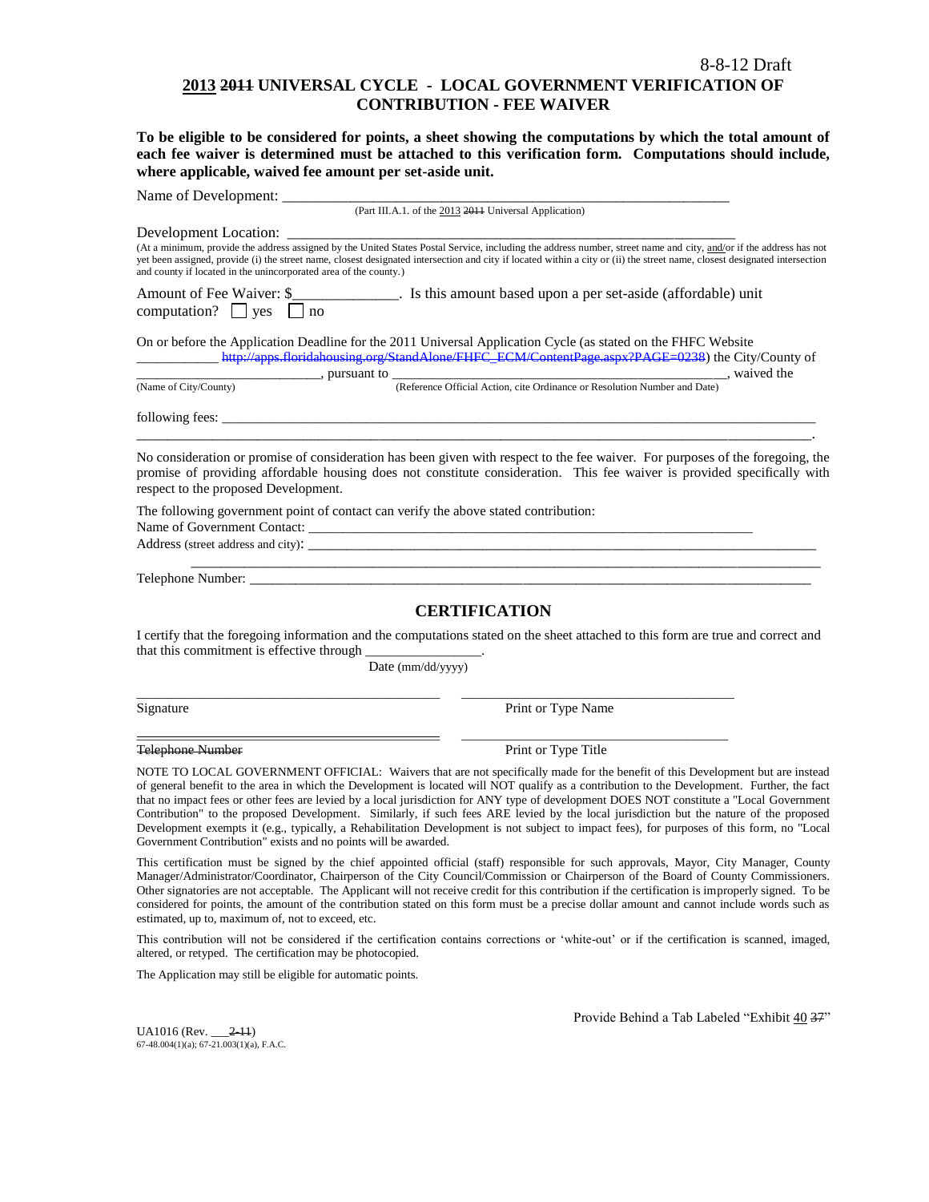8-8-12 Draft

# <u>2013</u> ~~2011~~ UNIVERSAL CYCLE - LOCAL GOVERNMENT VERIFICATION OF CONTRIBUTION - FEE WAIVER

**To be eligible to be considered for points, a sheet showing the computations by which the total amount of each fee waiver is determined must be attached to this verification form. Computations should include, where applicable, waived fee amount per set-aside unit.**

Name of Development: ____________________________________________________________
(Part III.A.1. of the <u>2013</u> ~~2011~~ Universal Application)

Development Location: ___________________________________________________________
(At a minimum, provide the address assigned by the United States Postal Service, including the address number, street name and city, <u>and/</u>or if the address has not yet been assigned, provide (i) the street name, closest designated intersection and city if located within a city or (ii) the street name, closest designated intersection and county if located in the unincorporated area of the county.)

Amount of Fee Waiver: $_____________. Is this amount based upon a per set-aside (affordable) unit computation? ☐ yes ☐ no

On or before the Application Deadline for the 2011 Universal Application Cycle (as stated on the FHFC Website ___________ ~~http://apps.floridahousing.org/StandAlone/FHFC_ECM/ContentPage.aspx?PAGE=0238~~) the City/County of __________________________, pursuant to _______________________________________________, waived the
(Name of City/County) (Reference Official Action, cite Ordinance or Resolution Number and Date)

following fees: ____________________________________________________________________________
_________________________________________________________________________________________.

No consideration or promise of consideration has been given with respect to the fee waiver. For purposes of the foregoing, the promise of providing affordable housing does not constitute consideration. This fee waiver is provided specifically with respect to the proposed Development.

The following government point of contact can verify the above stated contribution:
Name of Government Contact: _________________________________________________________
Address (street address and city): ______________________________________________________________
_______________________________________________________________________________
Telephone Number: _____________________________________________________________________

## CERTIFICATION

I certify that the foregoing information and the computations stated on the sheet attached to this form are true and correct and that this commitment is effective through ________________.
Date (mm/dd/yyyy)

_____________________________________ _____________________________________
Signature Print or Type Name

~~_____________________________________~~ _____________________________________
~~Telephone Number~~ Print or Type Title

NOTE TO LOCAL GOVERNMENT OFFICIAL: Waivers that are not specifically made for the benefit of this Development but are instead of general benefit to the area in which the Development is located will NOT qualify as a contribution to the Development. Further, the fact that no impact fees or other fees are levied by a local jurisdiction for ANY type of development DOES NOT constitute a "Local Government Contribution" to the proposed Development. Similarly, if such fees ARE levied by the local jurisdiction but the nature of the proposed Development exempts it (e.g., typically, a Rehabilitation Development is not subject to impact fees), for purposes of this form, no "Local Government Contribution" exists and no points will be awarded.

This certification must be signed by the chief appointed official (staff) responsible for such approvals, Mayor, City Manager, County Manager/Administrator/Coordinator, Chairperson of the City Council/Commission or Chairperson of the Board of County Commissioners. Other signatories are not acceptable. The Applicant will not receive credit for this contribution if the certification is improperly signed. To be considered for points, the amount of the contribution stated on this form must be a precise dollar amount and cannot include words such as estimated, up to, maximum of, not to exceed, etc.

This contribution will not be considered if the certification contains corrections or 'white-out' or if the certification is scanned, imaged, altered, or retyped. The certification may be photocopied.

The Application may still be eligible for automatic points.

Provide Behind a Tab Labeled "Exhibit <u>40</u> ~~37~~"

UA1016 (Rev. ___~~2-11~~)
67-48.004(1)(a); 67-21.003(1)(a), F.A.C.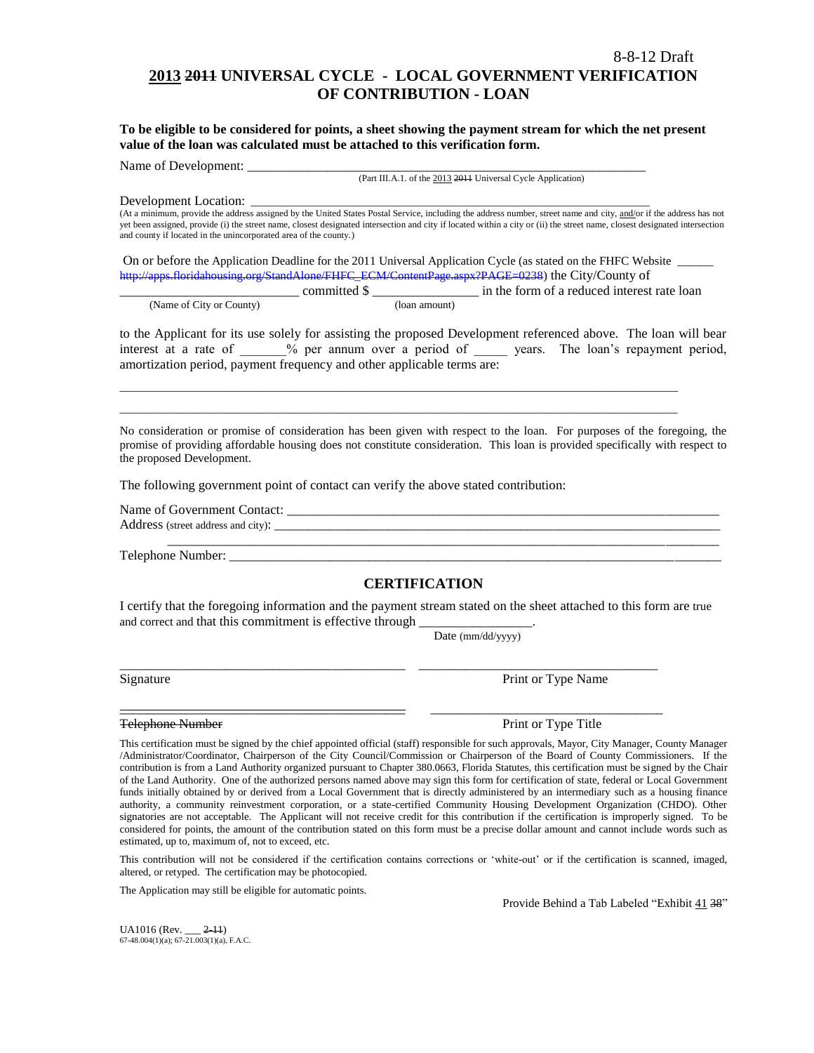8-8-12 Draft

# 2013 ~~2011~~ UNIVERSAL CYCLE - LOCAL GOVERNMENT VERIFICATION OF CONTRIBUTION - LOAN

**To be eligible to be considered for points, a sheet showing the payment stream for which the net present value of the loan was calculated must be attached to this verification form.**

Name of Development: ___________________________________________________________

(Part III.A.1. of the 2013 ~~2011~~ Universal Cycle Application)

Development Location: __________________________________________________________

(At a minimum, provide the address assigned by the United States Postal Service, including the address number, street name and city, and/or if the address has not yet been assigned, provide (i) the street name, closest designated intersection and city if located within a city or (ii) the street name, closest designated intersection and county if located in the unincorporated area of the county.)

On or before the Application Deadline for the 2011 Universal Application Cycle (as stated on the FHFC Website ______ ~~http://apps.floridahousing.org/StandAlone/FHFC_ECM/ContentPage.aspx?PAGE=0238~~) the City/County of ___________________________ committed $ ________________ in the form of a reduced interest rate loan

(Name of City or County) (loan amount)

to the Applicant for its use solely for assisting the proposed Development referenced above. The loan will bear interest at a rate of _______% per annum over a period of _____ years. The loan's repayment period, amortization period, payment frequency and other applicable terms are:

_____________________________________________________________________________________

_____________________________________________________________________________________

No consideration or promise of consideration has been given with respect to the loan. For purposes of the foregoing, the promise of providing affordable housing does not constitute consideration. This loan is provided specifically with respect to the proposed Development.

The following government point of contact can verify the above stated contribution:

Name of Government Contact: ____________________________________________________________

Address (street address and city): ________________________________________________________

_____________________________________________________________________________

Telephone Number: ___________________________________________________________________

## CERTIFICATION

I certify that the foregoing information and the payment stream stated on the sheet attached to this form are true and correct and that this commitment is effective through _________________.

Date (mm/dd/yyyy)

_____________________________________________ ____________________________________

Signature Print or Type Name

_____________________________________________ ____________________________________

~~Telephone Number~~ Print or Type Title

This certification must be signed by the chief appointed official (staff) responsible for such approvals, Mayor, City Manager, County Manager /Administrator/Coordinator, Chairperson of the City Council/Commission or Chairperson of the Board of County Commissioners. If the contribution is from a Land Authority organized pursuant to Chapter 380.0663, Florida Statutes, this certification must be signed by the Chair of the Land Authority. One of the authorized persons named above may sign this form for certification of state, federal or Local Government funds initially obtained by or derived from a Local Government that is directly administered by an intermediary such as a housing finance authority, a community reinvestment corporation, or a state-certified Community Housing Development Organization (CHDO). Other signatories are not acceptable. The Applicant will not receive credit for this contribution if the certification is improperly signed. To be considered for points, the amount of the contribution stated on this form must be a precise dollar amount and cannot include words such as estimated, up to, maximum of, not to exceed, etc.

This contribution will not be considered if the certification contains corrections or 'white-out' or if the certification is scanned, imaged, altered, or retyped. The certification may be photocopied.

The Application may still be eligible for automatic points.

Provide Behind a Tab Labeled "Exhibit 41 ~~38~~"

UA1016 (Rev. ___ ~~2-11~~)
67-48.004(1)(a); 67-21.003(1)(a), F.A.C.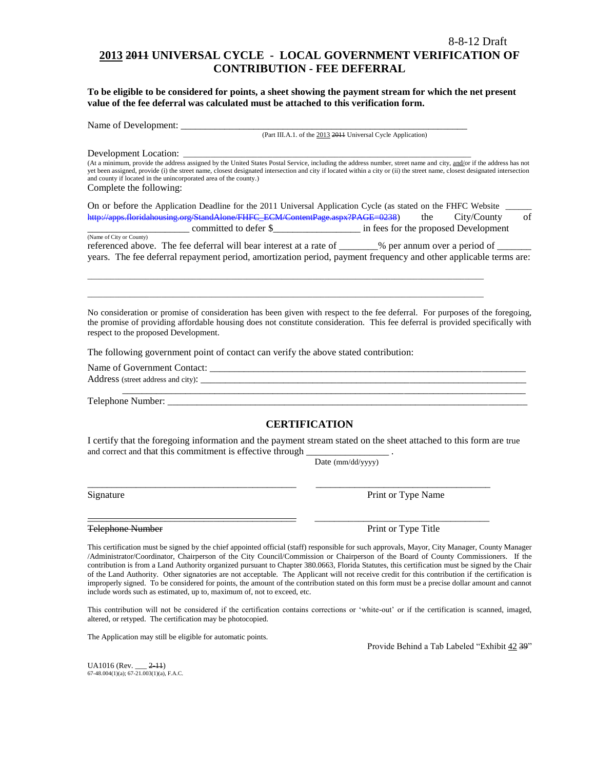8-8-12 Draft

# 2013 ~~2011~~ UNIVERSAL CYCLE - LOCAL GOVERNMENT VERIFICATION OF CONTRIBUTION - FEE DEFERRAL

**To be eligible to be considered for points, a sheet showing the payment stream for which the net present value of the fee deferral was calculated must be attached to this verification form.**

Name of Development: ___________________________________________________________
(Part III.A.1. of the 2013 ~~2011~~ Universal Cycle Application)

Development Location: ___________________________________________________________
(At a minimum, provide the address assigned by the United States Postal Service, including the address number, street name and city, and/or if the address has not yet been assigned, provide (i) the street name, closest designated intersection and city if located within a city or (ii) the street name, closest designated intersection and county if located in the unincorporated area of the county.)

Complete the following:

On or before the Application Deadline for the 2011 Universal Application Cycle (as stated on the FHFC Website ______ ~~http://apps.floridahousing.org/StandAlone/FHFC_ECM/ContentPage.aspx?PAGE=0238~~) the City/County of ______________________ committed to defer $__________________ in fees for the proposed Development
(Name of City or County)
referenced above. The fee deferral will bear interest at a rate of ________% per annum over a period of _______ years. The fee deferral repayment period, amortization period, payment frequency and other applicable terms are:

_____________________________________________________________________________________

_____________________________________________________________________________________

No consideration or promise of consideration has been given with respect to the fee deferral. For purposes of the foregoing, the promise of providing affordable housing does not constitute consideration. This fee deferral is provided specifically with respect to the proposed Development.

The following government point of contact can verify the above stated contribution:

Name of Government Contact: ___________________________________________________________

Address (street address and city): ___________________________________________________________
___________________________________________________________

Telephone Number: ___________________________________________________________

## CERTIFICATION

I certify that the foregoing information and the payment stream stated on the sheet attached to this form are true and correct and that this commitment is effective through ________________ .
Date (mm/dd/yyyy)

_____________________________________ _____________________________________
Signature Print or Type Name

_____________________________________ _____________________________________
~~Telephone Number~~ Print or Type Title

This certification must be signed by the chief appointed official (staff) responsible for such approvals, Mayor, City Manager, County Manager /Administrator/Coordinator, Chairperson of the City Council/Commission or Chairperson of the Board of County Commissioners. If the contribution is from a Land Authority organized pursuant to Chapter 380.0663, Florida Statutes, this certification must be signed by the Chair of the Land Authority. Other signatories are not acceptable. The Applicant will not receive credit for this contribution if the certification is improperly signed. To be considered for points, the amount of the contribution stated on this form must be a precise dollar amount and cannot include words such as estimated, up to, maximum of, not to exceed, etc.

This contribution will not be considered if the certification contains corrections or 'white-out' or if the certification is scanned, imaged, altered, or retyped. The certification may be photocopied.

The Application may still be eligible for automatic points.

Provide Behind a Tab Labeled "Exhibit 42 ~~39~~"

UA1016 (Rev. ___ ~~2-11~~)
67-48.004(1)(a); 67-21.003(1)(a), F.A.C.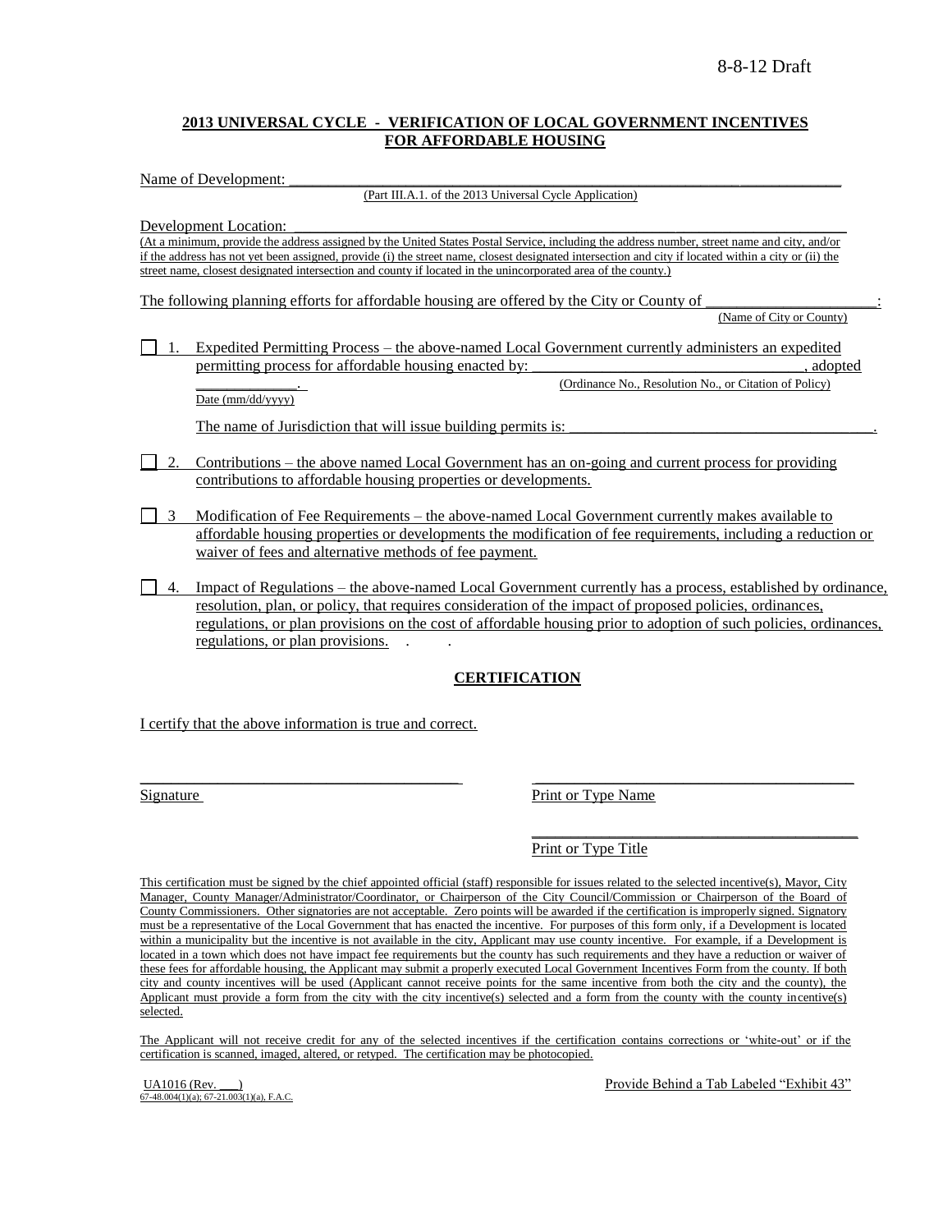8-8-12 Draft

**2013 UNIVERSAL CYCLE - VERIFICATION OF LOCAL GOVERNMENT INCENTIVES FOR AFFORDABLE HOUSING**

Name of Development: ___________________________________________________________________________

(Part III.A.1. of the 2013 Universal Cycle Application)

Development Location: _________________________________________________________________________

(At a minimum, provide the address assigned by the United States Postal Service, including the address number, street name and city, and/or if the address has not yet been assigned, provide (i) the street name, closest designated intersection and city if located within a city or (ii) the street name, closest designated intersection and county if located in the unincorporated area of the county.)

The following planning efforts for affordable housing are offered by the City or County of ______________________:

(Name of City or County)

☐ 1. Expedited Permitting Process – the above-named Local Government currently administers an expedited permitting process for affordable housing enacted by: ___________________________________, adopted _____________.

(Ordinance No., Resolution No., or Citation of Policy)

Date (mm/dd/yyyy)

The name of Jurisdiction that will issue building permits is: _______________________________________.

☐ 2. Contributions – the above named Local Government has an on-going and current process for providing contributions to affordable housing properties or developments.

☐ 3 Modification of Fee Requirements – the above-named Local Government currently makes available to affordable housing properties or developments the modification of fee requirements, including a reduction or waiver of fees and alternative methods of fee payment.

☐ 4. Impact of Regulations – the above-named Local Government currently has a process, established by ordinance, resolution, plan, or policy, that requires consideration of the impact of proposed policies, ordinances, regulations, or plan provisions on the cost of affordable housing prior to adoption of such policies, ordinances, regulations, or plan provisions. . .

## CERTIFICATION

I certify that the above information is true and correct.

_________________________________________ _________________________________________

Signature Print or Type Name

_________________________________________

Print or Type Title

This certification must be signed by the chief appointed official (staff) responsible for issues related to the selected incentive(s), Mayor, City Manager, County Manager/Administrator/Coordinator, or Chairperson of the City Council/Commission or Chairperson of the Board of County Commissioners. Other signatories are not acceptable. Zero points will be awarded if the certification is improperly signed. Signatory must be a representative of the Local Government that has enacted the incentive. For purposes of this form only, if a Development is located within a municipality but the incentive is not available in the city, Applicant may use county incentive. For example, if a Development is located in a town which does not have impact fee requirements but the county has such requirements and they have a reduction or waiver of these fees for affordable housing, the Applicant may submit a properly executed Local Government Incentives Form from the county. If both city and county incentives will be used (Applicant cannot receive points for the same incentive from both the city and the county), the Applicant must provide a form from the city with the city incentive(s) selected and a form from the county with the county incentive(s) selected.

The Applicant will not receive credit for any of the selected incentives if the certification contains corrections or 'white-out' or if the certification is scanned, imaged, altered, or retyped. The certification may be photocopied.

UA1016 (Rev. ___)
67-48.004(1)(a); 67-21.003(1)(a), F.A.C.

Provide Behind a Tab Labeled "Exhibit 43"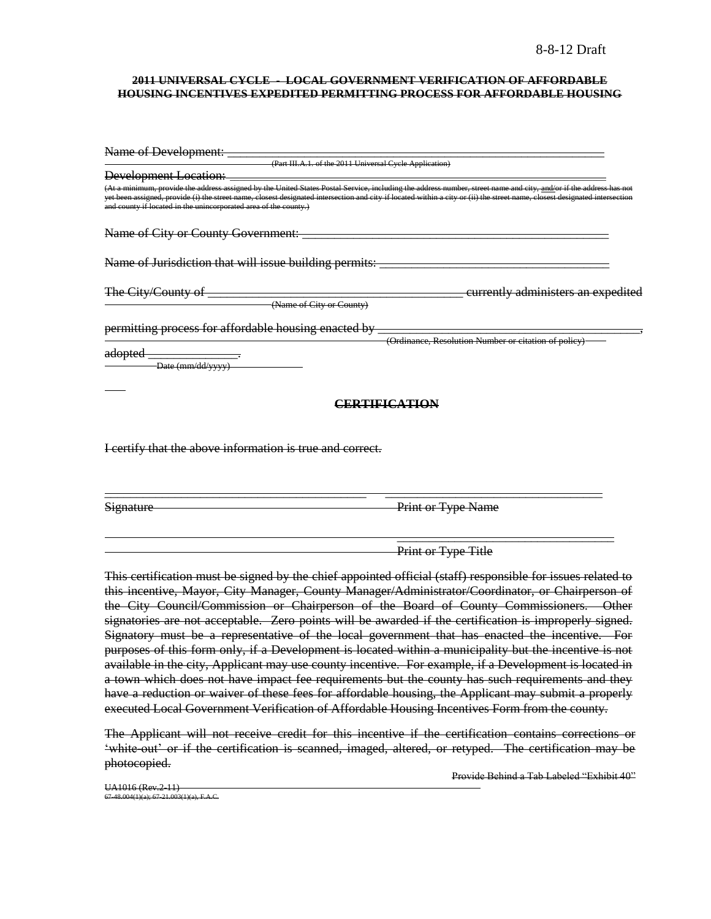8-8-12 Draft

~~**2011 UNIVERSAL CYCLE - LOCAL GOVERNMENT VERIFICATION OF AFFORDABLE HOUSING INCENTIVES EXPEDITED PERMITTING PROCESS FOR AFFORDABLE HOUSING**~~

~~Name of Development:~~ ___________________________________________________________

~~(Part III.A.1. of the 2011 Universal Cycle Application)~~

~~Development Location:~~ ___________________________________________________________

~~(At a minimum, provide the address assigned by the United States Postal Service, including the address number, street name and city, and/or if the address has not yet been assigned, provide (i) the street name, closest designated intersection and city if located within a city or (ii) the street name, closest designated intersection and county if located in the unincorporated area of the county.)~~

~~Name of City or County Government:~~ _______________________________________________

~~Name of Jurisdiction that will issue building permits:~~ ___________________________________

~~The City/County of~~ _______________________________________ ~~currently administers an expedited~~

~~(Name of City or County)~~

~~permitting process for affordable housing enacted by~~ _________________________________________,

~~(Ordinance, Resolution Number or citation of policy)~~

~~adopted~~ ______________.

~~Date (mm/dd/yyyy)~~

~~**CERTIFICATION**~~

~~I certify that the above information is true and correct.~~

_________________________________________ _________________________________

~~Signature~~ ~~Print or Type Name~~

_________________________________

~~Print or Type Title~~

~~This certification must be signed by the chief appointed official (staff) responsible for issues related to this incentive, Mayor, City Manager, County Manager/Administrator/Coordinator, or Chairperson of the City Council/Commission or Chairperson of the Board of County Commissioners. Other signatories are not acceptable. Zero points will be awarded if the certification is improperly signed. Signatory must be a representative of the local government that has enacted the incentive. For purposes of this form only, if a Development is located within a municipality but the incentive is not available in the city, Applicant may use county incentive. For example, if a Development is located in a town which does not have impact fee requirements but the county has such requirements and they have a reduction or waiver of these fees for affordable housing, the Applicant may submit a properly executed Local Government Verification of Affordable Housing Incentives Form from the county.~~

~~The Applicant will not receive credit for this incentive if the certification contains corrections or 'white-out' or if the certification is scanned, imaged, altered, or retyped. The certification may be photocopied.~~

~~Provide Behind a Tab Labeled "Exhibit 40"~~

~~UA1016 (Rev.2-11)~~
~~67-48.004(1)(a); 67-21.003(1)(a), F.A.C.~~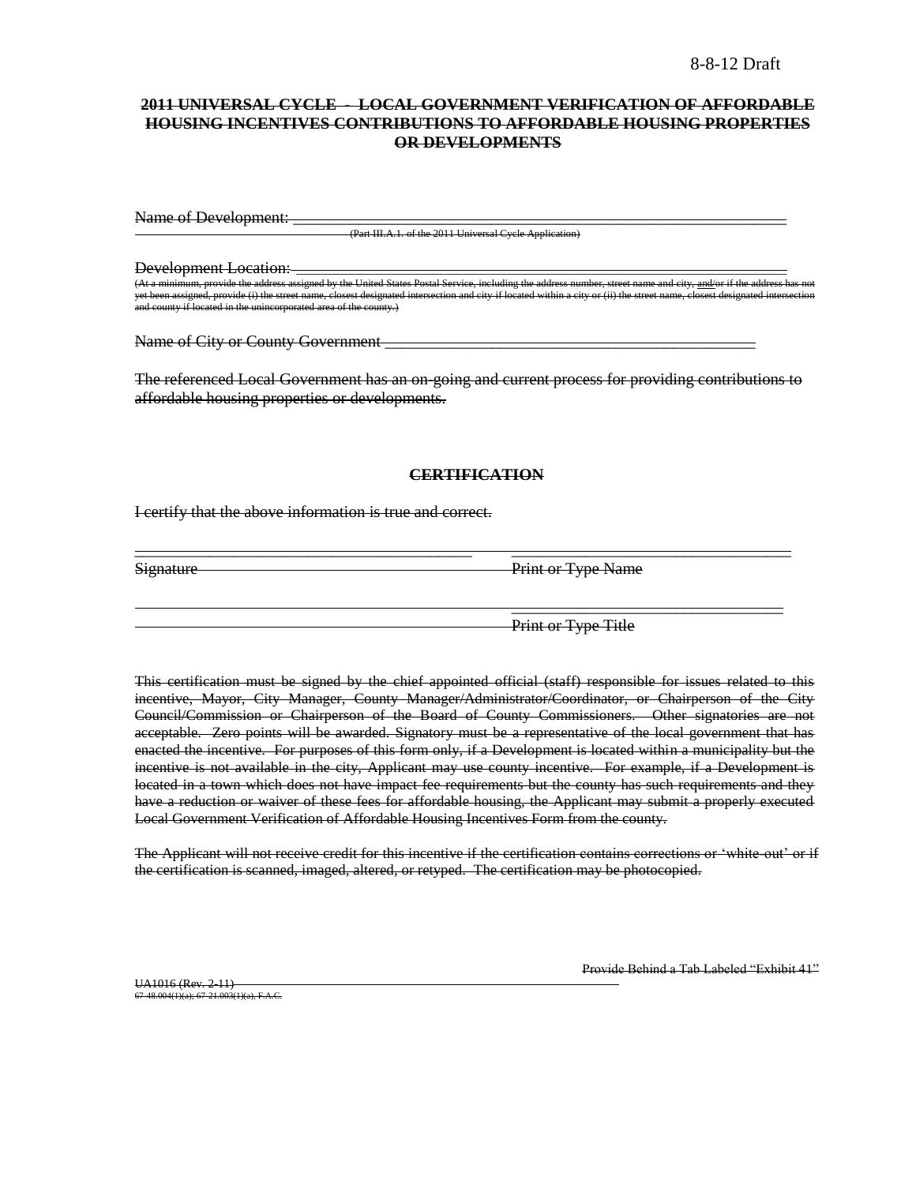8-8-12 Draft

~~**2011 UNIVERSAL CYCLE - LOCAL GOVERNMENT VERIFICATION OF AFFORDABLE HOUSING INCENTIVES CONTRIBUTIONS TO AFFORDABLE HOUSING PROPERTIES OR DEVELOPMENTS**~~

~~Name of Development:~~ \_\_\_\_\_\_\_\_\_\_\_\_\_\_\_\_\_\_\_\_\_\_\_\_\_\_\_\_\_\_\_\_\_\_\_\_\_\_\_\_\_\_\_\_\_\_\_\_\_\_\_\_\_\_\_\_\_\_\_\_\_\_\_\_
~~(Part III.A.1. of the 2011 Universal Cycle Application)~~

~~Development Location:~~ \_\_\_\_\_\_\_\_\_\_\_\_\_\_\_\_\_\_\_\_\_\_\_\_\_\_\_\_\_\_\_\_\_\_\_\_\_\_\_\_\_\_\_\_\_\_\_\_\_\_\_\_\_\_\_\_\_\_\_\_\_\_\_
~~(At a minimum, provide the address assigned by the United States Postal Service, including the address number, street name and city, and/or if the address has not yet been assigned, provide (i) the street name, closest designated intersection and city if located within a city or (ii) the street name, closest designated intersection and county if located in the unincorporated area of the county.)~~

~~Name of City or County Government~~ \_\_\_\_\_\_\_\_\_\_\_\_\_\_\_\_\_\_\_\_\_\_\_\_\_\_\_\_\_\_\_\_\_\_\_\_\_\_\_\_\_\_\_\_\_\_\_\_

~~The referenced Local Government has an on-going and current process for providing contributions to affordable housing properties or developments.~~

~~**CERTIFICATION**~~

~~I certify that the above information is true and correct.~~

\_\_\_\_\_\_\_\_\_\_\_\_\_\_\_\_\_\_\_\_\_\_\_\_\_\_\_\_\_\_\_\_\_\_\_\_\_\_\_\_ \_\_\_\_\_\_\_\_\_\_\_\_\_\_\_\_\_\_\_\_\_\_\_\_\_\_\_\_\_\_\_\_\_\_\_\_
~~Signature~~ ~~Print or Type Name~~

\_\_\_\_\_\_\_\_\_\_\_\_\_\_\_\_\_\_\_\_\_\_\_\_\_\_\_\_\_\_\_\_\_\_\_\_
~~Print or Type Title~~

~~This certification must be signed by the chief appointed official (staff) responsible for issues related to this incentive, Mayor, City Manager, County Manager/Administrator/Coordinator, or Chairperson of the City Council/Commission or Chairperson of the Board of County Commissioners. Other signatories are not acceptable. Zero points will be awarded. Signatory must be a representative of the local government that has enacted the incentive. For purposes of this form only, if a Development is located within a municipality but the incentive is not available in the city, Applicant may use county incentive. For example, if a Development is located in a town which does not have impact fee requirements but the county has such requirements and they have a reduction or waiver of these fees for affordable housing, the Applicant may submit a properly executed Local Government Verification of Affordable Housing Incentives Form from the county.~~

~~The Applicant will not receive credit for this incentive if the certification contains corrections or 'white-out' or if the certification is scanned, imaged, altered, or retyped. The certification may be photocopied.~~

~~Provide Behind a Tab Labeled "Exhibit 41"~~

~~UA1016 (Rev. 2-11)~~
~~67-48.004(1)(a); 67-21.003(1)(a), F.A.C.~~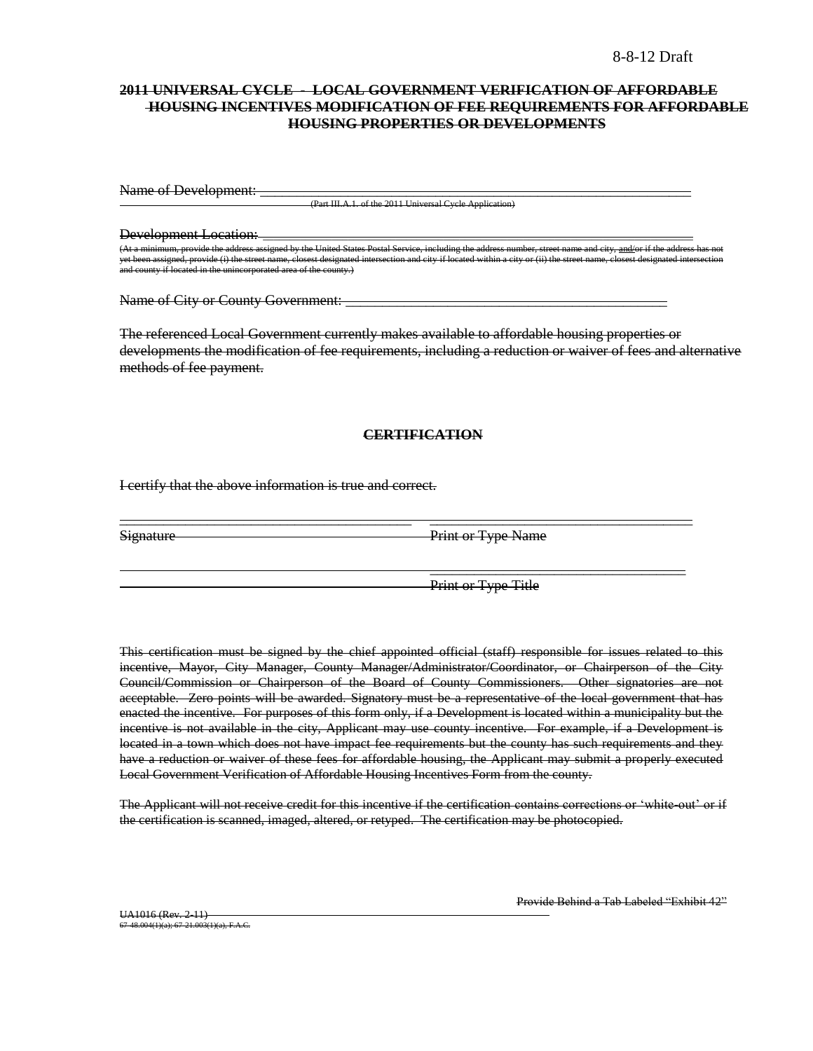8-8-12 Draft

**~~2011 UNIVERSAL CYCLE - LOCAL GOVERNMENT VERIFICATION OF AFFORDABLE HOUSING INCENTIVES MODIFICATION OF FEE REQUIREMENTS FOR AFFORDABLE HOUSING PROPERTIES OR DEVELOPMENTS~~**

~~Name of Development: ___________________________________________________~~

~~(Part III.A.1. of the 2011 Universal Cycle Application)~~

~~Development Location: ___________________________________________________~~

~~(At a minimum, provide the address assigned by the United States Postal Service, including the address number, street name and city, and/or if the address has not yet been assigned, provide (i) the street name, closest designated intersection and city if located within a city or (ii) the street name, closest designated intersection and county if located in the unincorporated area of the county.)~~

~~Name of City or County Government: ____________________________________~~

~~The referenced Local Government currently makes available to affordable housing properties or developments the modification of fee requirements, including a reduction or waiver of fees and alternative methods of fee payment.~~

**~~CERTIFICATION~~**

~~I certify that the above information is true and correct.~~

| | |
|---|---|
| ~~Signature~~ | ~~Print or Type Name~~ |
| | ~~Print or Type Title~~ |

~~This certification must be signed by the chief appointed official (staff) responsible for issues related to this incentive, Mayor, City Manager, County Manager/Administrator/Coordinator, or Chairperson of the City Council/Commission or Chairperson of the Board of County Commissioners. Other signatories are not acceptable. Zero points will be awarded. Signatory must be a representative of the local government that has enacted the incentive. For purposes of this form only, if a Development is located within a municipality but the incentive is not available in the city, Applicant may use county incentive. For example, if a Development is located in a town which does not have impact fee requirements but the county has such requirements and they have a reduction or waiver of these fees for affordable housing, the Applicant may submit a properly executed Local Government Verification of Affordable Housing Incentives Form from the county.~~

~~The Applicant will not receive credit for this incentive if the certification contains corrections or 'white-out' or if the certification is scanned, imaged, altered, or retyped. The certification may be photocopied.~~

~~Provide Behind a Tab Labeled "Exhibit 42"~~

~~UA1016 (Rev. 2-11)~~
~~67-48.004(1)(a); 67-21.003(1)(a), F.A.C.~~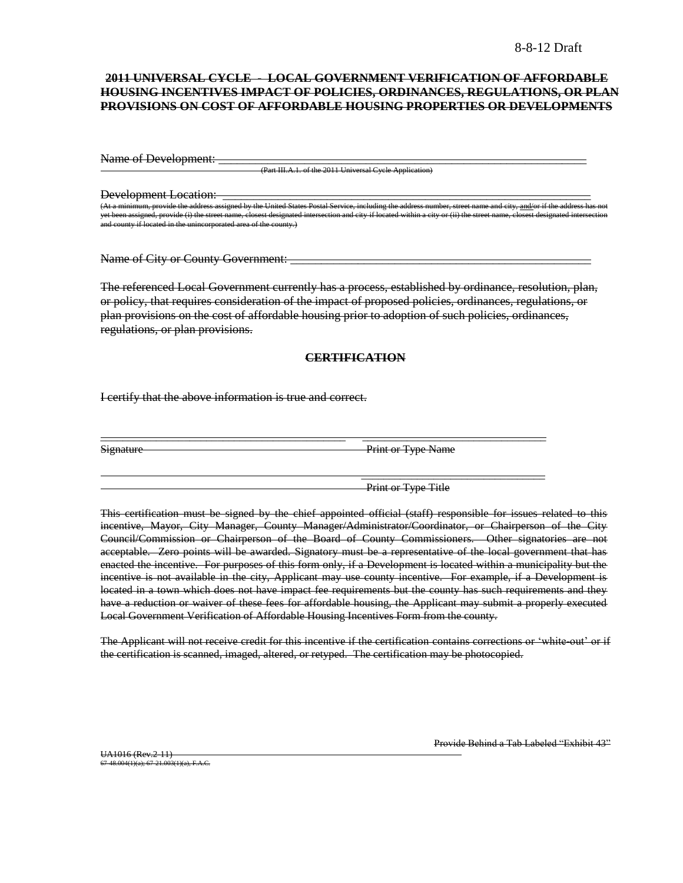8-8-12 Draft

~~**2011 UNIVERSAL CYCLE - LOCAL GOVERNMENT VERIFICATION OF AFFORDABLE HOUSING INCENTIVES IMPACT OF POLICIES, ORDINANCES, REGULATIONS, OR PLAN PROVISIONS ON COST OF AFFORDABLE HOUSING PROPERTIES OR DEVELOPMENTS**~~

~~Name of Development:~~ ______________________________________________________________

~~(Part III.A.1. of the 2011 Universal Cycle Application)~~

~~Development Location:~~ ______________________________________________________________

~~(At a minimum, provide the address assigned by the United States Postal Service, including the address number, street name and city, and/or if the address has not yet been assigned, provide (i) the street name, closest designated intersection and city if located within a city or (ii) the street name, closest designated intersection and county if located in the unincorporated area of the county.)~~

~~Name of City or County Government:~~ ______________________________________________

~~The referenced Local Government currently has a process, established by ordinance, resolution, plan, or policy, that requires consideration of the impact of proposed policies, ordinances, regulations, or plan provisions on the cost of affordable housing prior to adoption of such policies, ordinances, regulations, or plan provisions.~~

~~**CERTIFICATION**~~

~~I certify that the above information is true and correct.~~

_______________________________________ _______________________________

~~Signature~~ ~~Print or Type Name~~

_______________________________

~~Print or Type Title~~

~~This certification must be signed by the chief appointed official (staff) responsible for issues related to this incentive, Mayor, City Manager, County Manager/Administrator/Coordinator, or Chairperson of the City Council/Commission or Chairperson of the Board of County Commissioners. Other signatories are not acceptable. Zero points will be awarded. Signatory must be a representative of the local government that has enacted the incentive. For purposes of this form only, if a Development is located within a municipality but the incentive is not available in the city, Applicant may use county incentive. For example, if a Development is located in a town which does not have impact fee requirements but the county has such requirements and they have a reduction or waiver of these fees for affordable housing, the Applicant may submit a properly executed Local Government Verification of Affordable Housing Incentives Form from the county.~~

~~The Applicant will not receive credit for this incentive if the certification contains corrections or 'white-out' or if the certification is scanned, imaged, altered, or retyped. The certification may be photocopied.~~

~~Provide Behind a Tab Labeled "Exhibit 43"~~

~~UA1016 (Rev.2-11)~~
~~67-48.004(1)(a); 67-21.003(1)(a), F.A.C.~~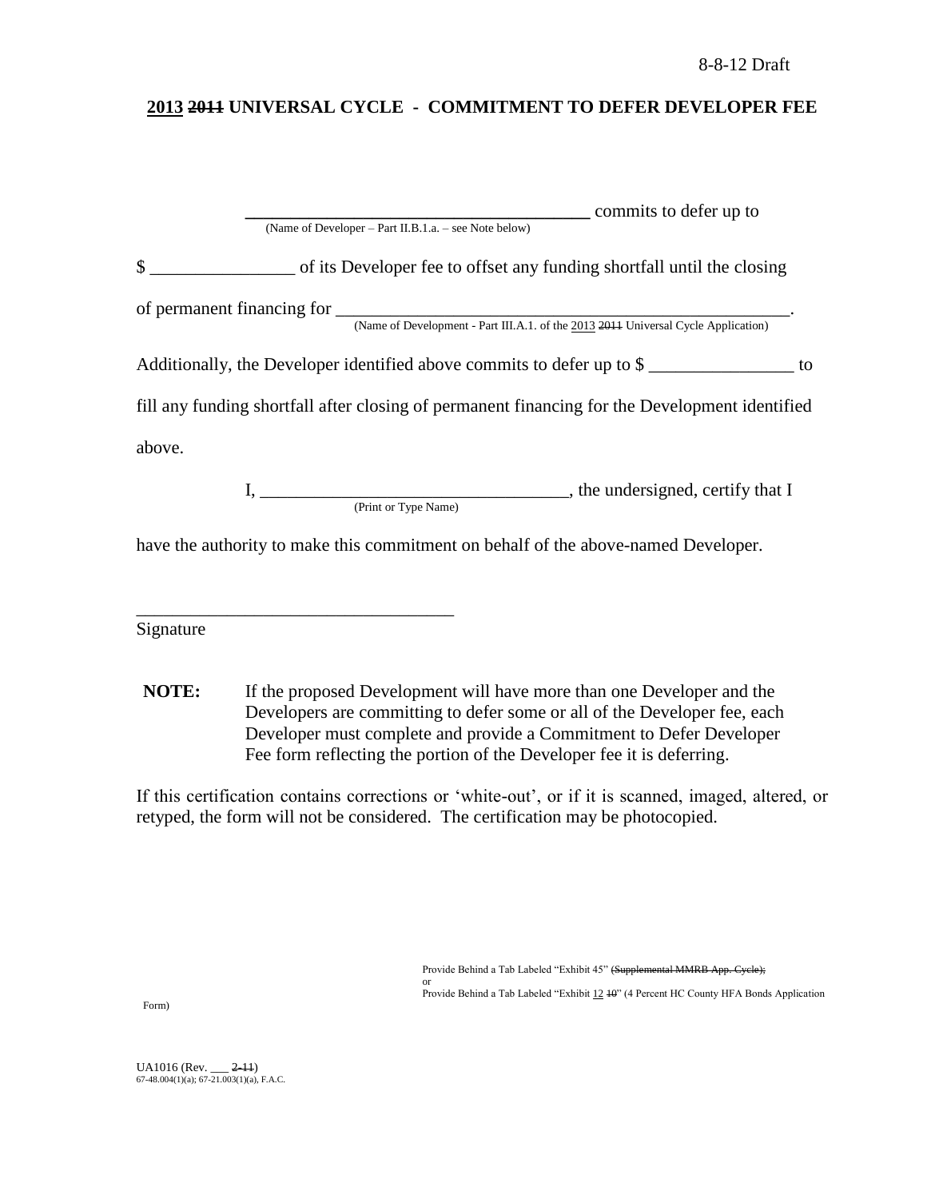8-8-12 Draft

**2013 ~~2011~~ UNIVERSAL CYCLE - COMMITMENT TO DEFER DEVELOPER FEE**

\_\_\_\_\_\_\_\_\_\_\_\_\_\_\_\_\_\_\_\_\_\_\_\_\_\_\_\_\_\_\_\_\_\_\_\_\_\_\_\_ commits to defer up to
(Name of Developer – Part II.B.1.a. – see Note below)

$ \_\_\_\_\_\_\_\_\_\_\_\_\_\_\_\_ of its Developer fee to offset any funding shortfall until the closing of permanent financing for \_\_\_\_\_\_\_\_\_\_\_\_\_\_\_\_\_\_\_\_\_\_\_\_\_\_\_\_\_\_\_\_\_\_\_\_\_\_\_\_\_\_\_\_\_\_\_\_\_\_.
(Name of Development - Part III.A.1. of the 2013 ~~2011~~ Universal Cycle Application)

Additionally, the Developer identified above commits to defer up to $ \_\_\_\_\_\_\_\_\_\_\_\_\_\_\_\_ to fill any funding shortfall after closing of permanent financing for the Development identified above.

I, \_\_\_\_\_\_\_\_\_\_\_\_\_\_\_\_\_\_\_\_\_\_\_\_\_\_\_\_\_\_\_\_\_\_\_, the undersigned, certify that I
(Print or Type Name)

have the authority to make this commitment on behalf of the above-named Developer.

\_\_\_\_\_\_\_\_\_\_\_\_\_\_\_\_\_\_\_\_\_\_\_\_\_\_\_\_\_\_\_\_\_\_\_\_
Signature

**NOTE:** If the proposed Development will have more than one Developer and the Developers are committing to defer some or all of the Developer fee, each Developer must complete and provide a Commitment to Defer Developer Fee form reflecting the portion of the Developer fee it is deferring.

If this certification contains corrections or 'white-out', or if it is scanned, imaged, altered, or retyped, the form will not be considered. The certification may be photocopied.

Provide Behind a Tab Labeled "Exhibit 45" ~~(Supplemental MMRB App. Cycle);~~
or
Provide Behind a Tab Labeled "Exhibit 12 ~~10~~" (4 Percent HC County HFA Bonds Application Form)

UA1016 (Rev. \_\_\_ ~~2-11~~)
67-48.004(1)(a); 67-21.003(1)(a), F.A.C.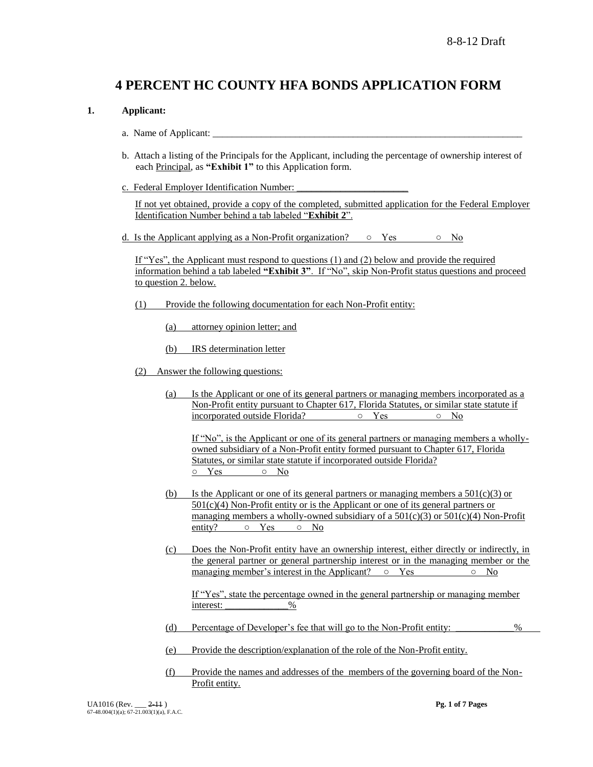8-8-12 Draft

# 4 PERCENT HC COUNTY HFA BONDS APPLICATION FORM

**1. Applicant:**

a. Name of Applicant: ____________________________________________________________________

b. Attach a listing of the Principals for the Applicant, including the percentage of ownership interest of each Principal, as **"Exhibit 1"** to this Application form.

c. Federal Employer Identification Number: ______________________

If not yet obtained, provide a copy of the completed, submitted application for the Federal Employer Identification Number behind a tab labeled "**Exhibit 2**".

d. Is the Applicant applying as a Non-Profit organization? ○ Yes ○ No

If "Yes", the Applicant must respond to questions (1) and (2) below and provide the required information behind a tab labeled **"Exhibit 3"**. If "No", skip Non-Profit status questions and proceed to question 2. below.

(1) Provide the following documentation for each Non-Profit entity:

(a) attorney opinion letter; and

(b) IRS determination letter

(2) Answer the following questions:

(a) Is the Applicant or one of its general partners or managing members incorporated as a Non-Profit entity pursuant to Chapter 617, Florida Statutes, or similar state statute if incorporated outside Florida? ○ Yes ○ No

If "No", is the Applicant or one of its general partners or managing members a wholly-owned subsidiary of a Non-Profit entity formed pursuant to Chapter 617, Florida Statutes, or similar state statute if incorporated outside Florida?
○ Yes ○ No

(b) Is the Applicant or one of its general partners or managing members a 501(c)(3) or 501(c)(4) Non-Profit entity or is the Applicant or one of its general partners or managing members a wholly-owned subsidiary of a 501(c)(3) or 501(c)(4) Non-Profit entity? ○ Yes ○ No

(c) Does the Non-Profit entity have an ownership interest, either directly or indirectly, in the general partner or general partnership interest or in the managing member or the managing member's interest in the Applicant? ○ Yes ○ No

If "Yes", state the percentage owned in the general partnership or managing member interest: _____________%

(d) Percentage of Developer's fee that will go to the Non-Profit entity: ____________%

(e) Provide the description/explanation of the role of the Non-Profit entity.

(f) Provide the names and addresses of the members of the governing board of the Non-Profit entity.

UA1016 (Rev. ___ ~~2-11~~ )
67-48.004(1)(a); 67-21.003(1)(a), F.A.C.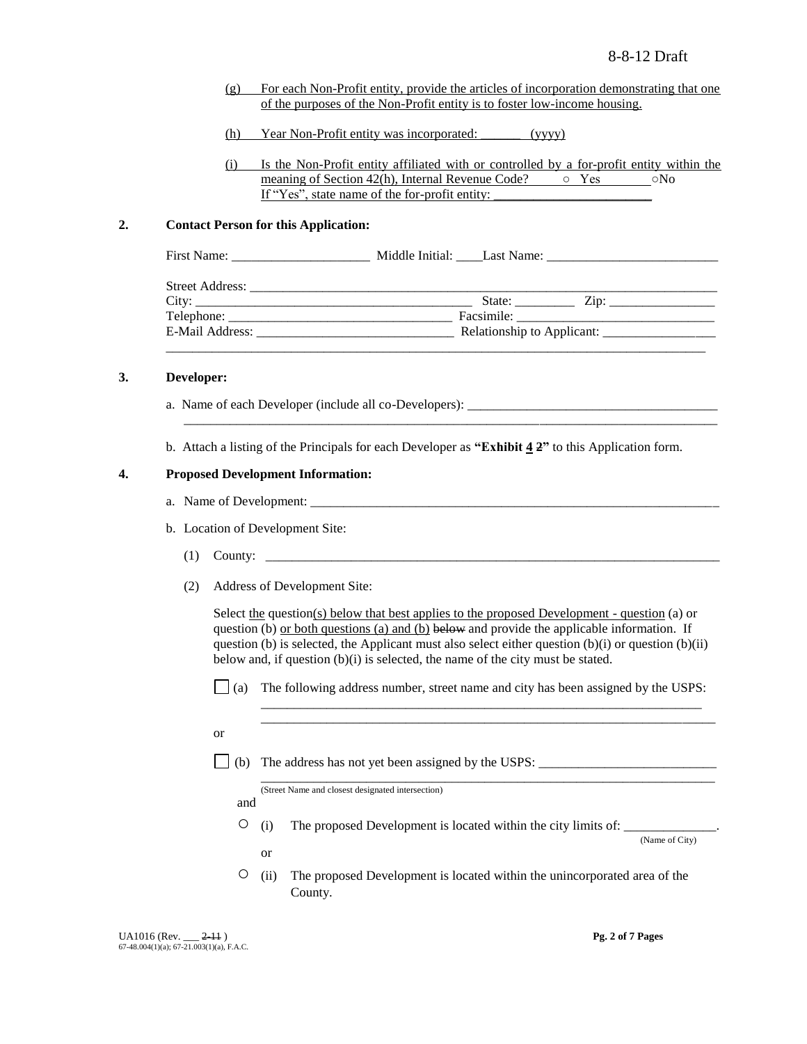(g) For each Non-Profit entity, provide the articles of incorporation demonstrating that one of the purposes of the Non-Profit entity is to foster low-income housing.

(h) Year Non-Profit entity was incorporated: ______ (yyyy)

(i) Is the Non-Profit entity affiliated with or controlled by a for-profit entity within the meaning of Section 42(h), Internal Revenue Code? ○ Yes ○No
If "Yes", state name of the for-profit entity: ________________________

**2. Contact Person for this Application:**

First Name: _____________________ Middle Initial: ____Last Name: __________________________

Street Address: ______________________________________________________________________
City: ___________________________________________ State: _________ Zip: ________________
Telephone: _________________________________ Facsimile: _____________________________
E-Mail Address: _____________________________ Relationship to Applicant: _________________
_____________________________________________________________________________________

**3. Developer:**

a. Name of each Developer (include all co-Developers): ______________________________________
_____________________________________________________________________________________

b. Attach a listing of the Principals for each Developer as **"Exhibit ~~2~~ 4"** to this Application form.

**4. Proposed Development Information:**

a. Name of Development: ________________________________________________________________

b. Location of Development Site:

(1) County: _________________________________________________________________________

(2) Address of Development Site:

Select the question(s) below that best applies to the proposed Development - question (a) or question (b) or both questions (a) and (b) ~~below~~ and provide the applicable information. If question (b) is selected, the Applicant must also select either question (b)(i) or question (b)(ii) below and, if question (b)(i) is selected, the name of the city must be stated.

☐ (a) The following address number, street name and city has been assigned by the USPS:
_____________________________________________________________________
_____________________________________________________________________

or

☐ (b) The address has not yet been assigned by the USPS: ___________________________
_____________________________________________________________________
(Street Name and closest designated intersection)

and

○ (i) The proposed Development is located within the city limits of: ______________.
(Name of City)

or

○ (ii) The proposed Development is located within the unincorporated area of the County.

UA1016 (Rev. ___ ~~2-11~~ )
67-48.004(1)(a); 67-21.003(1)(a), F.A.C.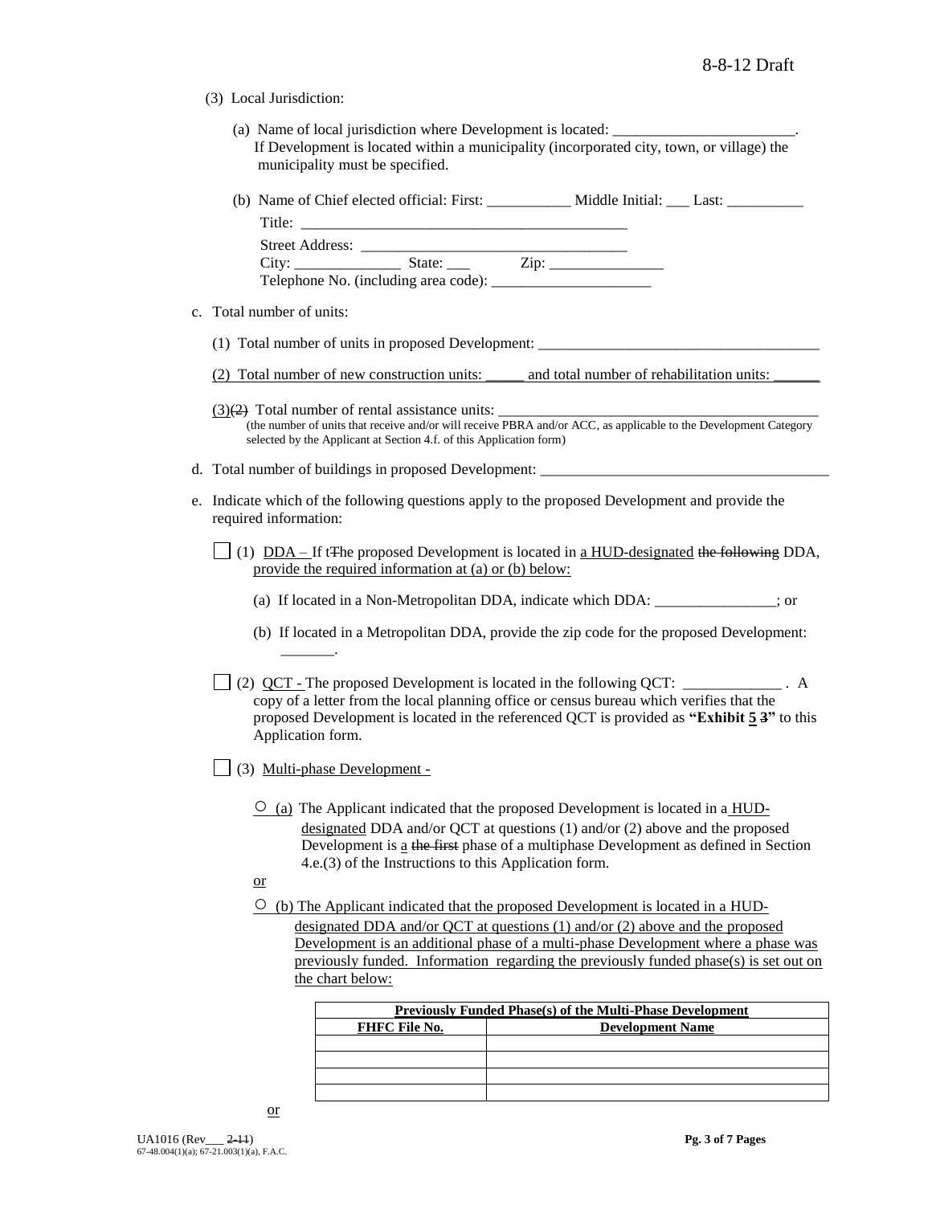(3) Local Jurisdiction:

(a) Name of local jurisdiction where Development is located: ________________________.
If Development is located within a municipality (incorporated city, town, or village) the municipality must be specified.

(b) Name of Chief elected official: First: ___________ Middle Initial: ___ Last: __________
Title: ___________________________________________
Street Address: ___________________________________
City: ______________ State: ___ Zip: _______________
Telephone No. (including area code): _____________________

c. Total number of units:

(1) Total number of units in proposed Development: _____________________________________

(2) Total number of new construction units: _____ and total number of rehabilitation units: ______

(3)~~(2)~~ Total number of rental assistance units: ___________________________________________
(the number of units that receive and/or will receive PBRA and/or ACC, as applicable to the Development Category selected by the Applicant at Section 4.f. of this Application form)

d. Total number of buildings in proposed Development: ______________________________________

e. Indicate which of the following questions apply to the proposed Development and provide the required information:

☐ (1) DDA – If t~~T~~he proposed Development is located in a HUD-designated ~~the following~~ DDA, provide the required information at (a) or (b) below:

(a) If located in a Non-Metropolitan DDA, indicate which DDA: ________________; or

(b) If located in a Metropolitan DDA, provide the zip code for the proposed Development: _______.

☐ (2) QCT - The proposed Development is located in the following QCT: _____________ . A copy of a letter from the local planning office or census bureau which verifies that the proposed Development is located in the referenced QCT is provided as **"Exhibit 5 ~~3~~"** to this Application form.

☐ (3) Multi-phase Development -

○ (a) The Applicant indicated that the proposed Development is located in a HUD-designated DDA and/or QCT at questions (1) and/or (2) above and the proposed Development is a ~~the first~~ phase of a multiphase Development as defined in Section 4.e.(3) of the Instructions to this Application form.

or

○ (b) The Applicant indicated that the proposed Development is located in a HUD-designated DDA and/or QCT at questions (1) and/or (2) above and the proposed Development is an additional phase of a multi-phase Development where a phase was previously funded. Information regarding the previously funded phase(s) is set out on the chart below:

| **Previously Funded Phase(s) of the Multi-Phase Development** | |
|---|---|
| **FHFC File No.** | **Development Name** |
| | |
| | |
| | |
| | |

or

UA1016 (Rev___ ~~2-11~~)
67-48.004(1)(a); 67-21.003(1)(a), F.A.C.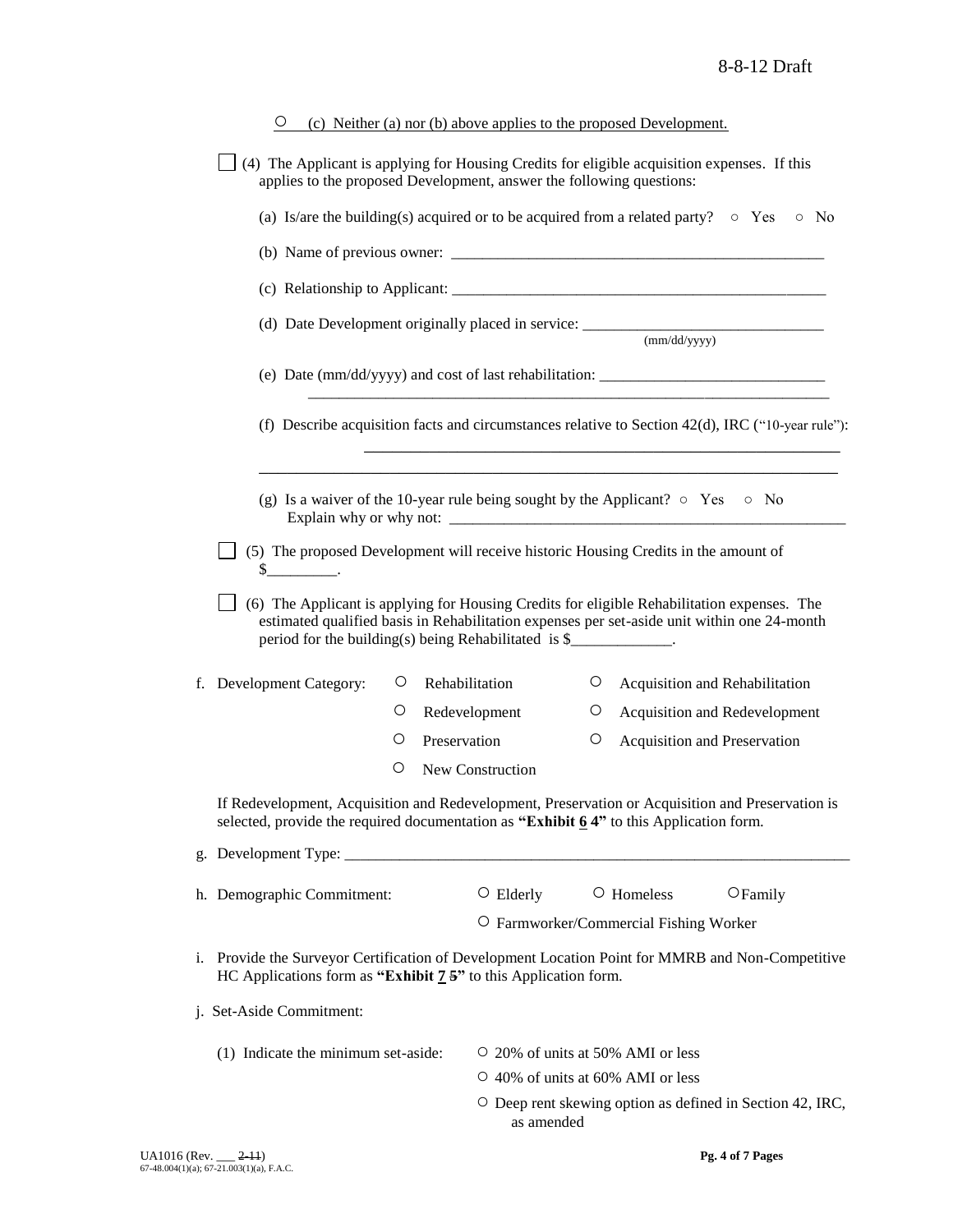○ (c) Neither (a) nor (b) above applies to the proposed Development.

☐ (4) The Applicant is applying for Housing Credits for eligible acquisition expenses. If this applies to the proposed Development, answer the following questions:

(a) Is/are the building(s) acquired or to be acquired from a related party? ○ Yes ○ No

(b) Name of previous owner: ________________________________________________

(c) Relationship to Applicant: ________________________________________________

(d) Date Development originally placed in service: ______________________________
(mm/dd/yyyy)

(e) Date (mm/dd/yyyy) and cost of last rehabilitation: ____________________________
________________________________________________________________

(f) Describe acquisition facts and circumstances relative to Section 42(d), IRC ("10-year rule"):
________________________________________________________________
________________________________________________________________

(g) Is a waiver of the 10-year rule being sought by the Applicant? ○ Yes ○ No
Explain why or why not: ________________________________________________

☐ (5) The proposed Development will receive historic Housing Credits in the amount of $_________.

☐ (6) The Applicant is applying for Housing Credits for eligible Rehabilitation expenses. The estimated qualified basis in Rehabilitation expenses per set-aside unit within one 24-month period for the building(s) being Rehabilitated is $_____________.

f. Development Category:
- ○ Rehabilitation
- ○ Acquisition and Rehabilitation
- ○ Redevelopment
- ○ Acquisition and Redevelopment
- ○ Preservation
- ○ Acquisition and Preservation
- ○ New Construction

If Redevelopment, Acquisition and Redevelopment, Preservation or Acquisition and Preservation is selected, provide the required documentation as **"Exhibit 6 ~~4~~"** to this Application form.

g. Development Type: ________________________________________________________________

h. Demographic Commitment: ○ Elderly ○ Homeless ○ Family
○ Farmworker/Commercial Fishing Worker

i. Provide the Surveyor Certification of Development Location Point for MMRB and Non-Competitive HC Applications form as **"Exhibit 7 ~~5~~"** to this Application form.

j. Set-Aside Commitment:

(1) Indicate the minimum set-aside:
- ○ 20% of units at 50% AMI or less
- ○ 40% of units at 60% AMI or less
- ○ Deep rent skewing option as defined in Section 42, IRC, as amended

UA1016 (Rev. ___ ~~2-11~~)
67-48.004(1)(a); 67-21.003(1)(a), F.A.C.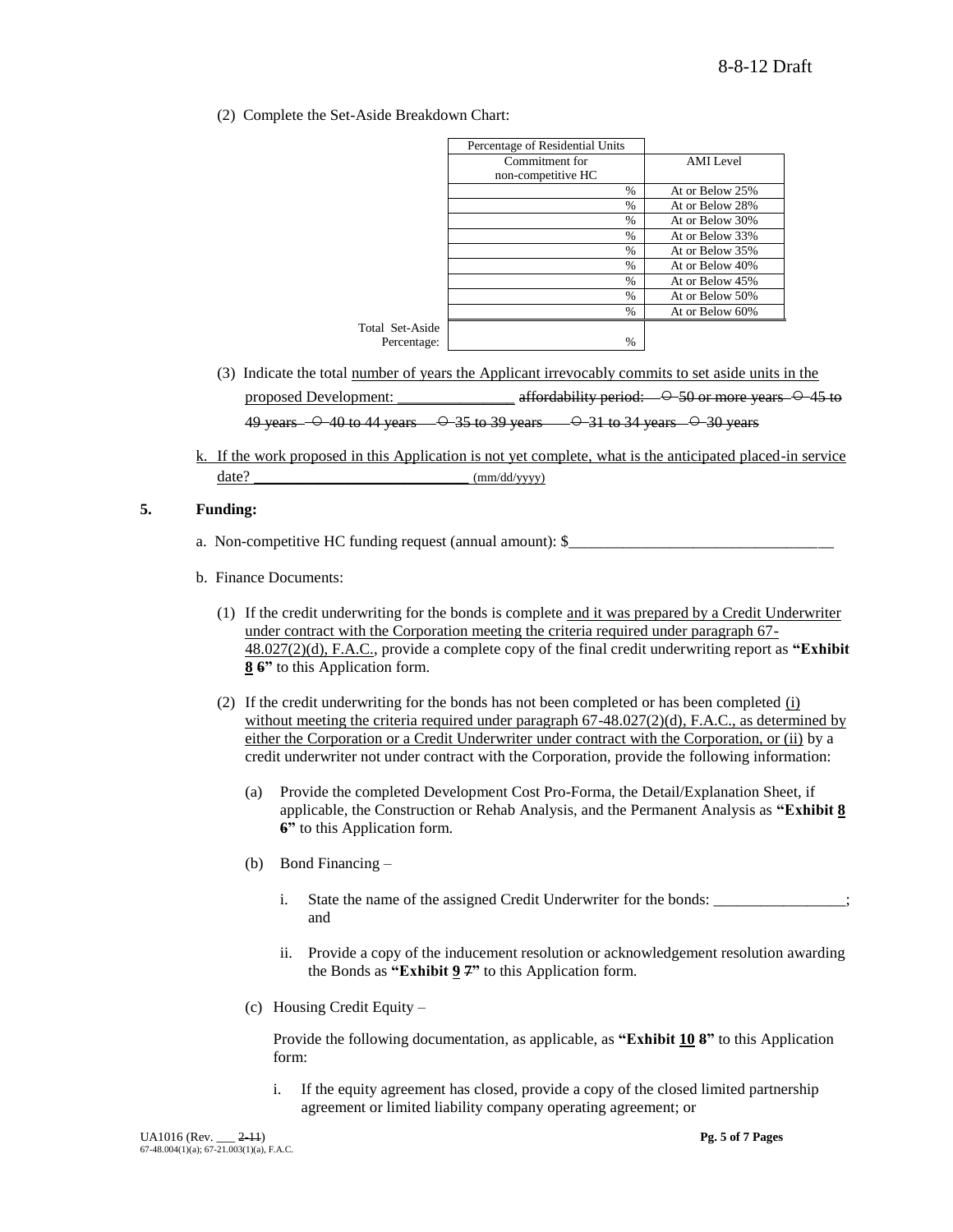(2) Complete the Set-Aside Breakdown Chart:

| | Percentage of Residential Units Commitment for non-competitive HC | AMI Level |
|---|---|---|
| | % | At or Below 25% |
| | % | At or Below 28% |
| | % | At or Below 30% |
| | % | At or Below 33% |
| | % | At or Below 35% |
| | % | At or Below 40% |
| | % | At or Below 45% |
| | % | At or Below 50% |
| | % | At or Below 60% |
| Total Set-Aside Percentage: | % | |

(3) Indicate the total <u>number of years the Applicant irrevocably commits to set aside units in the proposed Development: _______________</u> ~~affordability period: ○ 50 or more years ○ 45 to 49 years ○ 40 to 44 years ○ 35 to 39 years ○ 31 to 34 years ○ 30 years~~

<u>k. If the work proposed in this Application is not yet complete, what is the anticipated placed-in service date? ____________________________ (mm/dd/yyyy)</u>

**5. Funding:**

a. Non-competitive HC funding request (annual amount): $_________________________________

b. Finance Documents:

(1) If the credit underwriting for the bonds is complete <u>and it was prepared by a Credit Underwriter under contract with the Corporation meeting the criteria required under paragraph 67-48.027(2)(d), F.A.C.</u>, provide a complete copy of the final credit underwriting report as **"Exhibit <u>8</u> ~~6~~"** to this Application form.

(2) If the credit underwriting for the bonds has not been completed or has been completed <u>(i) without meeting the criteria required under paragraph 67-48.027(2)(d), F.A.C., as determined by either the Corporation or a Credit Underwriter under contract with the Corporation, or (ii)</u> by a credit underwriter not under contract with the Corporation, provide the following information:

(a) Provide the completed Development Cost Pro-Forma, the Detail/Explanation Sheet, if applicable, the Construction or Rehab Analysis, and the Permanent Analysis as **"Exhibit <u>8</u> ~~6~~"** to this Application form.

(b) Bond Financing –

i. State the name of the assigned Credit Underwriter for the bonds: _________________; and

ii. Provide a copy of the inducement resolution or acknowledgement resolution awarding the Bonds as **"Exhibit <u>9</u> ~~7~~"** to this Application form.

(c) Housing Credit Equity –

Provide the following documentation, as applicable, as **"Exhibit <u>10</u> ~~8~~"** to this Application form:

i. If the equity agreement has closed, provide a copy of the closed limited partnership agreement or limited liability company operating agreement; or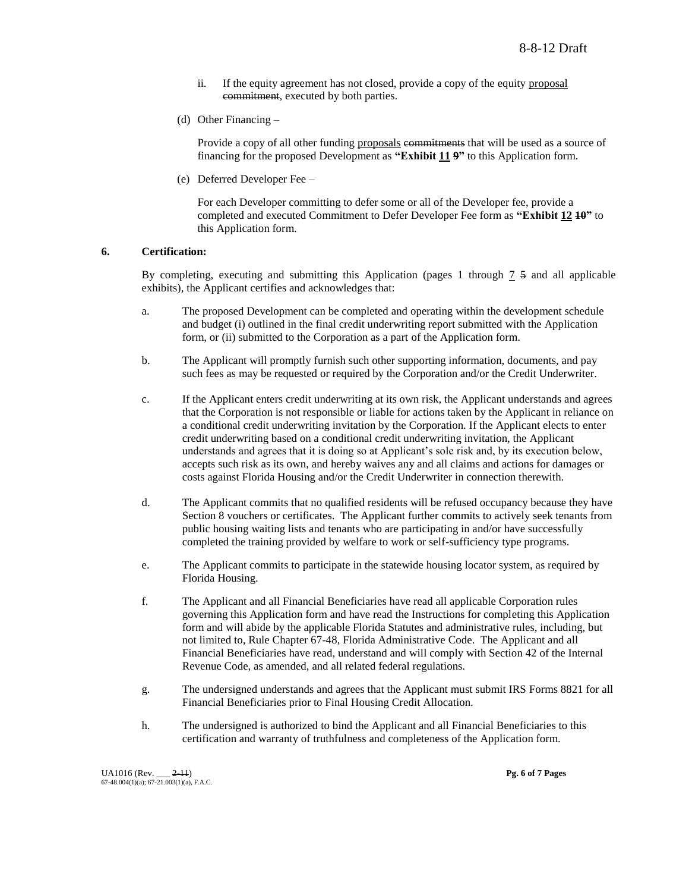ii. If the equity agreement has not closed, provide a copy of the equity <u>proposal</u> ~~commitment~~, executed by both parties.

(d) Other Financing –

Provide a copy of all other funding <u>proposals</u> ~~commitments~~ that will be used as a source of financing for the proposed Development as **"Exhibit <u>11</u> ~~9~~"** to this Application form.

(e) Deferred Developer Fee –

For each Developer committing to defer some or all of the Developer fee, provide a completed and executed Commitment to Defer Developer Fee form as **"Exhibit <u>12</u> ~~10~~"** to this Application form.

**6. Certification:**

By completing, executing and submitting this Application (pages 1 through <u>7</u> ~~5~~ and all applicable exhibits), the Applicant certifies and acknowledges that:

a. The proposed Development can be completed and operating within the development schedule and budget (i) outlined in the final credit underwriting report submitted with the Application form, or (ii) submitted to the Corporation as a part of the Application form.

b. The Applicant will promptly furnish such other supporting information, documents, and pay such fees as may be requested or required by the Corporation and/or the Credit Underwriter.

c. If the Applicant enters credit underwriting at its own risk, the Applicant understands and agrees that the Corporation is not responsible or liable for actions taken by the Applicant in reliance on a conditional credit underwriting invitation by the Corporation. If the Applicant elects to enter credit underwriting based on a conditional credit underwriting invitation, the Applicant understands and agrees that it is doing so at Applicant's sole risk and, by its execution below, accepts such risk as its own, and hereby waives any and all claims and actions for damages or costs against Florida Housing and/or the Credit Underwriter in connection therewith.

d. The Applicant commits that no qualified residents will be refused occupancy because they have Section 8 vouchers or certificates. The Applicant further commits to actively seek tenants from public housing waiting lists and tenants who are participating in and/or have successfully completed the training provided by welfare to work or self-sufficiency type programs.

e. The Applicant commits to participate in the statewide housing locator system, as required by Florida Housing.

f. The Applicant and all Financial Beneficiaries have read all applicable Corporation rules governing this Application form and have read the Instructions for completing this Application form and will abide by the applicable Florida Statutes and administrative rules, including, but not limited to, Rule Chapter 67-48, Florida Administrative Code. The Applicant and all Financial Beneficiaries have read, understand and will comply with Section 42 of the Internal Revenue Code, as amended, and all related federal regulations.

g. The undersigned understands and agrees that the Applicant must submit IRS Forms 8821 for all Financial Beneficiaries prior to Final Housing Credit Allocation.

h. The undersigned is authorized to bind the Applicant and all Financial Beneficiaries to this certification and warranty of truthfulness and completeness of the Application form.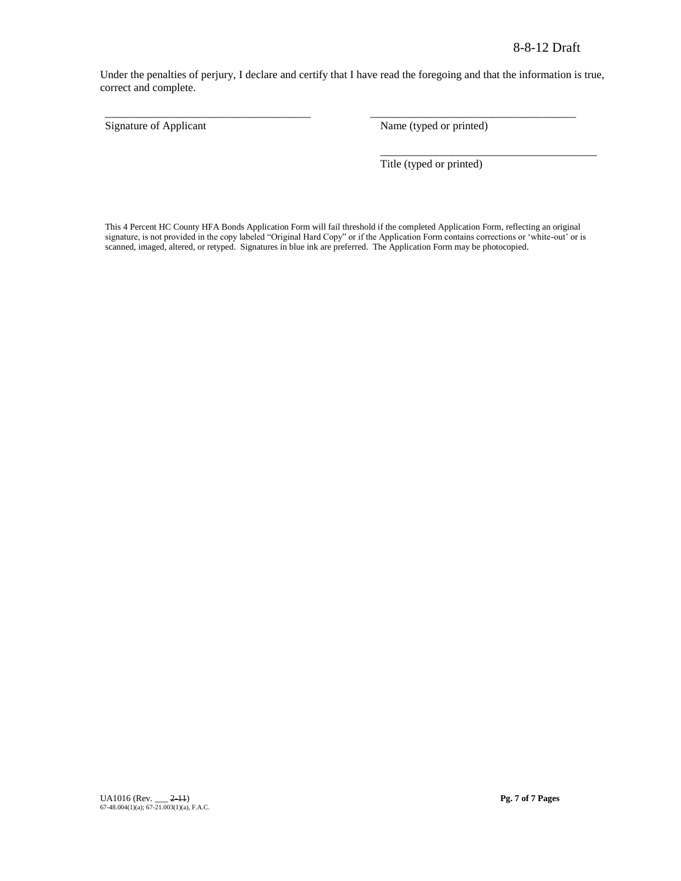Under the penalties of perjury, I declare and certify that I have read the foregoing and that the information is true, correct and complete.

\_\_\_\_\_\_\_\_\_\_\_\_\_\_\_\_\_\_\_\_\_\_\_\_\_\_\_\_\_\_\_\_\_\_\_\_\_
Signature of Applicant

\_\_\_\_\_\_\_\_\_\_\_\_\_\_\_\_\_\_\_\_\_\_\_\_\_\_\_\_\_\_\_\_\_\_\_\_\_
Name (typed or printed)

\_\_\_\_\_\_\_\_\_\_\_\_\_\_\_\_\_\_\_\_\_\_\_\_\_\_\_\_\_\_\_\_\_\_\_\_\_
Title (typed or printed)

This 4 Percent HC County HFA Bonds Application Form will fail threshold if the completed Application Form, reflecting an original signature, is not provided in the copy labeled "Original Hard Copy" or if the Application Form contains corrections or 'white-out' or is scanned, imaged, altered, or retyped. Signatures in blue ink are preferred. The Application Form may be photocopied.